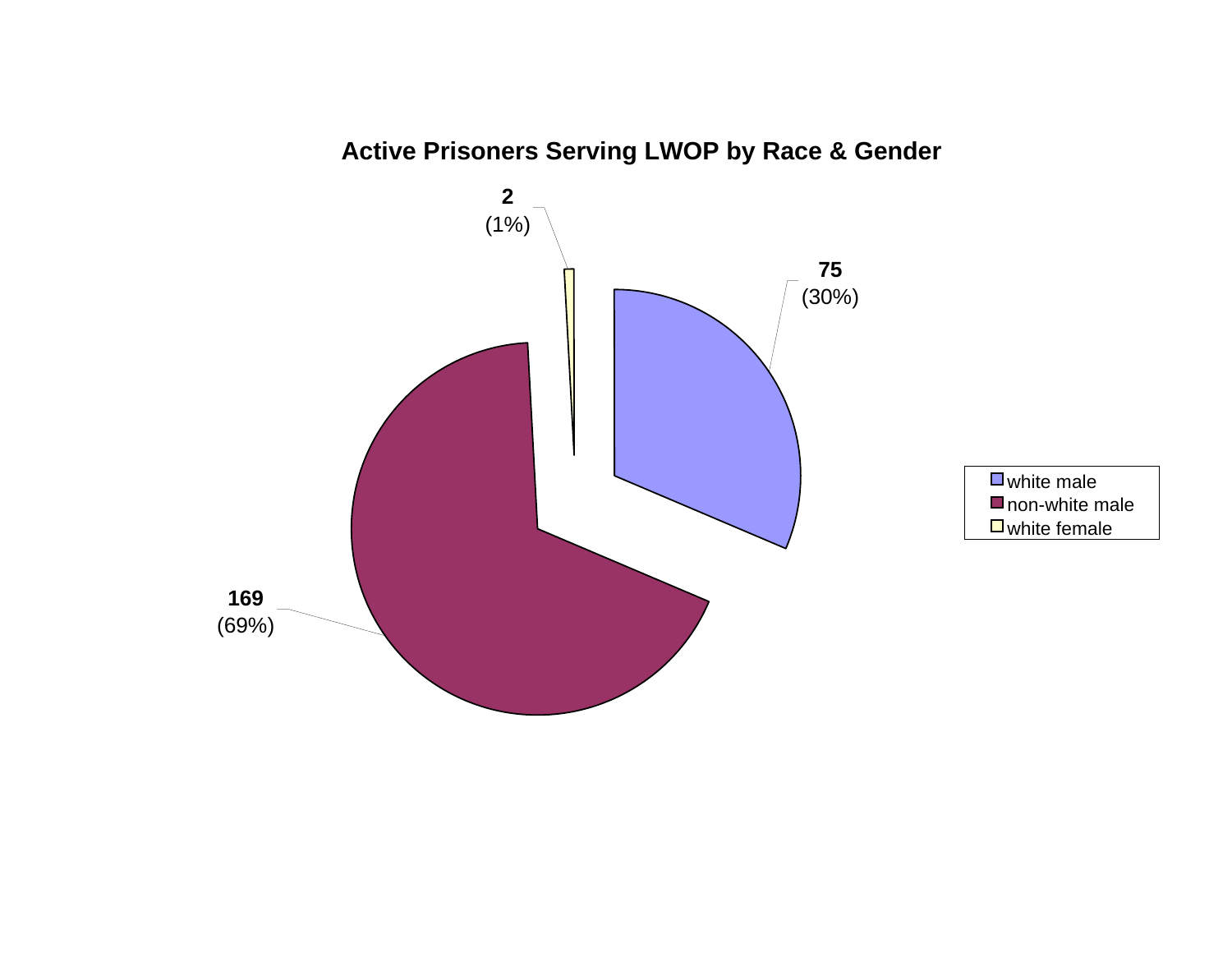## Active Prisoners Serving LWOP by Race & Gender

| Category | Count | Percent |
|---|---|---|
| white male | 75 | (30%) |
| non-white male | 169 | (69%) |
| white female | 2 | (1%) |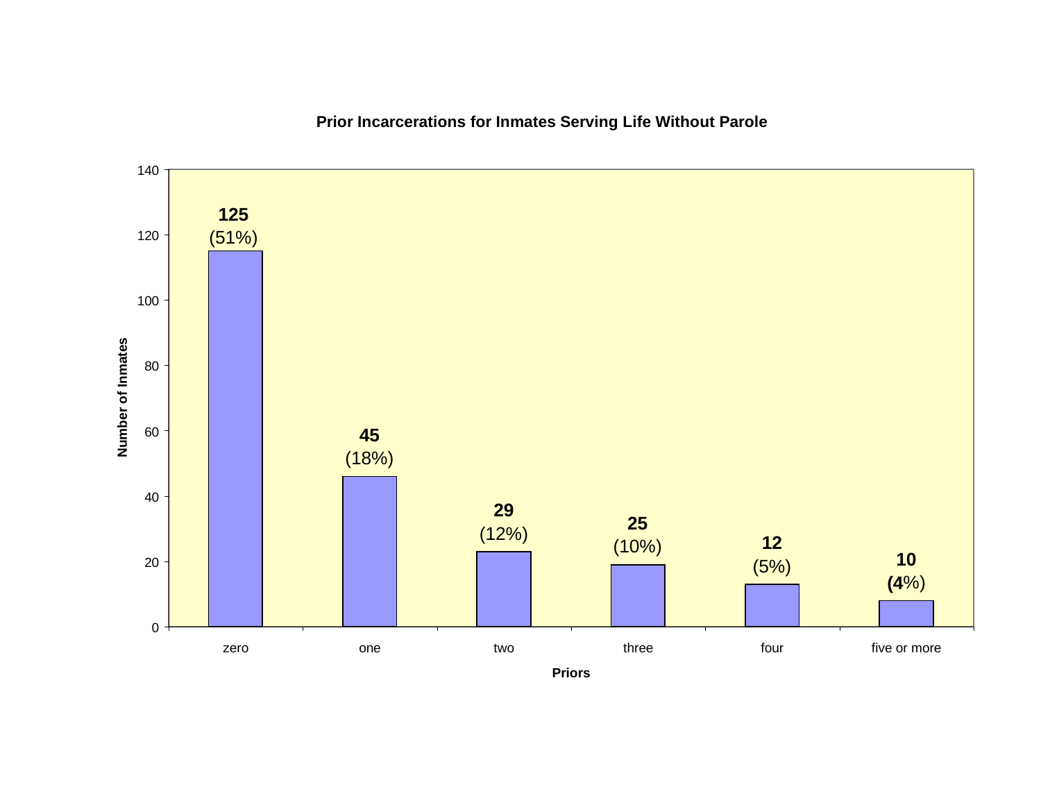**Prior Incarcerations for Inmates Serving Life Without Parole**

| Priors | Number of Inmates | Percent |
|---|---|---|
| zero | 125 | (51%) |
| one | 45 | (18%) |
| two | 29 | (12%) |
| three | 25 | (10%) |
| four | 12 | (5%) |
| five or more | 10 | (4%) |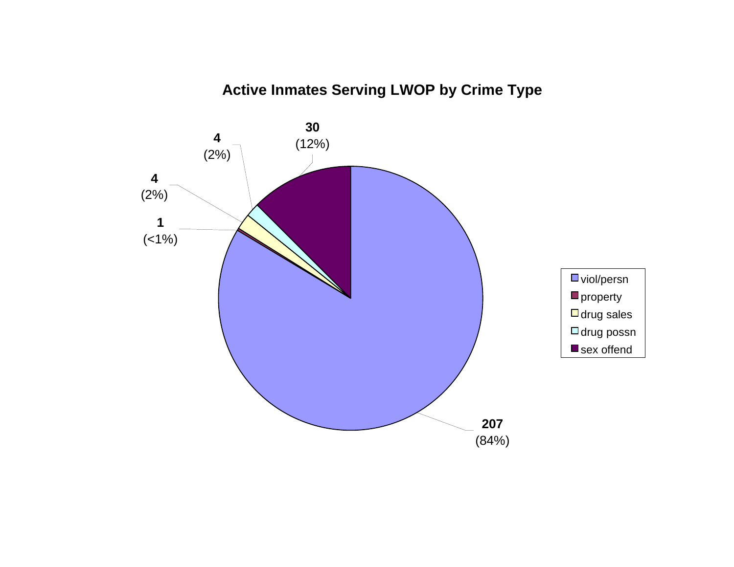# Active Inmates Serving LWOP by Crime Type

| Crime Type | Count | Percent |
|---|---|---|
| viol/persn | 207 | (84%) |
| property | 1 | (<1%) |
| drug sales | 4 | (2%) |
| drug possn | 4 | (2%) |
| sex offend | 30 | (12%) |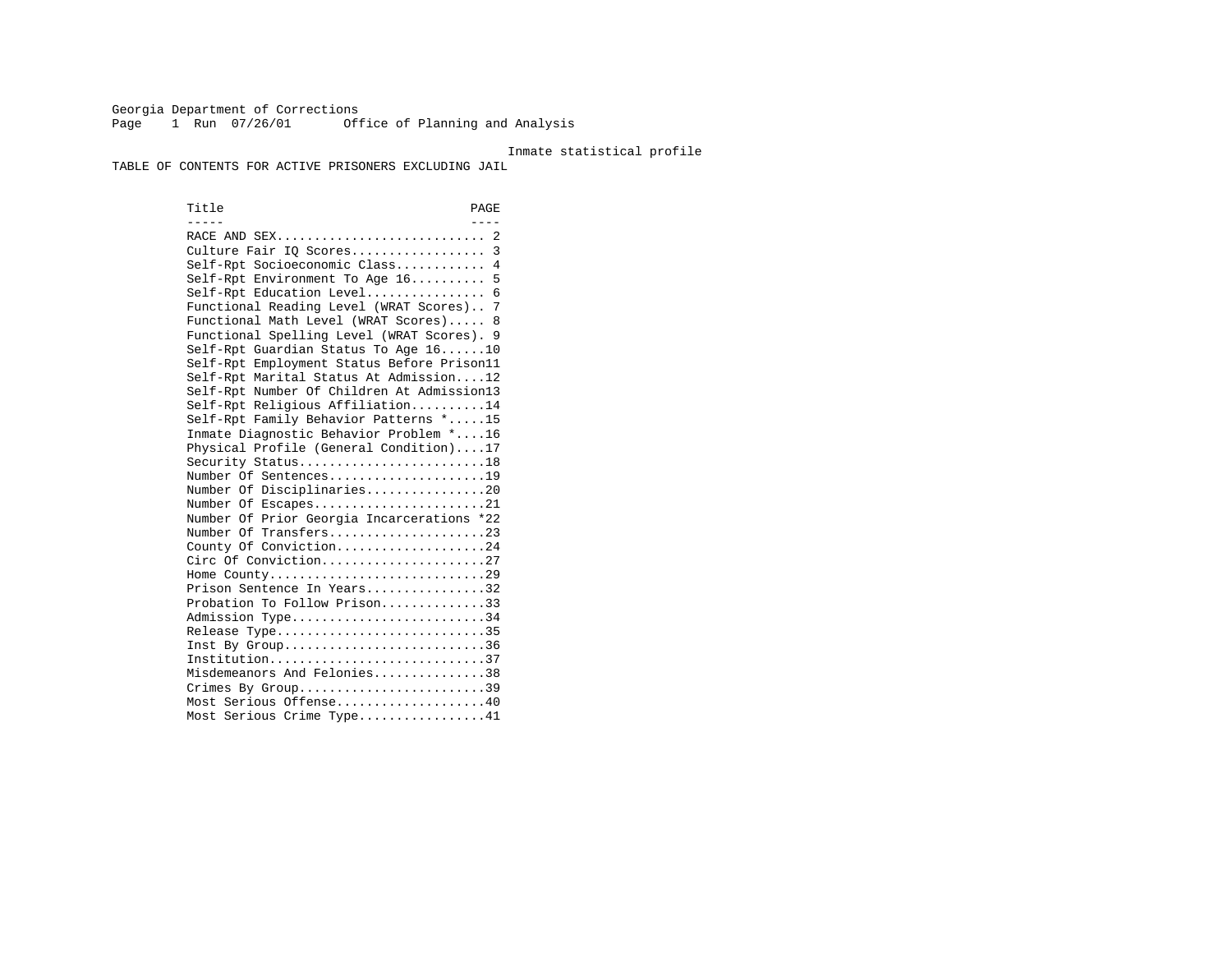Georgia Department of Corrections
Office of Planning and Analysis

Inmate statistical profile

TABLE OF CONTENTS FOR ACTIVE PRISONERS EXCLUDING JAIL

| Title | PAGE |
| --- | --- |
| RACE AND SEX | 2 |
| Culture Fair IQ Scores | 3 |
| Self-Rpt Socioeconomic Class | 4 |
| Self-Rpt Environment To Age 16 | 5 |
| Self-Rpt Education Level | 6 |
| Functional Reading Level (WRAT Scores) | 7 |
| Functional Math Level (WRAT Scores) | 8 |
| Functional Spelling Level (WRAT Scores) | 9 |
| Self-Rpt Guardian Status To Age 16 | 10 |
| Self-Rpt Employment Status Before Prison | 11 |
| Self-Rpt Marital Status At Admission | 12 |
| Self-Rpt Number Of Children At Admission | 13 |
| Self-Rpt Religious Affiliation | 14 |
| Self-Rpt Family Behavior Patterns * | 15 |
| Inmate Diagnostic Behavior Problem * | 16 |
| Physical Profile (General Condition) | 17 |
| Security Status | 18 |
| Number Of Sentences | 19 |
| Number Of Disciplinaries | 20 |
| Number Of Escapes | 21 |
| Number Of Prior Georgia Incarcerations * | 22 |
| Number Of Transfers | 23 |
| County Of Conviction | 24 |
| Circ Of Conviction | 27 |
| Home County | 29 |
| Prison Sentence In Years | 32 |
| Probation To Follow Prison | 33 |
| Admission Type | 34 |
| Release Type | 35 |
| Inst By Group | 36 |
| Institution | 37 |
| Misdemeanors And Felonies | 38 |
| Crimes By Group | 39 |
| Most Serious Offense | 40 |
| Most Serious Crime Type | 41 |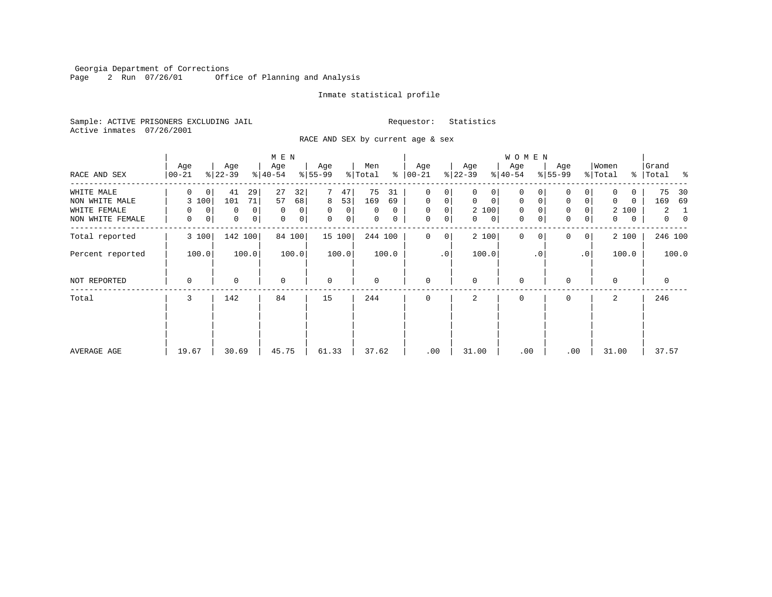Georgia Department of Corrections
Office of Planning and Analysis

Inmate statistical profile

Sample: ACTIVE PRISONERS EXCLUDING JAIL　　Requestor: Statistics
Active inmates 07/26/2001

RACE AND SEX by current age & sex

| RACE AND SEX | MEN Age 00-21 | % | Age 22-39 | % | Age 40-54 | % | Age 55-99 | % | Men Total | % | WOMEN Age 00-21 | % | Age 22-39 | % | Age 40-54 | % | Age 55-99 | % | Women Total | % | Grand Total | % |
|---|---|---|---|---|---|---|---|---|---|---|---|---|---|---|---|---|---|---|---|---|---|---|
| WHITE MALE | 0 | 0 | 41 | 29 | 27 | 32 | 7 | 47 | 75 | 31 | 0 | 0 | 0 | 0 | 0 | 0 | 0 | 0 | 0 | 0 | 75 | 30 |
| NON WHITE MALE | 3 | 100 | 101 | 71 | 57 | 68 | 8 | 53 | 169 | 69 | 0 | 0 | 0 | 0 | 0 | 0 | 0 | 0 | 0 | 0 | 169 | 69 |
| WHITE FEMALE | 0 | 0 | 0 | 0 | 0 | 0 | 0 | 0 | 0 | 0 | 0 | 0 | 2 | 100 | 0 | 0 | 0 | 0 | 2 | 100 | 2 | 1 |
| NON WHITE FEMALE | 0 | 0 | 0 | 0 | 0 | 0 | 0 | 0 | 0 | 0 | 0 | 0 | 0 | 0 | 0 | 0 | 0 | 0 | 0 | 0 | 0 | 0 |
| Total reported | 3 | 100 | 142 | 100 | 84 | 100 | 15 | 100 | 244 | 100 | 0 | 0 | 2 | 100 | 0 | 0 | 0 | 0 | 2 | 100 | 246 | 100 |
| Percent reported | | 100.0 | | 100.0 | | 100.0 | | 100.0 | | 100.0 | | .0 | | 100.0 | | .0 | | .0 | | 100.0 | | 100.0 |
| NOT REPORTED | 0 | | 0 | | 0 | | 0 | | 0 | | 0 | | 0 | | 0 | | 0 | | 0 | | 0 | |
| Total | 3 | | 142 | | 84 | | 15 | | 244 | | 0 | | 2 | | 0 | | 0 | | 2 | | 246 | |
| AVERAGE AGE | 19.67 | | 30.69 | | 45.75 | | 61.33 | | 37.62 | | .00 | | 31.00 | | .00 | | .00 | | 31.00 | | 37.57 | |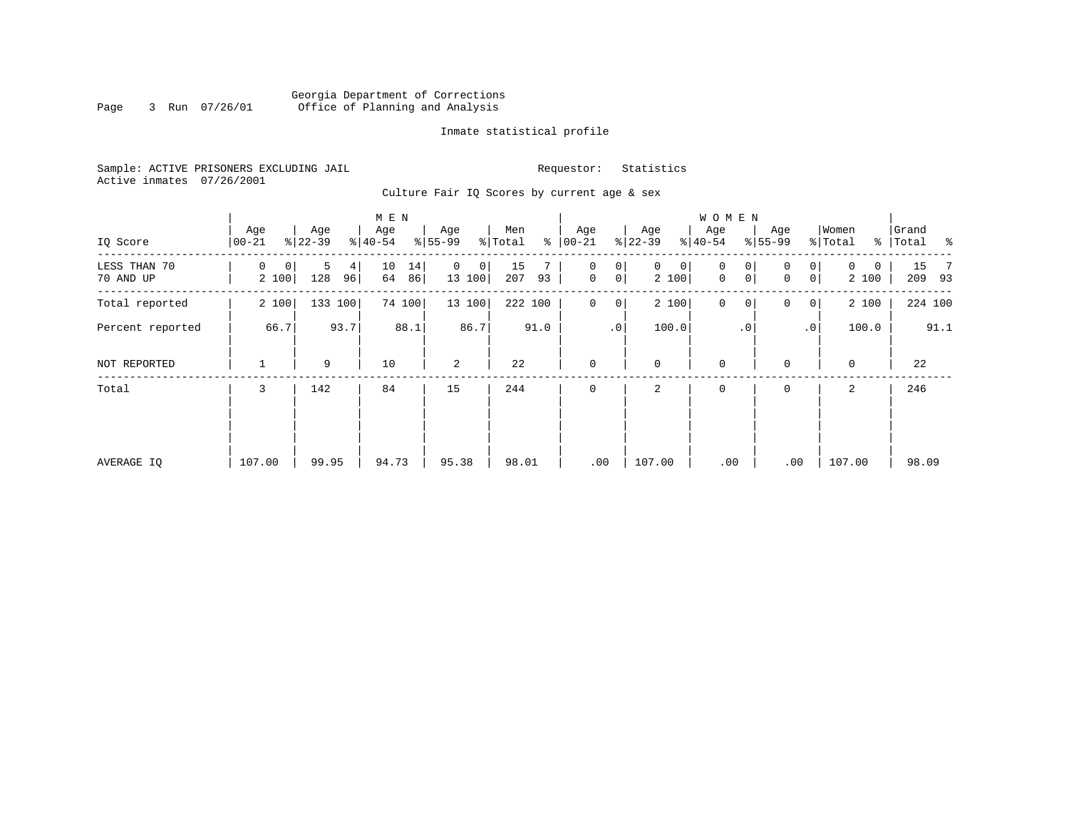Georgia Department of Corrections
Office of Planning and Analysis

Inmate statistical profile

Sample: ACTIVE PRISONERS EXCLUDING JAIL
Active inmates 07/26/2001

Requestor: Statistics

Culture Fair IQ Scores by current age & sex

| IQ Score | MEN Age 00-21 | % | Age 22-39 | % | Age 40-54 | % | Age 55-99 | % | Men Total | % | WOMEN Age 00-21 | % | Age 22-39 | % | Age 40-54 | % | Age 55-99 | % | Women Total | % | Grand Total | % |
|---|---|---|---|---|---|---|---|---|---|---|---|---|---|---|---|---|---|---|---|---|---|---|
| LESS THAN 70 | 0 | 0 | 5 | 4 | 10 | 14 | 0 | 0 | 15 | 7 | 0 | 0 | 0 | 0 | 0 | 0 | 0 | 0 | 0 | 0 | 15 | 7 |
| 70 AND UP | 2 | 100 | 128 | 96 | 64 | 86 | 13 | 100 | 207 | 93 | 0 | 0 | 2 | 100 | 0 | 0 | 0 | 0 | 2 | 100 | 209 | 93 |
| Total reported | 2 | 100 | 133 | 100 | 74 | 100 | 13 | 100 | 222 | 100 | 0 | 0 | 2 | 100 | 0 | 0 | 0 | 0 | 2 | 100 | 224 | 100 |
| Percent reported | | 66.7 | | 93.7 | | 88.1 | | 86.7 | | 91.0 | | .0 | | 100.0 | | .0 | | .0 | | 100.0 | | 91.1 |
| NOT REPORTED | 1 | | 9 | | 10 | | 2 | | 22 | | 0 | | 0 | | 0 | | 0 | | 0 | | 22 | |
| Total | 3 | | 142 | | 84 | | 15 | | 244 | | 0 | | 2 | | 0 | | 0 | | 2 | | 246 | |
| AVERAGE IQ | 107.00 | | 99.95 | | 94.73 | | 95.38 | | 98.01 | | .00 | | 107.00 | | .00 | | .00 | | 107.00 | | 98.09 | |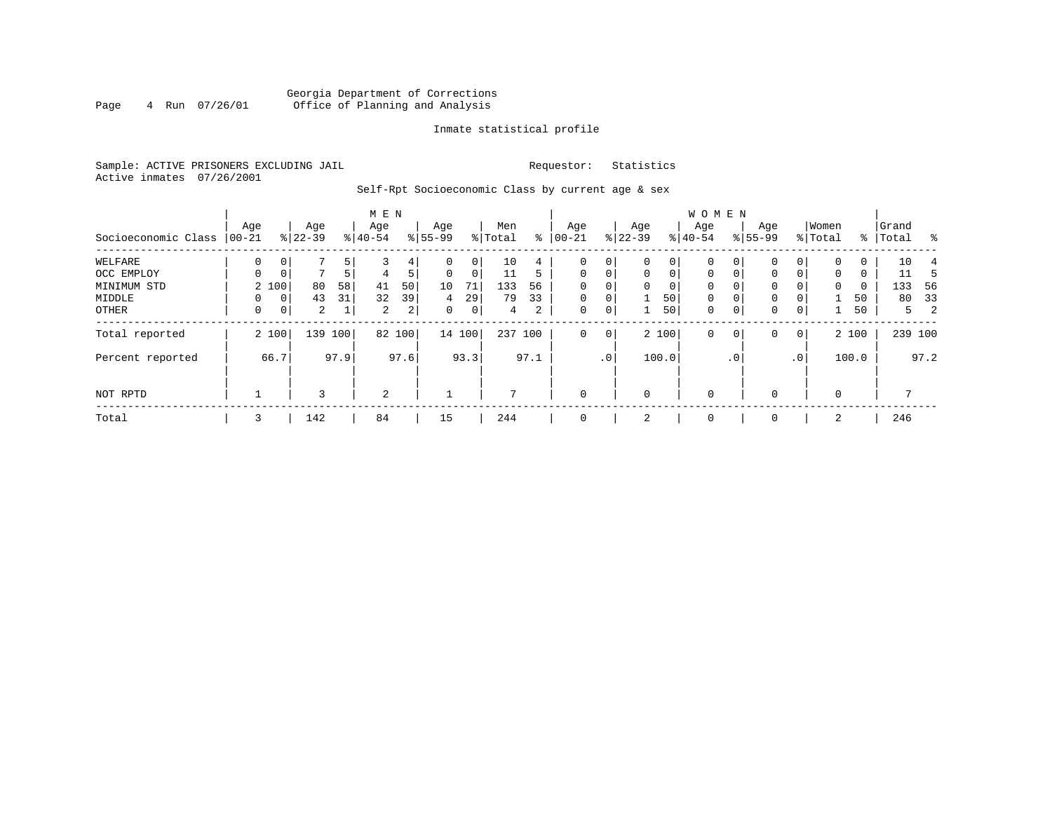Georgia Department of Corrections
Office of Planning and Analysis

Inmate statistical profile

Sample: ACTIVE PRISONERS EXCLUDING JAIL                Requestor: Statistics
Active inmates 07/26/2001

Self-Rpt Socioeconomic Class by current age & sex

| Socioeconomic Class | MEN Age 00-21 | % | Age 22-39 | % | Age 40-54 | % | Age 55-99 | % | Men Total | % | WOMEN Age 00-21 | % | Age 22-39 | % | Age 40-54 | % | Age 55-99 | % | Women Total | % | Grand Total | % |
|---|---|---|---|---|---|---|---|---|---|---|---|---|---|---|---|---|---|---|---|---|---|---|
| WELFARE | 0 | 0 | 7 | 5 | 3 | 4 | 0 | 0 | 10 | 4 | 0 | 0 | 0 | 0 | 0 | 0 | 0 | 0 | 0 | 0 | 10 | 4 |
| OCC EMPLOY | 0 | 0 | 7 | 5 | 4 | 5 | 0 | 0 | 11 | 5 | 0 | 0 | 0 | 0 | 0 | 0 | 0 | 0 | 0 | 0 | 11 | 5 |
| MINIMUM STD | 2 | 100 | 80 | 58 | 41 | 50 | 10 | 71 | 133 | 56 | 0 | 0 | 0 | 0 | 0 | 0 | 0 | 0 | 0 | 0 | 133 | 56 |
| MIDDLE | 0 | 0 | 43 | 31 | 32 | 39 | 4 | 29 | 79 | 33 | 0 | 0 | 1 | 50 | 0 | 0 | 0 | 0 | 1 | 50 | 80 | 33 |
| OTHER | 0 | 0 | 2 | 1 | 2 | 2 | 0 | 0 | 4 | 2 | 0 | 0 | 1 | 50 | 0 | 0 | 0 | 0 | 1 | 50 | 5 | 2 |
| Total reported | 2 | 100 | 139 | 100 | 82 | 100 | 14 | 100 | 237 | 100 | 0 | 0 | 2 | 100 | 0 | 0 | 0 | 0 | 2 | 100 | 239 | 100 |
| Percent reported | | 66.7 | | 97.9 | | 97.6 | | 93.3 | | 97.1 | | .0 | | 100.0 | | .0 | | .0 | | 100.0 | | 97.2 |
| NOT RPTD | 1 | | 3 | | 2 | | 1 | | 7 | | 0 | | 0 | | 0 | | 0 | | 0 | | 7 | |
| Total | 3 | | 142 | | 84 | | 15 | | 244 | | 0 | | 2 | | 0 | | 0 | | 2 | | 246 | |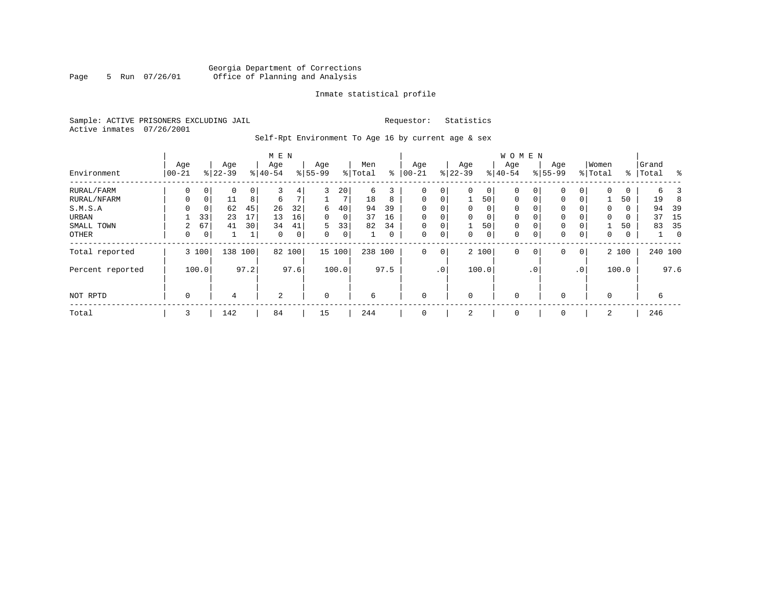Georgia Department of Corrections
Office of Planning and Analysis

Inmate statistical profile

Sample: ACTIVE PRISONERS EXCLUDING JAIL
Active inmates 07/26/2001

Requestor: Statistics

Self-Rpt Environment To Age 16 by current age & sex

| Environment | MEN Age 00-21 | % | Age 22-39 | % | Age 40-54 | % | Age 55-99 | % | Men Total | % | WOMEN Age 00-21 | % | Age 22-39 | % | Age 40-54 | % | Age 55-99 | % | Women Total | % | Grand Total | % |
|---|---|---|---|---|---|---|---|---|---|---|---|---|---|---|---|---|---|---|---|---|---|---|
| RURAL/FARM | 0 | 0 | 0 | 0 | 3 | 4 | 3 | 20 | 6 | 3 | 0 | 0 | 0 | 0 | 0 | 0 | 0 | 0 | 0 | 0 | 6 | 3 |
| RURAL/NFARM | 0 | 0 | 11 | 8 | 6 | 7 | 1 | 7 | 18 | 8 | 0 | 0 | 1 | 50 | 0 | 0 | 0 | 0 | 1 | 50 | 19 | 8 |
| S.M.S.A | 0 | 0 | 62 | 45 | 26 | 32 | 6 | 40 | 94 | 39 | 0 | 0 | 0 | 0 | 0 | 0 | 0 | 0 | 0 | 0 | 94 | 39 |
| URBAN | 1 | 33 | 23 | 17 | 13 | 16 | 0 | 0 | 37 | 16 | 0 | 0 | 0 | 0 | 0 | 0 | 0 | 0 | 0 | 0 | 37 | 15 |
| SMALL TOWN | 2 | 67 | 41 | 30 | 34 | 41 | 5 | 33 | 82 | 34 | 0 | 0 | 1 | 50 | 0 | 0 | 0 | 0 | 1 | 50 | 83 | 35 |
| OTHER | 0 | 0 | 1 | 1 | 0 | 0 | 0 | 0 | 1 | 0 | 0 | 0 | 0 | 0 | 0 | 0 | 0 | 0 | 0 | 0 | 1 | 0 |
| Total reported | 3 | 100 | 138 | 100 | 82 | 100 | 15 | 100 | 238 | 100 | 0 | 0 | 2 | 100 | 0 | 0 | 0 | 0 | 2 | 100 | 240 | 100 |
| Percent reported | | 100.0 | | 97.2 | | 97.6 | | 100.0 | | 97.5 | | .0 | | 100.0 | | .0 | | .0 | | 100.0 | | 97.6 |
| NOT RPTD | 0 | | 4 | | 2 | | 0 | | 6 | | 0 | | 0 | | 0 | | 0 | | 0 | | 6 | |
| Total | 3 | | 142 | | 84 | | 15 | | 244 | | 0 | | 2 | | 0 | | 0 | | 2 | | 246 | |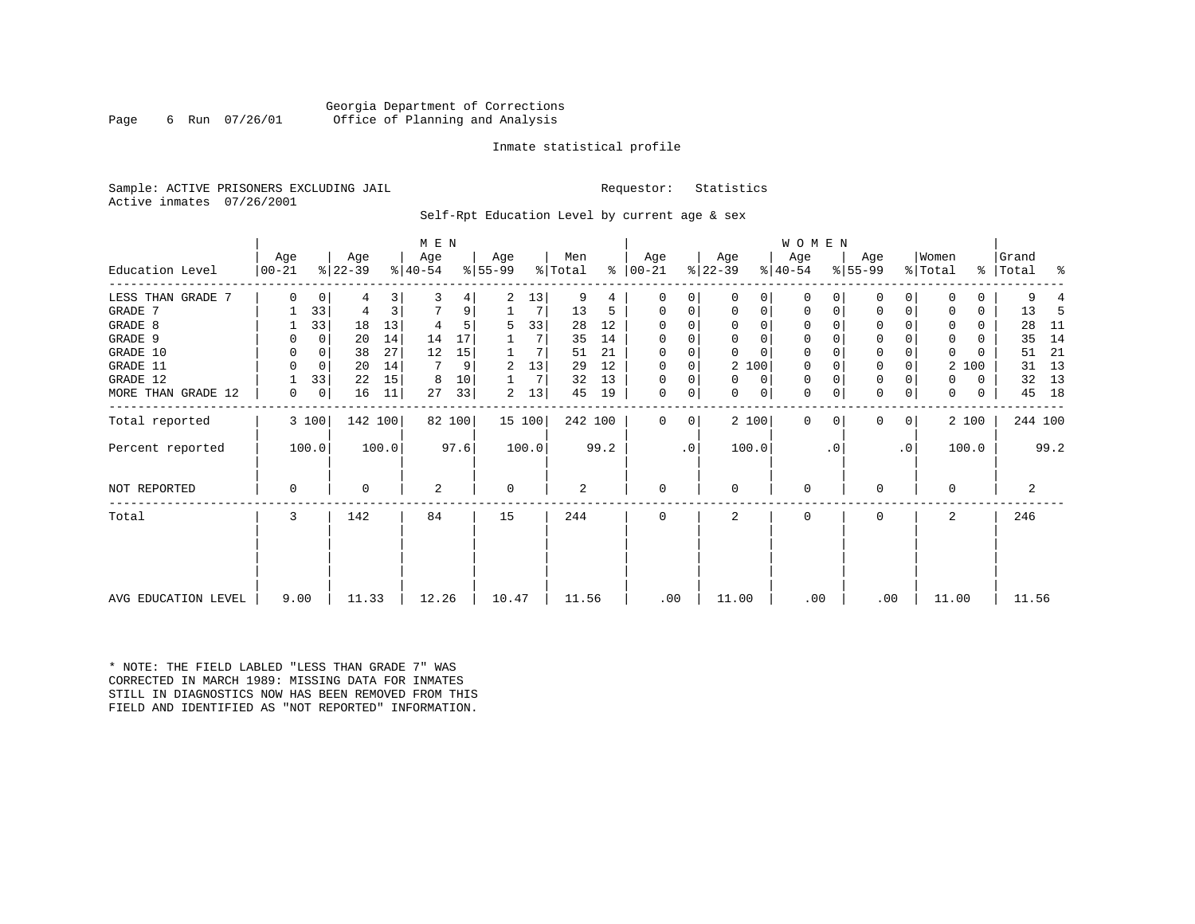Georgia Department of Corrections
Office of Planning and Analysis

Inmate statistical profile

Sample: ACTIVE PRISONERS EXCLUDING JAIL

Requestor: Statistics

Active inmates 07/26/2001

Self-Rpt Education Level by current age & sex

| Education Level | MEN Age 00-21 | % | Age 22-39 | % | Age 40-54 | % | Age 55-99 | % | Men Total | % | WOMEN Age 00-21 | % | Age 22-39 | % | Age 40-54 | % | Age 55-99 | % | Women Total | % | Grand Total | % |
|---|---|---|---|---|---|---|---|---|---|---|---|---|---|---|---|---|---|---|---|---|---|---|
| LESS THAN GRADE 7 | 0 | 0 | 4 | 3 | 3 | 4 | 2 | 13 | 9 | 4 | 0 | 0 | 0 | 0 | 0 | 0 | 0 | 0 | 0 | 0 | 9 | 4 |
| GRADE 7 | 1 | 33 | 4 | 3 | 7 | 9 | 1 | 7 | 13 | 5 | 0 | 0 | 0 | 0 | 0 | 0 | 0 | 0 | 0 | 0 | 13 | 5 |
| GRADE 8 | 1 | 33 | 18 | 13 | 4 | 5 | 5 | 33 | 28 | 12 | 0 | 0 | 0 | 0 | 0 | 0 | 0 | 0 | 0 | 0 | 28 | 11 |
| GRADE 9 | 0 | 0 | 20 | 14 | 14 | 17 | 1 | 7 | 35 | 14 | 0 | 0 | 0 | 0 | 0 | 0 | 0 | 0 | 0 | 0 | 35 | 14 |
| GRADE 10 | 0 | 0 | 38 | 27 | 12 | 15 | 1 | 7 | 51 | 21 | 0 | 0 | 0 | 0 | 0 | 0 | 0 | 0 | 0 | 0 | 51 | 21 |
| GRADE 11 | 0 | 0 | 20 | 14 | 7 | 9 | 2 | 13 | 29 | 12 | 0 | 0 | 2 | 100 | 0 | 0 | 0 | 0 | 2 | 100 | 31 | 13 |
| GRADE 12 | 1 | 33 | 22 | 15 | 8 | 10 | 1 | 7 | 32 | 13 | 0 | 0 | 0 | 0 | 0 | 0 | 0 | 0 | 0 | 0 | 32 | 13 |
| MORE THAN GRADE 12 | 0 | 0 | 16 | 11 | 27 | 33 | 2 | 13 | 45 | 19 | 0 | 0 | 0 | 0 | 0 | 0 | 0 | 0 | 0 | 0 | 45 | 18 |
| Total reported | 3 | 100 | 142 | 100 | 82 | 100 | 15 | 100 | 242 | 100 | 0 | 0 | 2 | 100 | 0 | 0 | 0 | 0 | 2 | 100 | 244 | 100 |
| Percent reported | 100.0 | | 100.0 | | 97.6 | | 100.0 | | 99.2 | | .0 | | 100.0 | | .0 | | .0 | | 100.0 | | 99.2 | |
| NOT REPORTED | 0 | | 0 | | 2 | | 0 | | 2 | | 0 | | 0 | | 0 | | 0 | | 0 | | 2 | |
| Total | 3 | | 142 | | 84 | | 15 | | 244 | | 0 | | 2 | | 0 | | 0 | | 2 | | 246 | |
| AVG EDUCATION LEVEL | 9.00 | | 11.33 | | 12.26 | | 10.47 | | 11.56 | | .00 | | 11.00 | | .00 | | .00 | | 11.00 | | 11.56 | |

* NOTE: THE FIELD LABLED "LESS THAN GRADE 7" WAS CORRECTED IN MARCH 1989: MISSING DATA FOR INMATES STILL IN DIAGNOSTICS NOW HAS BEEN REMOVED FROM THIS FIELD AND IDENTIFIED AS "NOT REPORTED" INFORMATION.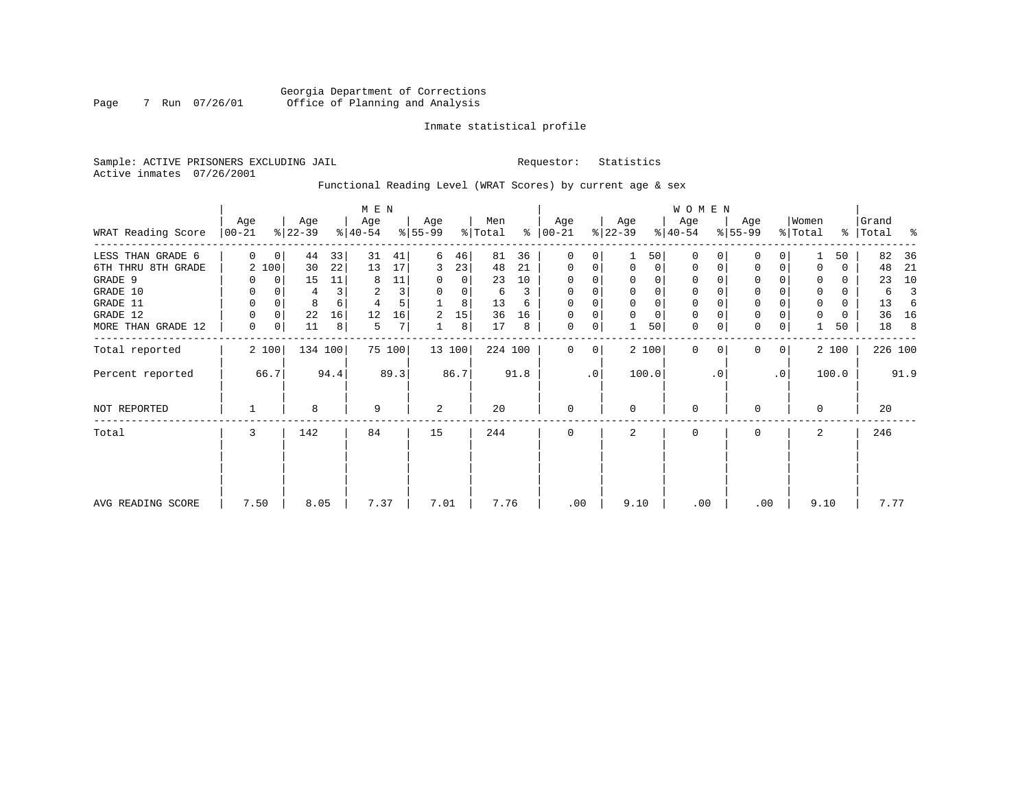Georgia Department of Corrections
Office of Planning and Analysis

Inmate statistical profile

Sample: ACTIVE PRISONERS EXCLUDING JAIL

Requestor: Statistics

Active inmates 07/26/2001

Functional Reading Level (WRAT Scores) by current age & sex

| WRAT Reading Score | MEN Age 00-21 | % | Age 22-39 | % | Age 40-54 | % | Age 55-99 | % | Men Total | % | WOMEN Age 00-21 | % | Age 22-39 | % | Age 40-54 | % | Age 55-99 | % | Women Total | % | Grand Total | % |
|---|---|---|---|---|---|---|---|---|---|---|---|---|---|---|---|---|---|---|---|---|---|---|
| LESS THAN GRADE 6 | 0 | 0 | 44 | 33 | 31 | 41 | 6 | 46 | 81 | 36 | 0 | 0 | 1 | 50 | 0 | 0 | 0 | 0 | 1 | 50 | 82 | 36 |
| 6TH THRU 8TH GRADE | 2 | 100 | 30 | 22 | 13 | 17 | 3 | 23 | 48 | 21 | 0 | 0 | 0 | 0 | 0 | 0 | 0 | 0 | 0 | 0 | 48 | 21 |
| GRADE 9 | 0 | 0 | 15 | 11 | 8 | 11 | 0 | 0 | 23 | 10 | 0 | 0 | 0 | 0 | 0 | 0 | 0 | 0 | 0 | 0 | 23 | 10 |
| GRADE 10 | 0 | 0 | 4 | 3 | 2 | 3 | 0 | 0 | 6 | 3 | 0 | 0 | 0 | 0 | 0 | 0 | 0 | 0 | 0 | 0 | 6 | 3 |
| GRADE 11 | 0 | 0 | 8 | 6 | 4 | 5 | 1 | 8 | 13 | 6 | 0 | 0 | 0 | 0 | 0 | 0 | 0 | 0 | 0 | 0 | 13 | 6 |
| GRADE 12 | 0 | 0 | 22 | 16 | 12 | 16 | 2 | 15 | 36 | 16 | 0 | 0 | 0 | 0 | 0 | 0 | 0 | 0 | 0 | 0 | 36 | 16 |
| MORE THAN GRADE 12 | 0 | 0 | 11 | 8 | 5 | 7 | 1 | 8 | 17 | 8 | 0 | 0 | 1 | 50 | 0 | 0 | 0 | 0 | 1 | 50 | 18 | 8 |
| Total reported | 2 | 100 | 134 | 100 | 75 | 100 | 13 | 100 | 224 | 100 | 0 | 0 | 2 | 100 | 0 | 0 | 0 | 0 | 2 | 100 | 226 | 100 |
| Percent reported | | 66.7 | | 94.4 | | 89.3 | | 86.7 | | 91.8 | | .0 | | 100.0 | | .0 | | .0 | | 100.0 | | 91.9 |
| NOT REPORTED | 1 | | 8 | | 9 | | 2 | | 20 | | 0 | | 0 | | 0 | | 0 | | 0 | | 20 | |
| Total | 3 | | 142 | | 84 | | 15 | | 244 | | 0 | | 2 | | 0 | | 0 | | 2 | | 246 | |
| AVG READING SCORE | 7.50 | | 8.05 | | 7.37 | | 7.01 | | 7.76 | | .00 | | 9.10 | | .00 | | .00 | | 9.10 | | 7.77 | |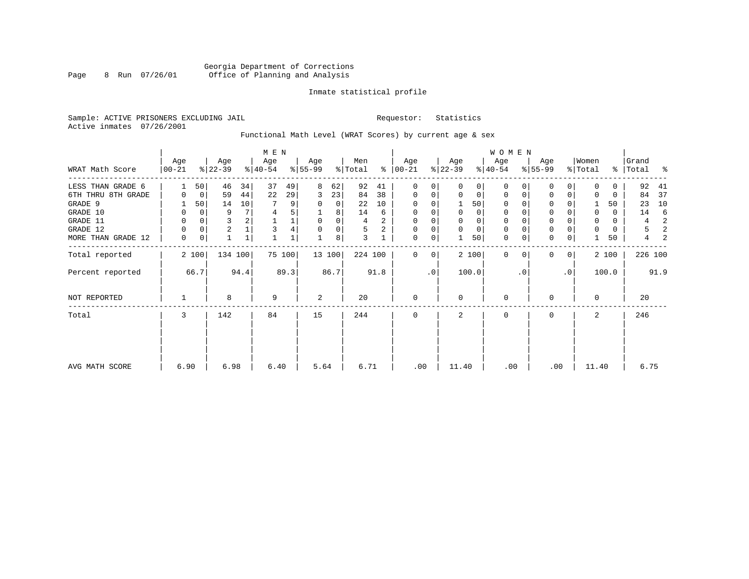Georgia Department of Corrections
Office of Planning and Analysis

Inmate statistical profile

Sample: ACTIVE PRISONERS EXCLUDING JAIL    Requestor: Statistics
Active inmates 07/26/2001

Functional Math Level (WRAT Scores) by current age & sex

| WRAT Math Score | MEN Age 00-21 | % | Age 22-39 | % | Age 40-54 | % | Age 55-99 | % | Men Total | % | WOMEN Age 00-21 | % | Age 22-39 | % | Age 40-54 | % | Age 55-99 | % | Women Total | % | Grand Total | % |
|---|---|---|---|---|---|---|---|---|---|---|---|---|---|---|---|---|---|---|---|---|---|---|
| LESS THAN GRADE 6 | 1 | 50 | 46 | 34 | 37 | 49 | 8 | 62 | 92 | 41 | 0 | 0 | 0 | 0 | 0 | 0 | 0 | 0 | 0 | 0 | 92 | 41 |
| 6TH THRU 8TH GRADE | 0 | 0 | 59 | 44 | 22 | 29 | 3 | 23 | 84 | 38 | 0 | 0 | 0 | 0 | 0 | 0 | 0 | 0 | 0 | 0 | 84 | 37 |
| GRADE 9 | 1 | 50 | 14 | 10 | 7 | 9 | 0 | 0 | 22 | 10 | 0 | 0 | 1 | 50 | 0 | 0 | 0 | 0 | 1 | 50 | 23 | 10 |
| GRADE 10 | 0 | 0 | 9 | 7 | 4 | 5 | 1 | 8 | 14 | 6 | 0 | 0 | 0 | 0 | 0 | 0 | 0 | 0 | 0 | 0 | 14 | 6 |
| GRADE 11 | 0 | 0 | 3 | 2 | 1 | 1 | 0 | 0 | 4 | 2 | 0 | 0 | 0 | 0 | 0 | 0 | 0 | 0 | 0 | 0 | 4 | 2 |
| GRADE 12 | 0 | 0 | 2 | 1 | 3 | 4 | 0 | 0 | 5 | 2 | 0 | 0 | 0 | 0 | 0 | 0 | 0 | 0 | 0 | 0 | 5 | 2 |
| MORE THAN GRADE 12 | 0 | 0 | 1 | 1 | 1 | 1 | 1 | 8 | 3 | 1 | 0 | 0 | 1 | 50 | 0 | 0 | 0 | 0 | 1 | 50 | 4 | 2 |
| Total reported | 2 | 100 | 134 | 100 | 75 | 100 | 13 | 100 | 224 | 100 | 0 | 0 | 2 | 100 | 0 | 0 | 0 | 0 | 2 | 100 | 226 | 100 |
| Percent reported | | 66.7 | | 94.4 | | 89.3 | | 86.7 | | 91.8 | | .0 | | 100.0 | | .0 | | .0 | | 100.0 | | 91.9 |
| NOT REPORTED | 1 | | 8 | | 9 | | 2 | | 20 | | 0 | | 0 | | 0 | | 0 | | 0 | | 20 | |
| Total | 3 | | 142 | | 84 | | 15 | | 244 | | 0 | | 2 | | 0 | | 0 | | 2 | | 246 | |
| AVG MATH SCORE | 6.90 | | 6.98 | | 6.40 | | 5.64 | | 6.71 | | .00 | | 11.40 | | .00 | | .00 | | 11.40 | | 6.75 | |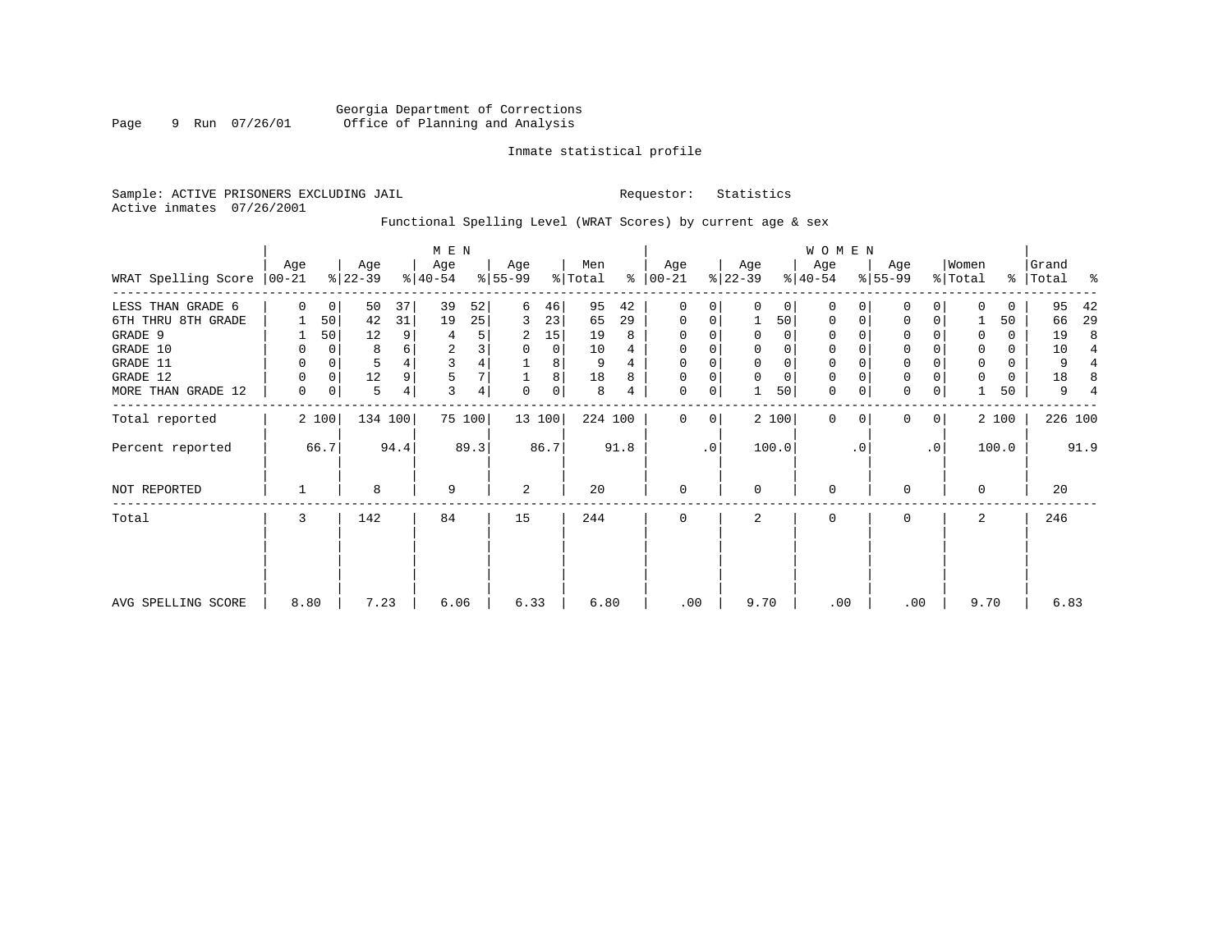Georgia Department of Corrections
Office of Planning and Analysis

Inmate statistical profile

Sample: ACTIVE PRISONERS EXCLUDING JAIL    Requestor: Statistics
Active inmates 07/26/2001

Functional Spelling Level (WRAT Scores) by current age & sex

| WRAT Spelling Score | MEN Age 00-21 | % | Age 22-39 | % | Age 40-54 | % | Age 55-99 | % | Men Total | % | WOMEN Age 00-21 | % | Age 22-39 | % | Age 40-54 | % | Age 55-99 | % | Women Total | % | Grand Total | % |
|---|---|---|---|---|---|---|---|---|---|---|---|---|---|---|---|---|---|---|---|---|---|---|
| LESS THAN GRADE 6 | 0 | 0 | 50 | 37 | 39 | 52 | 6 | 46 | 95 | 42 | 0 | 0 | 0 | 0 | 0 | 0 | 0 | 0 | 0 | 0 | 95 | 42 |
| 6TH THRU 8TH GRADE | 1 | 50 | 42 | 31 | 19 | 25 | 3 | 23 | 65 | 29 | 0 | 0 | 1 | 50 | 0 | 0 | 0 | 0 | 1 | 50 | 66 | 29 |
| GRADE 9 | 1 | 50 | 12 | 9 | 4 | 5 | 2 | 15 | 19 | 8 | 0 | 0 | 0 | 0 | 0 | 0 | 0 | 0 | 0 | 0 | 19 | 8 |
| GRADE 10 | 0 | 0 | 8 | 6 | 2 | 3 | 0 | 0 | 10 | 4 | 0 | 0 | 0 | 0 | 0 | 0 | 0 | 0 | 0 | 0 | 10 | 4 |
| GRADE 11 | 0 | 0 | 5 | 4 | 3 | 4 | 1 | 8 | 9 | 4 | 0 | 0 | 0 | 0 | 0 | 0 | 0 | 0 | 0 | 0 | 9 | 4 |
| GRADE 12 | 0 | 0 | 12 | 9 | 5 | 7 | 1 | 8 | 18 | 8 | 0 | 0 | 0 | 0 | 0 | 0 | 0 | 0 | 0 | 0 | 18 | 8 |
| MORE THAN GRADE 12 | 0 | 0 | 5 | 4 | 3 | 4 | 0 | 0 | 8 | 4 | 0 | 0 | 1 | 50 | 0 | 0 | 0 | 0 | 1 | 50 | 9 | 4 |
| Total reported | 2 | 100 | 134 | 100 | 75 | 100 | 13 | 100 | 224 | 100 | 0 | 0 | 2 | 100 | 0 | 0 | 0 | 0 | 2 | 100 | 226 | 100 |
| Percent reported | | 66.7 | | 94.4 | | 89.3 | | 86.7 | | 91.8 | | .0 | | 100.0 | | .0 | | .0 | | 100.0 | | 91.9 |
| NOT REPORTED | 1 | | 8 | | 9 | | 2 | | 20 | | 0 | | 0 | | 0 | | 0 | | 0 | | 20 | |
| Total | 3 | | 142 | | 84 | | 15 | | 244 | | 0 | | 2 | | 0 | | 0 | | 2 | | 246 | |
| AVG SPELLING SCORE | 8.80 | | 7.23 | | 6.06 | | 6.33 | | 6.80 | | .00 | | 9.70 | | .00 | | .00 | | 9.70 | | 6.83 | |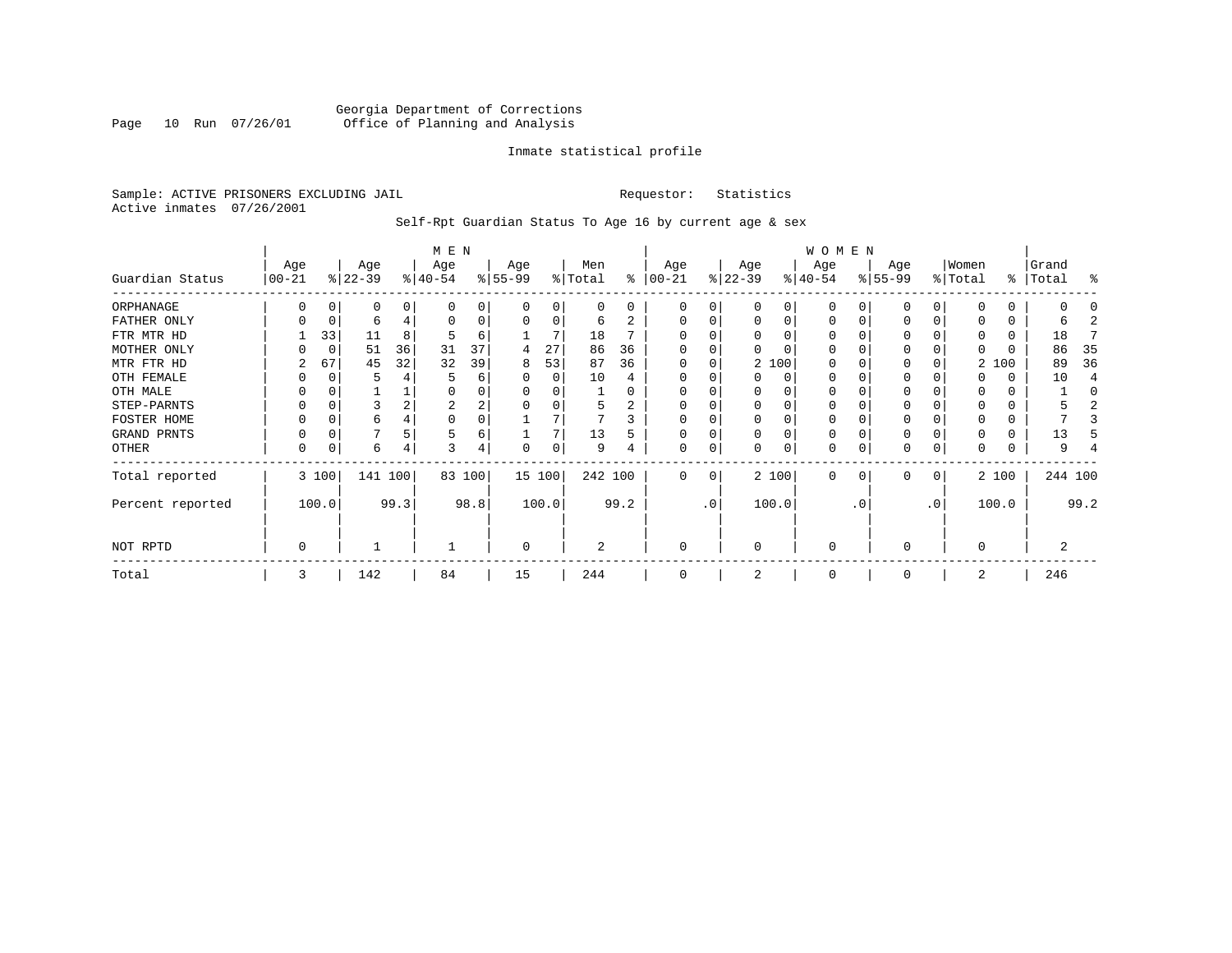Georgia Department of Corrections
Office of Planning and Analysis

Inmate statistical profile

Sample: ACTIVE PRISONERS EXCLUDING JAIL                    Requestor: Statistics
Active inmates 07/26/2001

Self-Rpt Guardian Status To Age 16 by current age & sex

| Guardian Status | MEN Age 00-21 | % | Age 22-39 | % | Age 40-54 | % | Age 55-99 | % | Men Total | % | WOMEN Age 00-21 | % | Age 22-39 | % | Age 40-54 | % | Age 55-99 | % | Women Total | % | Grand Total | % |
|---|---|---|---|---|---|---|---|---|---|---|---|---|---|---|---|---|---|---|---|---|---|---|
| ORPHANAGE | 0 | 0 | 0 | 0 | 0 | 0 | 0 | 0 | 0 | 0 | 0 | 0 | 0 | 0 | 0 | 0 | 0 | 0 | 0 | 0 | 0 | 0 |
| FATHER ONLY | 0 | 0 | 6 | 4 | 0 | 0 | 0 | 0 | 6 | 2 | 0 | 0 | 0 | 0 | 0 | 0 | 0 | 0 | 0 | 0 | 6 | 2 |
| FTR MTR HD | 1 | 33 | 11 | 8 | 5 | 6 | 1 | 7 | 18 | 7 | 0 | 0 | 0 | 0 | 0 | 0 | 0 | 0 | 0 | 0 | 18 | 7 |
| MOTHER ONLY | 0 | 0 | 51 | 36 | 31 | 37 | 4 | 27 | 86 | 36 | 0 | 0 | 0 | 0 | 0 | 0 | 0 | 0 | 0 | 0 | 86 | 35 |
| MTR FTR HD | 2 | 67 | 45 | 32 | 32 | 39 | 8 | 53 | 87 | 36 | 0 | 0 | 2 | 100 | 0 | 0 | 0 | 0 | 2 | 100 | 89 | 36 |
| OTH FEMALE | 0 | 0 | 5 | 4 | 5 | 6 | 0 | 0 | 10 | 4 | 0 | 0 | 0 | 0 | 0 | 0 | 0 | 0 | 0 | 0 | 10 | 4 |
| OTH MALE | 0 | 0 | 1 | 1 | 0 | 0 | 0 | 0 | 1 | 0 | 0 | 0 | 0 | 0 | 0 | 0 | 0 | 0 | 0 | 0 | 1 | 0 |
| STEP-PARNTS | 0 | 0 | 3 | 2 | 2 | 2 | 0 | 0 | 5 | 2 | 0 | 0 | 0 | 0 | 0 | 0 | 0 | 0 | 0 | 0 | 5 | 2 |
| FOSTER HOME | 0 | 0 | 6 | 4 | 0 | 0 | 1 | 7 | 7 | 3 | 0 | 0 | 0 | 0 | 0 | 0 | 0 | 0 | 0 | 0 | 7 | 3 |
| GRAND PRNTS | 0 | 0 | 7 | 5 | 5 | 6 | 1 | 7 | 13 | 5 | 0 | 0 | 0 | 0 | 0 | 0 | 0 | 0 | 0 | 0 | 13 | 5 |
| OTHER | 0 | 0 | 6 | 4 | 3 | 4 | 0 | 0 | 9 | 4 | 0 | 0 | 0 | 0 | 0 | 0 | 0 | 0 | 0 | 0 | 9 | 4 |
| Total reported | 3 | 100 | 141 | 100 | 83 | 100 | 15 | 100 | 242 | 100 | 0 | 0 | 2 | 100 | 0 | 0 | 0 | 0 | 2 | 100 | 244 | 100 |
| Percent reported | | 100.0 | | 99.3 | | 98.8 | | 100.0 | | 99.2 | | .0 | | 100.0 | | .0 | | .0 | | 100.0 | | 99.2 |
| NOT RPTD | 0 | | 1 | | 1 | | 0 | | 2 | | 0 | | 0 | | 0 | | 0 | | 0 | | 2 | |
| Total | 3 | | 142 | | 84 | | 15 | | 244 | | 0 | | 2 | | 0 | | 0 | | 2 | | 246 | |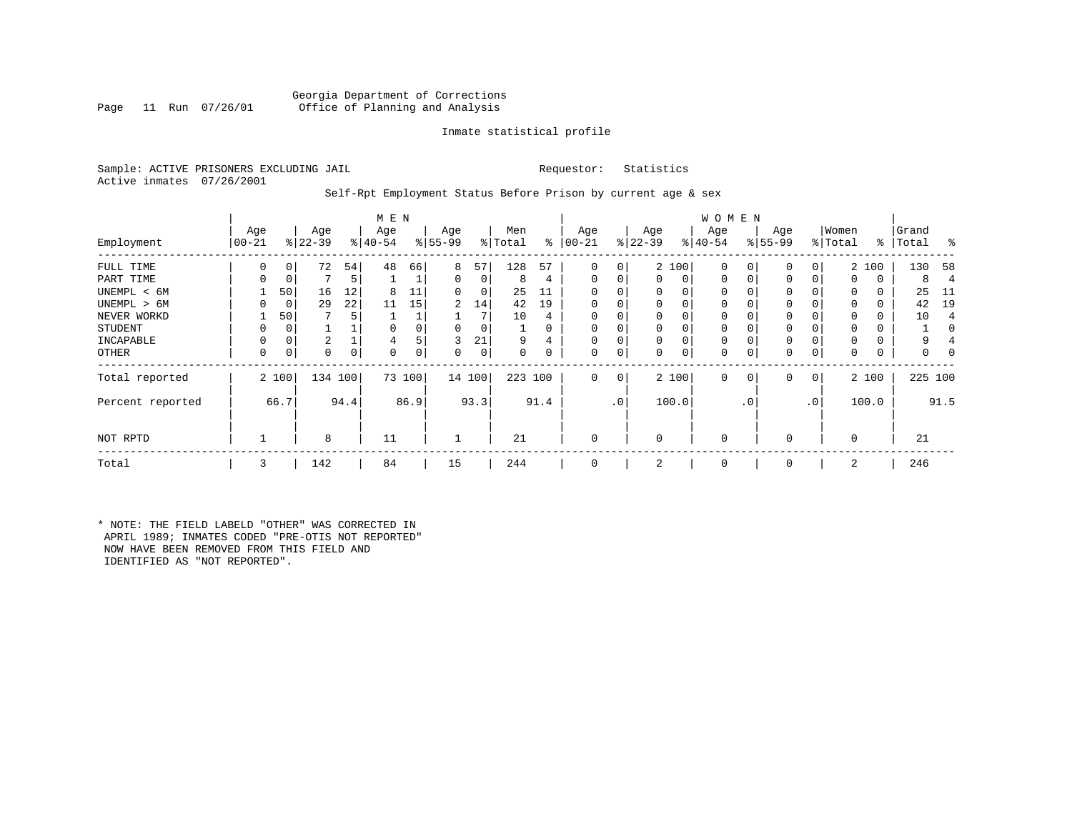Georgia Department of Corrections
Office of Planning and Analysis

Inmate statistical profile

Sample: ACTIVE PRISONERS EXCLUDING JAIL    Requestor: Statistics
Active inmates 07/26/2001

Self-Rpt Employment Status Before Prison by current age & sex

| Employment | MEN Age 00-21 | % | Age 22-39 | % | Age 40-54 | % | Age 55-99 | % | Men Total | % | WOMEN Age 00-21 | % | Age 22-39 | % | Age 40-54 | % | Age 55-99 | % | Women Total | % | Grand Total | % |
|---|---|---|---|---|---|---|---|---|---|---|---|---|---|---|---|---|---|---|---|---|---|---|
| FULL TIME | 0 | 0 | 72 | 54 | 48 | 66 | 8 | 57 | 128 | 57 | 0 | 0 | 2 | 100 | 0 | 0 | 0 | 0 | 2 | 100 | 130 | 58 |
| PART TIME | 0 | 0 | 7 | 5 | 1 | 1 | 0 | 0 | 8 | 4 | 0 | 0 | 0 | 0 | 0 | 0 | 0 | 0 | 0 | 0 | 8 | 4 |
| UNEMPL < 6M | 1 | 50 | 16 | 12 | 8 | 11 | 0 | 0 | 25 | 11 | 0 | 0 | 0 | 0 | 0 | 0 | 0 | 0 | 0 | 0 | 25 | 11 |
| UNEMPL > 6M | 0 | 0 | 29 | 22 | 11 | 15 | 2 | 14 | 42 | 19 | 0 | 0 | 0 | 0 | 0 | 0 | 0 | 0 | 0 | 0 | 42 | 19 |
| NEVER WORKD | 1 | 50 | 7 | 5 | 1 | 1 | 1 | 7 | 10 | 4 | 0 | 0 | 0 | 0 | 0 | 0 | 0 | 0 | 0 | 0 | 10 | 4 |
| STUDENT | 0 | 0 | 1 | 1 | 0 | 0 | 0 | 0 | 1 | 0 | 0 | 0 | 0 | 0 | 0 | 0 | 0 | 0 | 0 | 0 | 1 | 0 |
| INCAPABLE | 0 | 0 | 2 | 1 | 4 | 5 | 3 | 21 | 9 | 4 | 0 | 0 | 0 | 0 | 0 | 0 | 0 | 0 | 0 | 0 | 9 | 4 |
| OTHER | 0 | 0 | 0 | 0 | 0 | 0 | 0 | 0 | 0 | 0 | 0 | 0 | 0 | 0 | 0 | 0 | 0 | 0 | 0 | 0 | 0 | 0 |
| Total reported | 2 | 100 | 134 | 100 | 73 | 100 | 14 | 100 | 223 | 100 | 0 | 0 | 2 | 100 | 0 | 0 | 0 | 0 | 2 | 100 | 225 | 100 |
| Percent reported | | 66.7 | | 94.4 | | 86.9 | | 93.3 | | 91.4 | | .0 | | 100.0 | | .0 | | .0 | | 100.0 | | 91.5 |
| NOT RPTD | 1 | | 8 | | 11 | | 1 | | 21 | | 0 | | 0 | | 0 | | 0 | | 0 | | 21 | |
| Total | 3 | | 142 | | 84 | | 15 | | 244 | | 0 | | 2 | | 0 | | 0 | | 2 | | 246 | |

* NOTE: THE FIELD LABELD "OTHER" WAS CORRECTED IN APRIL 1989; INMATES CODED "PRE-OTIS NOT REPORTED" NOW HAVE BEEN REMOVED FROM THIS FIELD AND IDENTIFIED AS "NOT REPORTED".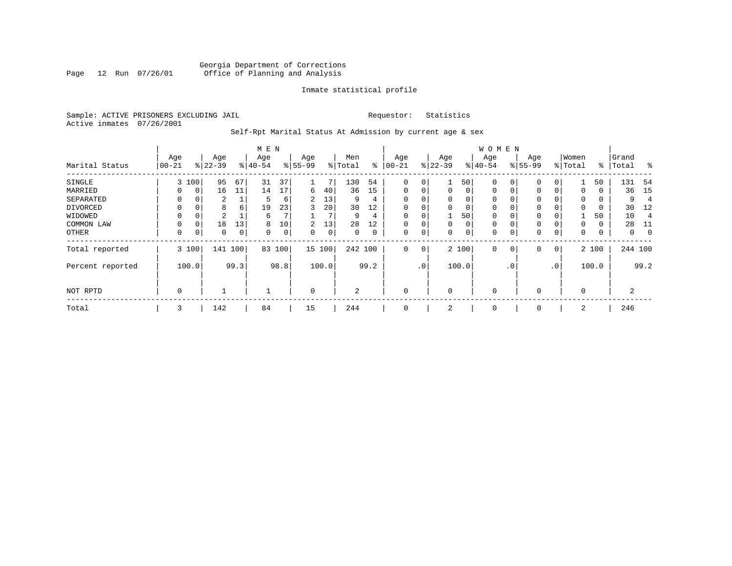Georgia Department of Corrections
Office of Planning and Analysis

Inmate statistical profile

Sample: ACTIVE PRISONERS EXCLUDING JAIL        Requestor: Statistics
Active inmates 07/26/2001

Self-Rpt Marital Status At Admission by current age & sex

| Marital Status | MEN Age 00-21 | % | Age 22-39 | % | Age 40-54 | % | Age 55-99 | % | Men Total | % | WOMEN Age 00-21 | % | Age 22-39 | % | Age 40-54 | % | Age 55-99 | % | Women Total | % | Grand Total | % |
|---|---|---|---|---|---|---|---|---|---|---|---|---|---|---|---|---|---|---|---|---|---|---|
| SINGLE | 3 | 100 | 95 | 67 | 31 | 37 | 1 | 7 | 130 | 54 | 0 | 0 | 1 | 50 | 0 | 0 | 0 | 0 | 1 | 50 | 131 | 54 |
| MARRIED | 0 | 0 | 16 | 11 | 14 | 17 | 6 | 40 | 36 | 15 | 0 | 0 | 0 | 0 | 0 | 0 | 0 | 0 | 0 | 0 | 36 | 15 |
| SEPARATED | 0 | 0 | 2 | 1 | 5 | 6 | 2 | 13 | 9 | 4 | 0 | 0 | 0 | 0 | 0 | 0 | 0 | 0 | 0 | 0 | 9 | 4 |
| DIVORCED | 0 | 0 | 8 | 6 | 19 | 23 | 3 | 20 | 30 | 12 | 0 | 0 | 0 | 0 | 0 | 0 | 0 | 0 | 0 | 0 | 30 | 12 |
| WIDOWED | 0 | 0 | 2 | 1 | 6 | 7 | 1 | 7 | 9 | 4 | 0 | 0 | 1 | 50 | 0 | 0 | 0 | 0 | 1 | 50 | 10 | 4 |
| COMMON LAW | 0 | 0 | 18 | 13 | 8 | 10 | 2 | 13 | 28 | 12 | 0 | 0 | 0 | 0 | 0 | 0 | 0 | 0 | 0 | 0 | 28 | 11 |
| OTHER | 0 | 0 | 0 | 0 | 0 | 0 | 0 | 0 | 0 | 0 | 0 | 0 | 0 | 0 | 0 | 0 | 0 | 0 | 0 | 0 | 0 | 0 |
| Total reported | 3 | 100 | 141 | 100 | 83 | 100 | 15 | 100 | 242 | 100 | 0 | 0 | 2 | 100 | 0 | 0 | 0 | 0 | 2 | 100 | 244 | 100 |
| Percent reported | | 100.0 | | 99.3 | | 98.8 | | 100.0 | | 99.2 | | .0 | | 100.0 | | .0 | | .0 | | 100.0 | | 99.2 |
| NOT RPTD | 0 | | 1 | | 1 | | 0 | | 2 | | 0 | | 0 | | 0 | | 0 | | 0 | | 2 | |
| Total | 3 | | 142 | | 84 | | 15 | | 244 | | 0 | | 2 | | 0 | | 0 | | 2 | | 246 | |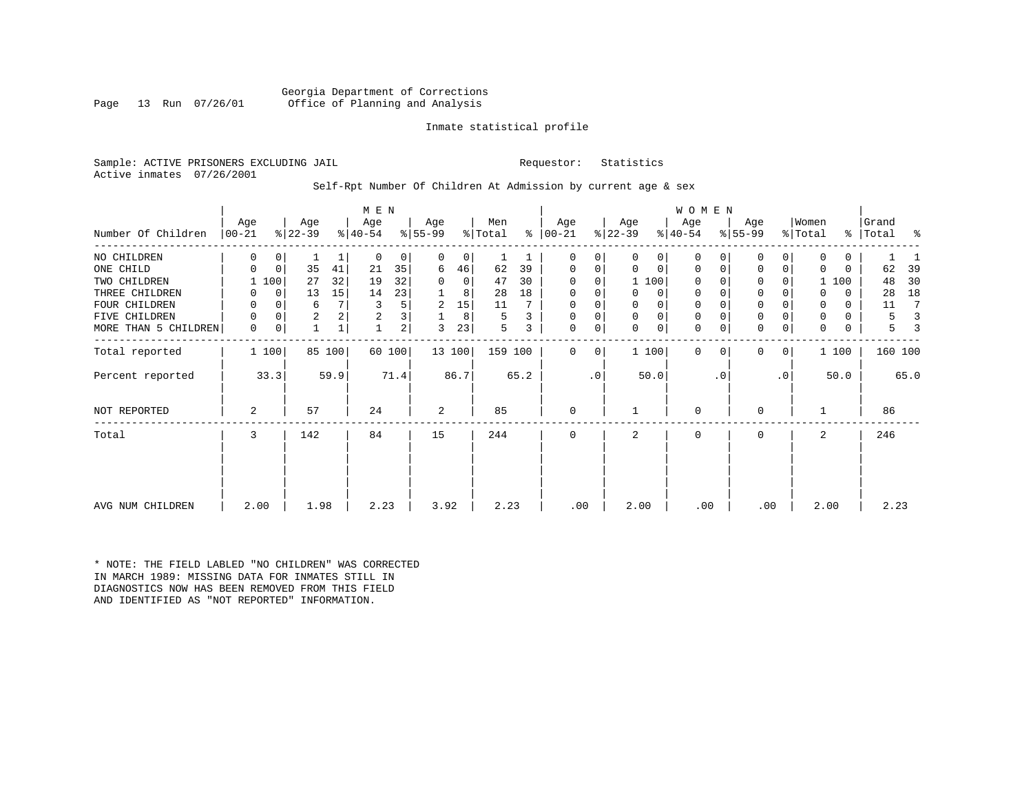Georgia Department of Corrections
Office of Planning and Analysis

Inmate statistical profile

Sample: ACTIVE PRISONERS EXCLUDING JAIL  Requestor: Statistics
Active inmates 07/26/2001

Self-Rpt Number Of Children At Admission by current age & sex

| Number Of Children | MEN Age 00-21 | % | MEN Age 22-39 | % | MEN Age 40-54 | % | MEN Age 55-99 | % | Men Total | % | WOMEN Age 00-21 | % | WOMEN Age 22-39 | % | WOMEN Age 40-54 | % | WOMEN Age 55-99 | % | Women Total | % | Grand Total | % |
|---|---|---|---|---|---|---|---|---|---|---|---|---|---|---|---|---|---|---|---|---|---|---|
| NO CHILDREN | 0 | 0 | 1 | 1 | 0 | 0 | 0 | 0 | 1 | 1 | 0 | 0 | 0 | 0 | 0 | 0 | 0 | 0 | 0 | 0 | 1 | 1 |
| ONE CHILD | 0 | 0 | 35 | 41 | 21 | 35 | 6 | 46 | 62 | 39 | 0 | 0 | 0 | 0 | 0 | 0 | 0 | 0 | 0 | 0 | 62 | 39 |
| TWO CHILDREN | 1 | 100 | 27 | 32 | 19 | 32 | 0 | 0 | 47 | 30 | 0 | 0 | 1 | 100 | 0 | 0 | 0 | 0 | 1 | 100 | 48 | 30 |
| THREE CHILDREN | 0 | 0 | 13 | 15 | 14 | 23 | 1 | 8 | 28 | 18 | 0 | 0 | 0 | 0 | 0 | 0 | 0 | 0 | 0 | 0 | 28 | 18 |
| FOUR CHILDREN | 0 | 0 | 6 | 7 | 3 | 5 | 2 | 15 | 11 | 7 | 0 | 0 | 0 | 0 | 0 | 0 | 0 | 0 | 0 | 0 | 11 | 7 |
| FIVE CHILDREN | 0 | 0 | 2 | 2 | 2 | 3 | 1 | 8 | 5 | 3 | 0 | 0 | 0 | 0 | 0 | 0 | 0 | 0 | 0 | 0 | 5 | 3 |
| MORE THAN 5 CHILDREN | 0 | 0 | 1 | 1 | 1 | 2 | 3 | 23 | 5 | 3 | 0 | 0 | 0 | 0 | 0 | 0 | 0 | 0 | 0 | 0 | 5 | 3 |
| Total reported | 1 | 100 | 85 | 100 | 60 | 100 | 13 | 100 | 159 | 100 | 0 | 0 | 1 | 100 | 0 | 0 | 0 | 0 | 1 | 100 | 160 | 100 |
| Percent reported | | 33.3 | | 59.9 | | 71.4 | | 86.7 | | 65.2 | | .0 | | 50.0 | | .0 | | .0 | | 50.0 | | 65.0 |
| NOT REPORTED | 2 | | 57 | | 24 | | 2 | | 85 | | 0 | | 1 | | 0 | | 0 | | 1 | | 86 | |
| Total | 3 | | 142 | | 84 | | 15 | | 244 | | 0 | | 2 | | 0 | | 0 | | 2 | | 246 | |
| AVG NUM CHILDREN | 2.00 | | 1.98 | | 2.23 | | 3.92 | | 2.23 | | .00 | | 2.00 | | .00 | | .00 | | 2.00 | | 2.23 | |

* NOTE: THE FIELD LABLED "NO CHILDREN" WAS CORRECTED IN MARCH 1989: MISSING DATA FOR INMATES STILL IN DIAGNOSTICS NOW HAS BEEN REMOVED FROM THIS FIELD AND IDENTIFIED AS "NOT REPORTED" INFORMATION.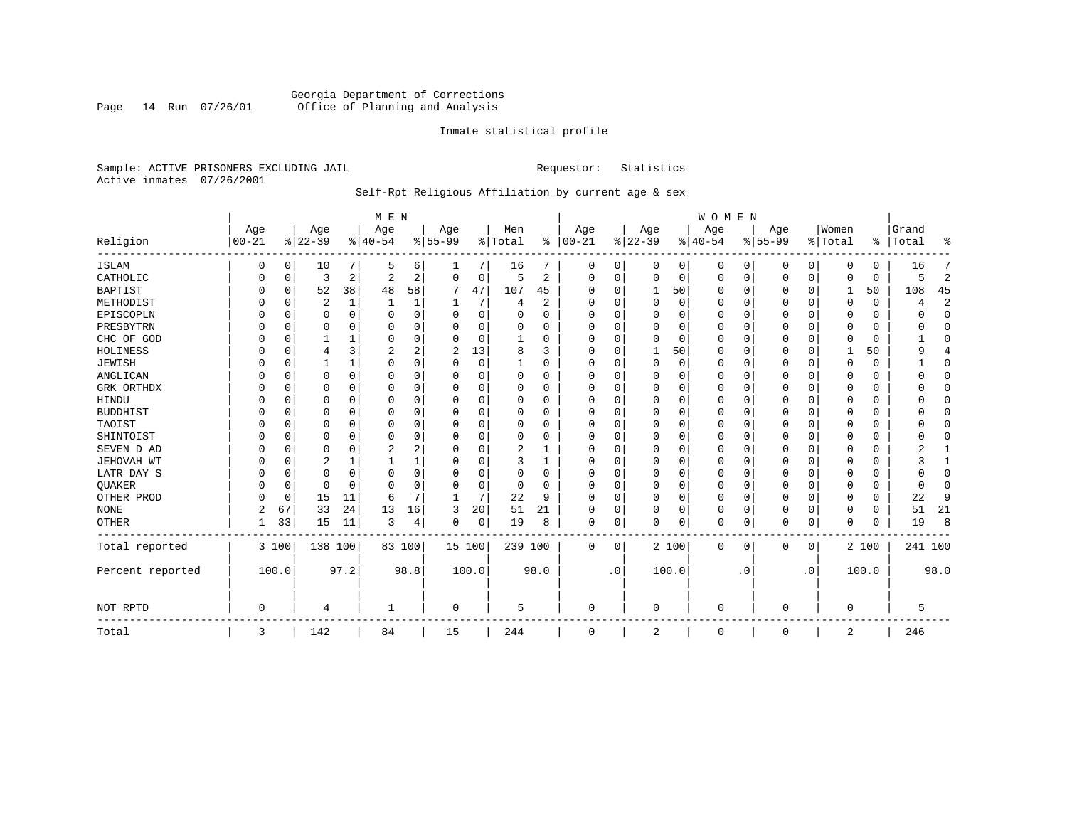Georgia Department of Corrections
Office of Planning and Analysis

Inmate statistical profile

Sample: ACTIVE PRISONERS EXCLUDING JAIL    Requestor: Statistics
Active inmates 07/26/2001

Self-Rpt Religious Affiliation by current age & sex

| Religion | MEN Age 00-21 | % | Age 22-39 | % | Age 40-54 | % | Age 55-99 | % | Men Total | % | WOMEN Age 00-21 | % | Age 22-39 | % | Age 40-54 | % | Age 55-99 | % | Women Total | % | Grand Total | % |
|---|---|---|---|---|---|---|---|---|---|---|---|---|---|---|---|---|---|---|---|---|---|---|
| ISLAM | 0 | 0 | 10 | 7 | 5 | 6 | 1 | 7 | 16 | 7 | 0 | 0 | 0 | 0 | 0 | 0 | 0 | 0 | 0 | 0 | 16 | 7 |
| CATHOLIC | 0 | 0 | 3 | 2 | 2 | 2 | 0 | 0 | 5 | 2 | 0 | 0 | 0 | 0 | 0 | 0 | 0 | 0 | 0 | 0 | 5 | 2 |
| BAPTIST | 0 | 0 | 52 | 38 | 48 | 58 | 7 | 47 | 107 | 45 | 0 | 0 | 1 | 50 | 0 | 0 | 0 | 0 | 1 | 50 | 108 | 45 |
| METHODIST | 0 | 0 | 2 | 1 | 1 | 1 | 1 | 7 | 4 | 2 | 0 | 0 | 0 | 0 | 0 | 0 | 0 | 0 | 0 | 0 | 4 | 2 |
| EPISCOPLN | 0 | 0 | 0 | 0 | 0 | 0 | 0 | 0 | 0 | 0 | 0 | 0 | 0 | 0 | 0 | 0 | 0 | 0 | 0 | 0 | 0 | 0 |
| PRESBYTRN | 0 | 0 | 0 | 0 | 0 | 0 | 0 | 0 | 0 | 0 | 0 | 0 | 0 | 0 | 0 | 0 | 0 | 0 | 0 | 0 | 0 | 0 |
| CHC OF GOD | 0 | 0 | 1 | 1 | 0 | 0 | 0 | 0 | 1 | 0 | 0 | 0 | 0 | 0 | 0 | 0 | 0 | 0 | 0 | 0 | 1 | 0 |
| HOLINESS | 0 | 0 | 4 | 3 | 2 | 2 | 2 | 13 | 8 | 3 | 0 | 0 | 1 | 50 | 0 | 0 | 0 | 0 | 1 | 50 | 9 | 4 |
| JEWISH | 0 | 0 | 1 | 1 | 0 | 0 | 0 | 0 | 1 | 0 | 0 | 0 | 0 | 0 | 0 | 0 | 0 | 0 | 0 | 0 | 1 | 0 |
| ANGLICAN | 0 | 0 | 0 | 0 | 0 | 0 | 0 | 0 | 0 | 0 | 0 | 0 | 0 | 0 | 0 | 0 | 0 | 0 | 0 | 0 | 0 | 0 |
| GRK ORTHDX | 0 | 0 | 0 | 0 | 0 | 0 | 0 | 0 | 0 | 0 | 0 | 0 | 0 | 0 | 0 | 0 | 0 | 0 | 0 | 0 | 0 | 0 |
| HINDU | 0 | 0 | 0 | 0 | 0 | 0 | 0 | 0 | 0 | 0 | 0 | 0 | 0 | 0 | 0 | 0 | 0 | 0 | 0 | 0 | 0 | 0 |
| BUDDHIST | 0 | 0 | 0 | 0 | 0 | 0 | 0 | 0 | 0 | 0 | 0 | 0 | 0 | 0 | 0 | 0 | 0 | 0 | 0 | 0 | 0 | 0 |
| TAOIST | 0 | 0 | 0 | 0 | 0 | 0 | 0 | 0 | 0 | 0 | 0 | 0 | 0 | 0 | 0 | 0 | 0 | 0 | 0 | 0 | 0 | 0 |
| SHINTOIST | 0 | 0 | 0 | 0 | 0 | 0 | 0 | 0 | 0 | 0 | 0 | 0 | 0 | 0 | 0 | 0 | 0 | 0 | 0 | 0 | 0 | 0 |
| SEVEN D AD | 0 | 0 | 0 | 0 | 2 | 2 | 0 | 0 | 2 | 1 | 0 | 0 | 0 | 0 | 0 | 0 | 0 | 0 | 0 | 0 | 2 | 1 |
| JEHOVAH WT | 0 | 0 | 2 | 1 | 1 | 1 | 0 | 0 | 3 | 1 | 0 | 0 | 0 | 0 | 0 | 0 | 0 | 0 | 0 | 0 | 3 | 1 |
| LATR DAY S | 0 | 0 | 0 | 0 | 0 | 0 | 0 | 0 | 0 | 0 | 0 | 0 | 0 | 0 | 0 | 0 | 0 | 0 | 0 | 0 | 0 | 0 |
| QUAKER | 0 | 0 | 0 | 0 | 0 | 0 | 0 | 0 | 0 | 0 | 0 | 0 | 0 | 0 | 0 | 0 | 0 | 0 | 0 | 0 | 0 | 0 |
| OTHER PROD | 0 | 0 | 15 | 11 | 6 | 7 | 1 | 7 | 22 | 9 | 0 | 0 | 0 | 0 | 0 | 0 | 0 | 0 | 0 | 0 | 22 | 9 |
| NONE | 2 | 67 | 33 | 24 | 13 | 16 | 3 | 20 | 51 | 21 | 0 | 0 | 0 | 0 | 0 | 0 | 0 | 0 | 0 | 0 | 51 | 21 |
| OTHER | 1 | 33 | 15 | 11 | 3 | 4 | 0 | 0 | 19 | 8 | 0 | 0 | 0 | 0 | 0 | 0 | 0 | 0 | 0 | 0 | 19 | 8 |
| Total reported | 3 | 100 | 138 | 100 | 83 | 100 | 15 | 100 | 239 | 100 | 0 | 0 | 2 | 100 | 0 | 0 | 0 | 0 | 2 | 100 | 241 | 100 |
| Percent reported | | 100.0 | | 97.2 | | 98.8 | | 100.0 | | 98.0 | | .0 | | 100.0 | | .0 | | .0 | | 100.0 | | 98.0 |
| NOT RPTD | 0 | | 4 | | 1 | | 0 | | 5 | | 0 | | 0 | | 0 | | 0 | | 0 | | 5 | |
| Total | 3 | | 142 | | 84 | | 15 | | 244 | | 0 | | 2 | | 0 | | 0 | | 2 | | 246 | |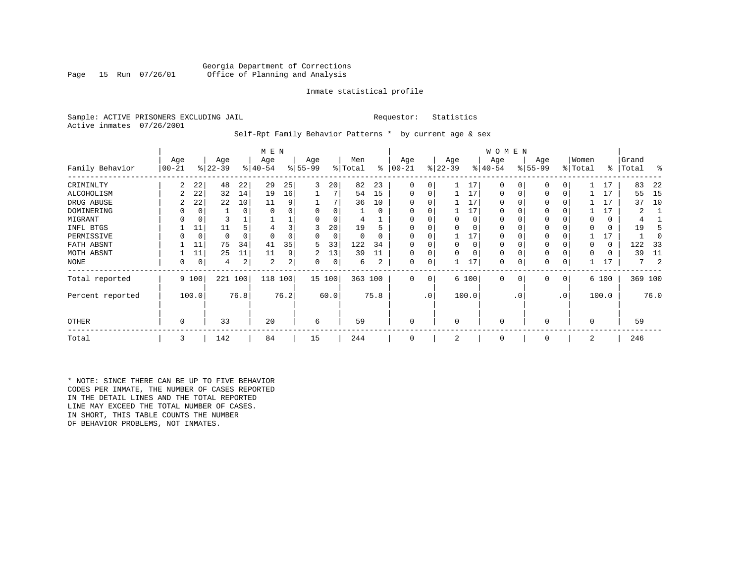Georgia Department of Corrections
Office of Planning and Analysis

Inmate statistical profile

Sample: ACTIVE PRISONERS EXCLUDING JAIL    Requestor: Statistics
Active inmates 07/26/2001

Self-Rpt Family Behavior Patterns * by current age & sex

| Family Behavior | MEN Age 00-21 | % | Age 22-39 | % | Age 40-54 | % | Age 55-99 | % | Men Total | % | WOMEN Age 00-21 | % | Age 22-39 | % | Age 40-54 | % | Age 55-99 | % | Women Total | % | Grand Total | % |
|---|---|---|---|---|---|---|---|---|---|---|---|---|---|---|---|---|---|---|---|---|---|---|
| CRIMINLTY | 2 | 22 | 48 | 22 | 29 | 25 | 3 | 20 | 82 | 23 | 0 | 0 | 1 | 17 | 0 | 0 | 0 | 0 | 1 | 17 | 83 | 22 |
| ALCOHOLISM | 2 | 22 | 32 | 14 | 19 | 16 | 1 | 7 | 54 | 15 | 0 | 0 | 1 | 17 | 0 | 0 | 0 | 0 | 1 | 17 | 55 | 15 |
| DRUG ABUSE | 2 | 22 | 22 | 10 | 11 | 9 | 1 | 7 | 36 | 10 | 0 | 0 | 1 | 17 | 0 | 0 | 0 | 0 | 1 | 17 | 37 | 10 |
| DOMINERING | 0 | 0 | 1 | 0 | 0 | 0 | 0 | 0 | 1 | 0 | 0 | 0 | 1 | 17 | 0 | 0 | 0 | 0 | 1 | 17 | 2 | 1 |
| MIGRANT | 0 | 0 | 3 | 1 | 1 | 1 | 0 | 0 | 4 | 1 | 0 | 0 | 0 | 0 | 0 | 0 | 0 | 0 | 0 | 0 | 4 | 1 |
| INFL BTGS | 1 | 11 | 11 | 5 | 4 | 3 | 3 | 20 | 19 | 5 | 0 | 0 | 0 | 0 | 0 | 0 | 0 | 0 | 0 | 0 | 19 | 5 |
| PERMISSIVE | 0 | 0 | 0 | 0 | 0 | 0 | 0 | 0 | 0 | 0 | 0 | 0 | 1 | 17 | 0 | 0 | 0 | 0 | 1 | 17 | 1 | 0 |
| FATH ABSNT | 1 | 11 | 75 | 34 | 41 | 35 | 5 | 33 | 122 | 34 | 0 | 0 | 0 | 0 | 0 | 0 | 0 | 0 | 0 | 0 | 122 | 33 |
| MOTH ABSNT | 1 | 11 | 25 | 11 | 11 | 9 | 2 | 13 | 39 | 11 | 0 | 0 | 0 | 0 | 0 | 0 | 0 | 0 | 0 | 0 | 39 | 11 |
| NONE | 0 | 0 | 4 | 2 | 2 | 2 | 0 | 0 | 6 | 2 | 0 | 0 | 1 | 17 | 0 | 0 | 0 | 0 | 1 | 17 | 7 | 2 |
| Total reported | 9 | 100 | 221 | 100 | 118 | 100 | 15 | 100 | 363 | 100 | 0 | 0 | 6 | 100 | 0 | 0 | 0 | 0 | 6 | 100 | 369 | 100 |
| Percent reported | | 100.0 | | 76.8 | | 76.2 | | 60.0 | | 75.8 | | .0 | | 100.0 | | .0 | | .0 | | 100.0 | | 76.0 |
| OTHER | 0 | | 33 | | 20 | | 6 | | 59 | | 0 | | 0 | | 0 | | 0 | | 0 | | 59 | |
| Total | 3 | | 142 | | 84 | | 15 | | 244 | | 0 | | 2 | | 0 | | 0 | | 2 | | 246 | |

* NOTE: SINCE THERE CAN BE UP TO FIVE BEHAVIOR CODES PER INMATE, THE NUMBER OF CASES REPORTED IN THE DETAIL LINES AND THE TOTAL REPORTED LINE MAY EXCEED THE TOTAL NUMBER OF CASES. IN SHORT, THIS TABLE COUNTS THE NUMBER OF BEHAVIOR PROBLEMS, NOT INMATES.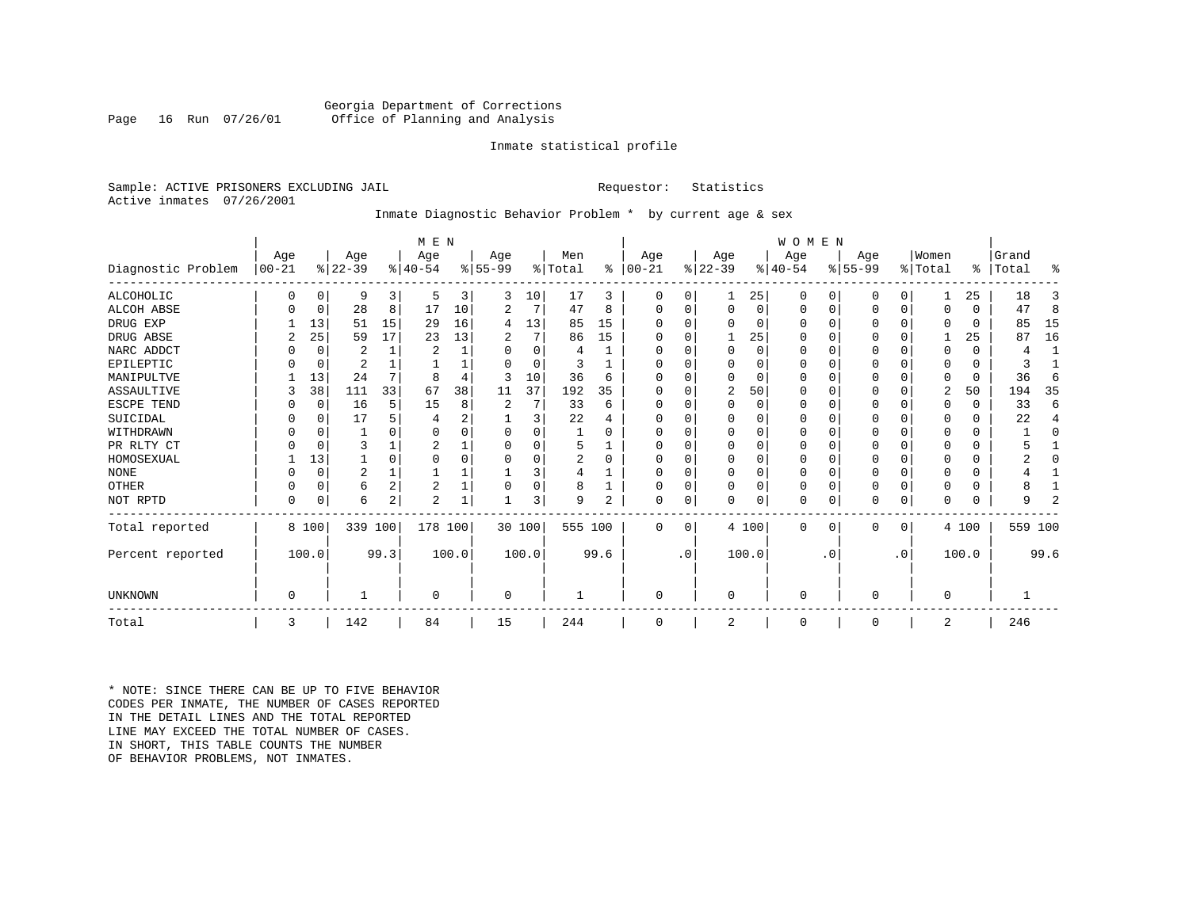Georgia Department of Corrections
Office of Planning and Analysis

Inmate statistical profile

Sample: ACTIVE PRISONERS EXCLUDING JAIL                    Requestor: Statistics
Active inmates 07/26/2001

Inmate Diagnostic Behavior Problem * by current age & sex

| Diagnostic Problem | MEN Age 00-21 | % | Age 22-39 | % | Age 40-54 | % | Age 55-99 | % | Men Total | % | WOMEN Age 00-21 | % | Age 22-39 | % | Age 40-54 | % | Age 55-99 | % | Women Total | % | Grand Total | % |
|---|---|---|---|---|---|---|---|---|---|---|---|---|---|---|---|---|---|---|---|---|---|---|
| ALCOHOLIC | 0 | 0 | 9 | 3 | 5 | 3 | 3 | 10 | 17 | 3 | 0 | 0 | 1 | 25 | 0 | 0 | 0 | 0 | 1 | 25 | 18 | 3 |
| ALCOH ABSE | 0 | 0 | 28 | 8 | 17 | 10 | 2 | 7 | 47 | 8 | 0 | 0 | 0 | 0 | 0 | 0 | 0 | 0 | 0 | 0 | 47 | 8 |
| DRUG EXP | 1 | 13 | 51 | 15 | 29 | 16 | 4 | 13 | 85 | 15 | 0 | 0 | 0 | 0 | 0 | 0 | 0 | 0 | 0 | 0 | 85 | 15 |
| DRUG ABSE | 2 | 25 | 59 | 17 | 23 | 13 | 2 | 7 | 86 | 15 | 0 | 0 | 1 | 25 | 0 | 0 | 0 | 0 | 1 | 25 | 87 | 16 |
| NARC ADDCT | 0 | 0 | 2 | 1 | 2 | 1 | 0 | 0 | 4 | 1 | 0 | 0 | 0 | 0 | 0 | 0 | 0 | 0 | 0 | 0 | 4 | 1 |
| EPILEPTIC | 0 | 0 | 2 | 1 | 1 | 1 | 0 | 0 | 3 | 1 | 0 | 0 | 0 | 0 | 0 | 0 | 0 | 0 | 0 | 0 | 3 | 1 |
| MANIPULTVE | 1 | 13 | 24 | 7 | 8 | 4 | 3 | 10 | 36 | 6 | 0 | 0 | 0 | 0 | 0 | 0 | 0 | 0 | 0 | 0 | 36 | 6 |
| ASSAULTIVE | 3 | 38 | 111 | 33 | 67 | 38 | 11 | 37 | 192 | 35 | 0 | 0 | 2 | 50 | 0 | 0 | 0 | 0 | 2 | 50 | 194 | 35 |
| ESCPE TEND | 0 | 0 | 16 | 5 | 15 | 8 | 2 | 7 | 33 | 6 | 0 | 0 | 0 | 0 | 0 | 0 | 0 | 0 | 0 | 0 | 33 | 6 |
| SUICIDAL | 0 | 0 | 17 | 5 | 4 | 2 | 1 | 3 | 22 | 4 | 0 | 0 | 0 | 0 | 0 | 0 | 0 | 0 | 0 | 0 | 22 | 4 |
| WITHDRAWN | 0 | 0 | 1 | 0 | 0 | 0 | 0 | 0 | 1 | 0 | 0 | 0 | 0 | 0 | 0 | 0 | 0 | 0 | 0 | 0 | 1 | 0 |
| PR RLTY CT | 0 | 0 | 3 | 1 | 2 | 1 | 0 | 0 | 5 | 1 | 0 | 0 | 0 | 0 | 0 | 0 | 0 | 0 | 0 | 0 | 5 | 1 |
| HOMOSEXUAL | 1 | 13 | 1 | 0 | 0 | 0 | 0 | 0 | 2 | 0 | 0 | 0 | 0 | 0 | 0 | 0 | 0 | 0 | 0 | 0 | 2 | 0 |
| NONE | 0 | 0 | 2 | 1 | 1 | 1 | 1 | 3 | 4 | 1 | 0 | 0 | 0 | 0 | 0 | 0 | 0 | 0 | 0 | 0 | 4 | 1 |
| OTHER | 0 | 0 | 6 | 2 | 2 | 1 | 0 | 0 | 8 | 1 | 0 | 0 | 0 | 0 | 0 | 0 | 0 | 0 | 0 | 0 | 8 | 1 |
| NOT RPTD | 0 | 0 | 6 | 2 | 2 | 1 | 1 | 3 | 9 | 2 | 0 | 0 | 0 | 0 | 0 | 0 | 0 | 0 | 0 | 0 | 9 | 2 |
| Total reported | 8 | 100 | 339 | 100 | 178 | 100 | 30 | 100 | 555 | 100 | 0 | 0 | 4 | 100 | 0 | 0 | 0 | 0 | 4 | 100 | 559 | 100 |
| Percent reported | | 100.0 | | 99.3 | | 100.0 | | 100.0 | | 99.6 | | .0 | | 100.0 | | .0 | | .0 | | 100.0 | | 99.6 |
| UNKNOWN | 0 | | 1 | | 0 | | 0 | | 1 | | 0 | | 0 | | 0 | | 0 | | 0 | | 1 | |
| Total | 3 | | 142 | | 84 | | 15 | | 244 | | 0 | | 2 | | 0 | | 0 | | 2 | | 246 | |

\* NOTE: SINCE THERE CAN BE UP TO FIVE BEHAVIOR CODES PER INMATE, THE NUMBER OF CASES REPORTED IN THE DETAIL LINES AND THE TOTAL REPORTED LINE MAY EXCEED THE TOTAL NUMBER OF CASES. IN SHORT, THIS TABLE COUNTS THE NUMBER OF BEHAVIOR PROBLEMS, NOT INMATES.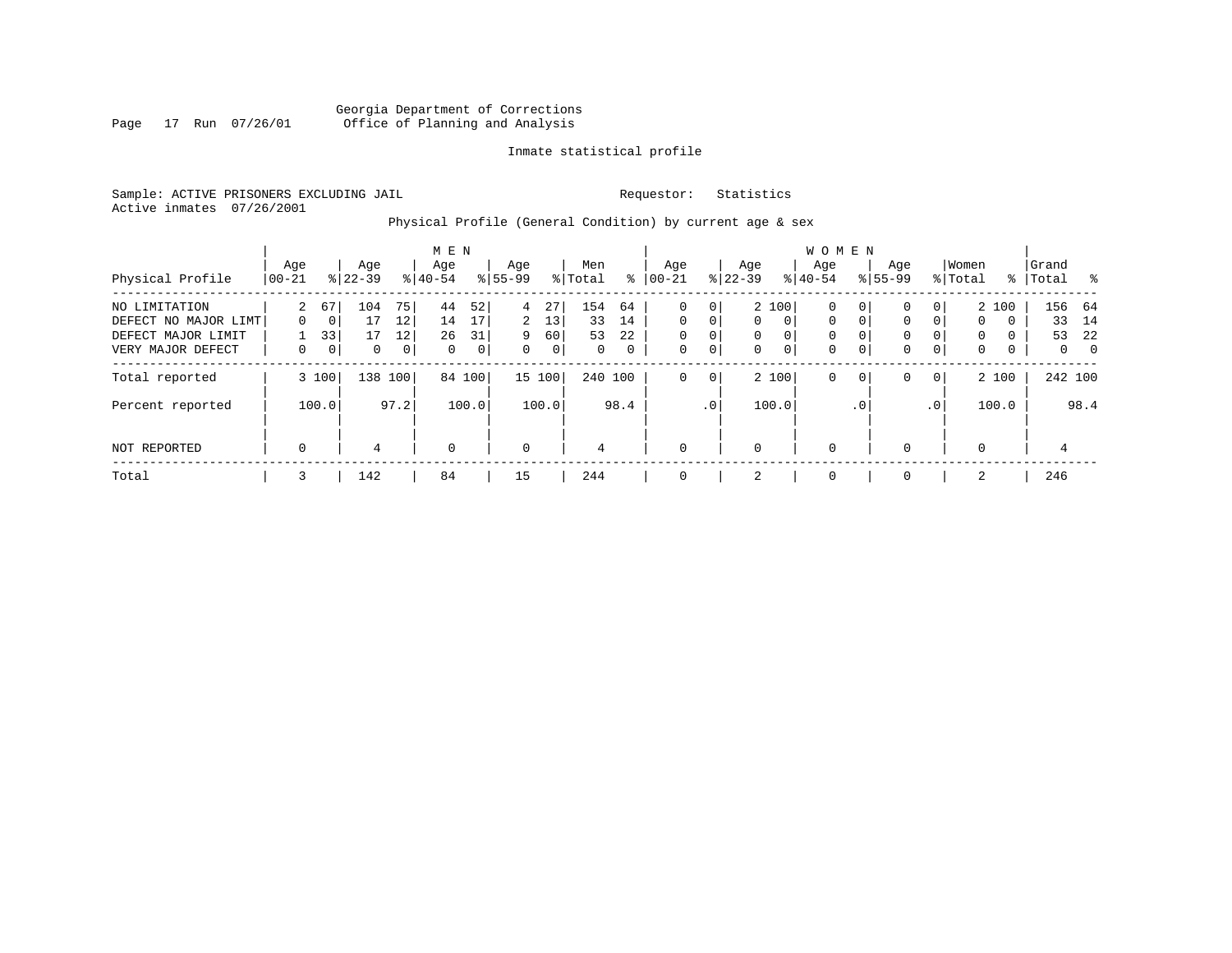Georgia Department of Corrections
Office of Planning and Analysis

Inmate statistical profile

Sample: ACTIVE PRISONERS EXCLUDING JAIL　　　Requestor: Statistics
Active inmates 07/26/2001

Physical Profile (General Condition) by current age & sex

| Physical Profile | MEN Age 00-21 | % | Age 22-39 | % | Age 40-54 | % | Age 55-99 | % | Men Total | % | WOMEN Age 00-21 | % | Age 22-39 | % | Age 40-54 | % | Age 55-99 | % | Women Total | % | Grand Total | % |
|---|---|---|---|---|---|---|---|---|---|---|---|---|---|---|---|---|---|---|---|---|---|---|
| NO LIMITATION | 2 | 67 | 104 | 75 | 44 | 52 | 4 | 27 | 154 | 64 | 0 | 0 | 2 | 100 | 0 | 0 | 0 | 0 | 2 | 100 | 156 | 64 |
| DEFECT NO MAJOR LIMT | 0 | 0 | 17 | 12 | 14 | 17 | 2 | 13 | 33 | 14 | 0 | 0 | 0 | 0 | 0 | 0 | 0 | 0 | 0 | 0 | 33 | 14 |
| DEFECT MAJOR LIMIT | 1 | 33 | 17 | 12 | 26 | 31 | 9 | 60 | 53 | 22 | 0 | 0 | 0 | 0 | 0 | 0 | 0 | 0 | 0 | 0 | 53 | 22 |
| VERY MAJOR DEFECT | 0 | 0 | 0 | 0 | 0 | 0 | 0 | 0 | 0 | 0 | 0 | 0 | 0 | 0 | 0 | 0 | 0 | 0 | 0 | 0 | 0 | 0 |
| Total reported | 3 | 100 | 138 | 100 | 84 | 100 | 15 | 100 | 240 | 100 | 0 | 0 | 2 | 100 | 0 | 0 | 0 | 0 | 2 | 100 | 242 | 100 |
| Percent reported | | 100.0 | | 97.2 | | 100.0 | | 100.0 | | 98.4 | | .0 | | 100.0 | | .0 | | .0 | | 100.0 | | 98.4 |
| NOT REPORTED | 0 | | 4 | | 0 | | 0 | | 4 | | 0 | | 0 | | 0 | | 0 | | 0 | | 4 | |
| Total | 3 | | 142 | | 84 | | 15 | | 244 | | 0 | | 2 | | 0 | | 0 | | 2 | | 246 | |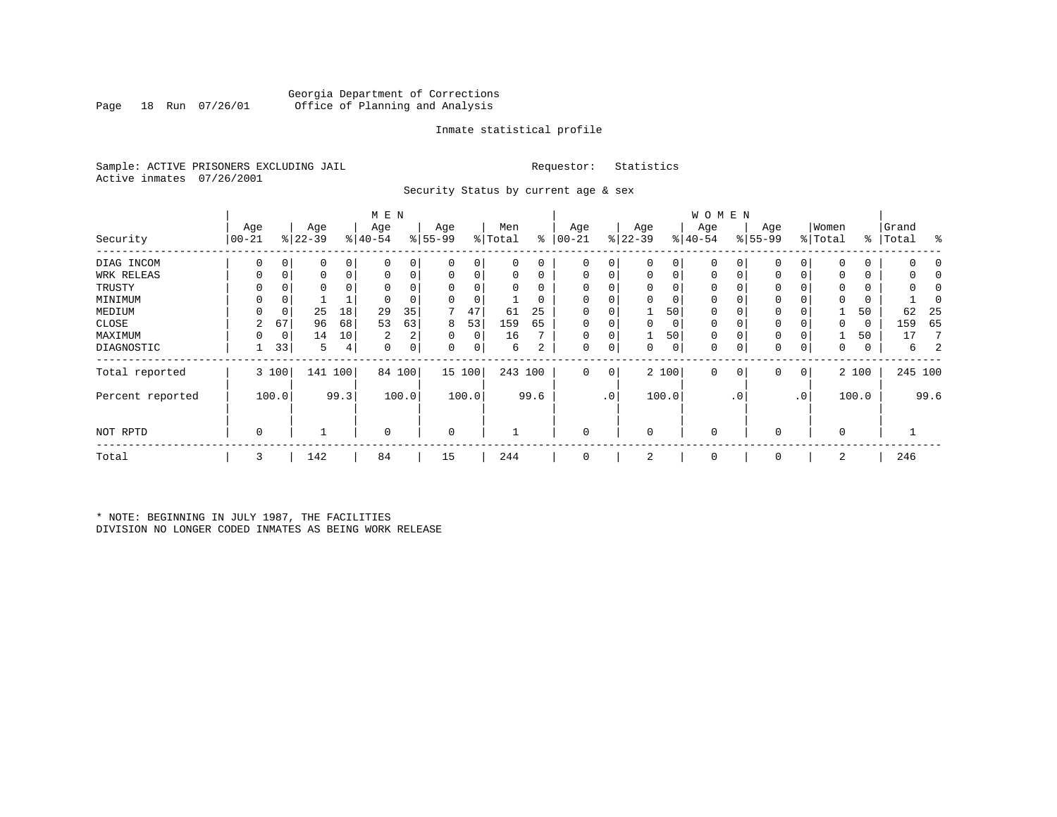Georgia Department of Corrections
Office of Planning and Analysis

Inmate statistical profile

Sample: ACTIVE PRISONERS EXCLUDING JAIL    Requestor: Statistics
Active inmates 07/26/2001

Security Status by current age & sex

| Security | MEN Age 00-21 | % | Age 22-39 | % | Age 40-54 | % | Age 55-99 | % | Men Total | % | WOMEN Age 00-21 | % | Age 22-39 | % | Age 40-54 | % | Age 55-99 | % | Women Total | % | Grand Total | % |
|---|---|---|---|---|---|---|---|---|---|---|---|---|---|---|---|---|---|---|---|---|---|---|
| DIAG INCOM | 0 | 0 | 0 | 0 | 0 | 0 | 0 | 0 | 0 | 0 | 0 | 0 | 0 | 0 | 0 | 0 | 0 | 0 | 0 | 0 | 0 | 0 |
| WRK RELEAS | 0 | 0 | 0 | 0 | 0 | 0 | 0 | 0 | 0 | 0 | 0 | 0 | 0 | 0 | 0 | 0 | 0 | 0 | 0 | 0 | 0 | 0 |
| TRUSTY | 0 | 0 | 0 | 0 | 0 | 0 | 0 | 0 | 0 | 0 | 0 | 0 | 0 | 0 | 0 | 0 | 0 | 0 | 0 | 0 | 0 | 0 |
| MINIMUM | 0 | 0 | 1 | 1 | 0 | 0 | 0 | 0 | 1 | 0 | 0 | 0 | 0 | 0 | 0 | 0 | 0 | 0 | 0 | 0 | 1 | 0 |
| MEDIUM | 0 | 0 | 25 | 18 | 29 | 35 | 7 | 47 | 61 | 25 | 0 | 0 | 1 | 50 | 0 | 0 | 0 | 0 | 1 | 50 | 62 | 25 |
| CLOSE | 2 | 67 | 96 | 68 | 53 | 63 | 8 | 53 | 159 | 65 | 0 | 0 | 0 | 0 | 0 | 0 | 0 | 0 | 0 | 0 | 159 | 65 |
| MAXIMUM | 0 | 0 | 14 | 10 | 2 | 2 | 0 | 0 | 16 | 7 | 0 | 0 | 1 | 50 | 0 | 0 | 0 | 0 | 1 | 50 | 17 | 7 |
| DIAGNOSTIC | 1 | 33 | 5 | 4 | 0 | 0 | 0 | 0 | 6 | 2 | 0 | 0 | 0 | 0 | 0 | 0 | 0 | 0 | 0 | 0 | 6 | 2 |
| Total reported | 3 | 100 | 141 | 100 | 84 | 100 | 15 | 100 | 243 | 100 | 0 | 0 | 2 | 100 | 0 | 0 | 0 | 0 | 2 | 100 | 245 | 100 |
| Percent reported | | 100.0 | | 99.3 | | 100.0 | | 100.0 | | 99.6 | | .0 | | 100.0 | | .0 | | .0 | | 100.0 | | 99.6 |
| NOT RPTD | 0 | | 1 | | 0 | | 0 | | 1 | | 0 | | 0 | | 0 | | 0 | | 0 | | 1 | |
| Total | 3 | | 142 | | 84 | | 15 | | 244 | | 0 | | 2 | | 0 | | 0 | | 2 | | 246 | |

* NOTE: BEGINNING IN JULY 1987, THE FACILITIES
DIVISION NO LONGER CODED INMATES AS BEING WORK RELEASE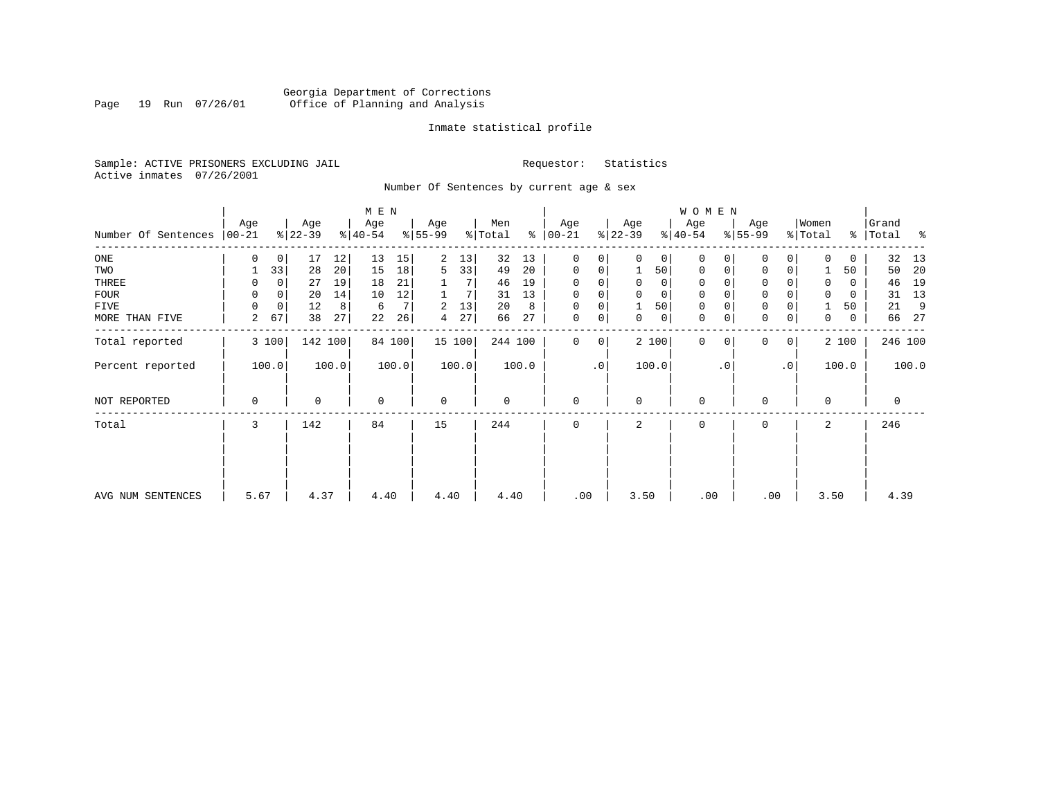Georgia Department of Corrections
Office of Planning and Analysis

Inmate statistical profile

Sample: ACTIVE PRISONERS EXCLUDING JAIL

Requestor: Statistics

Active inmates 07/26/2001

Number Of Sentences by current age & sex

| Number Of Sentences | MEN Age 00-21 | % | Age 22-39 | % | Age 40-54 | % | Age 55-99 | % | Men Total | % | WOMEN Age 00-21 | % | Age 22-39 | % | Age 40-54 | % | Age 55-99 | % | Women Total | % | Grand Total | % |
|---|---|---|---|---|---|---|---|---|---|---|---|---|---|---|---|---|---|---|---|---|---|---|
| ONE | 0 | 0 | 17 | 12 | 13 | 15 | 2 | 13 | 32 | 13 | 0 | 0 | 0 | 0 | 0 | 0 | 0 | 0 | 0 | 0 | 32 | 13 |
| TWO | 1 | 33 | 28 | 20 | 15 | 18 | 5 | 33 | 49 | 20 | 0 | 0 | 1 | 50 | 0 | 0 | 0 | 0 | 1 | 50 | 50 | 20 |
| THREE | 0 | 0 | 27 | 19 | 18 | 21 | 1 | 7 | 46 | 19 | 0 | 0 | 0 | 0 | 0 | 0 | 0 | 0 | 0 | 0 | 46 | 19 |
| FOUR | 0 | 0 | 20 | 14 | 10 | 12 | 1 | 7 | 31 | 13 | 0 | 0 | 0 | 0 | 0 | 0 | 0 | 0 | 0 | 0 | 31 | 13 |
| FIVE | 0 | 0 | 12 | 8 | 6 | 7 | 2 | 13 | 20 | 8 | 0 | 0 | 1 | 50 | 0 | 0 | 0 | 0 | 1 | 50 | 21 | 9 |
| MORE THAN FIVE | 2 | 67 | 38 | 27 | 22 | 26 | 4 | 27 | 66 | 27 | 0 | 0 | 0 | 0 | 0 | 0 | 0 | 0 | 0 | 0 | 66 | 27 |
| Total reported | 3 | 100 | 142 | 100 | 84 | 100 | 15 | 100 | 244 | 100 | 0 | 0 | 2 | 100 | 0 | 0 | 0 | 0 | 2 | 100 | 246 | 100 |
| Percent reported | | 100.0 | | 100.0 | | 100.0 | | 100.0 | | 100.0 | | .0 | | 100.0 | | .0 | | .0 | | 100.0 | | 100.0 |
| NOT REPORTED | 0 | | 0 | | 0 | | 0 | | 0 | | 0 | | 0 | | 0 | | 0 | | 0 | | 0 | |
| Total | 3 | | 142 | | 84 | | 15 | | 244 | | 0 | | 2 | | 0 | | 0 | | 2 | | 246 | |
| AVG NUM SENTENCES | 5.67 | | 4.37 | | 4.40 | | 4.40 | | 4.40 | | .00 | | 3.50 | | .00 | | .00 | | 3.50 | | 4.39 | |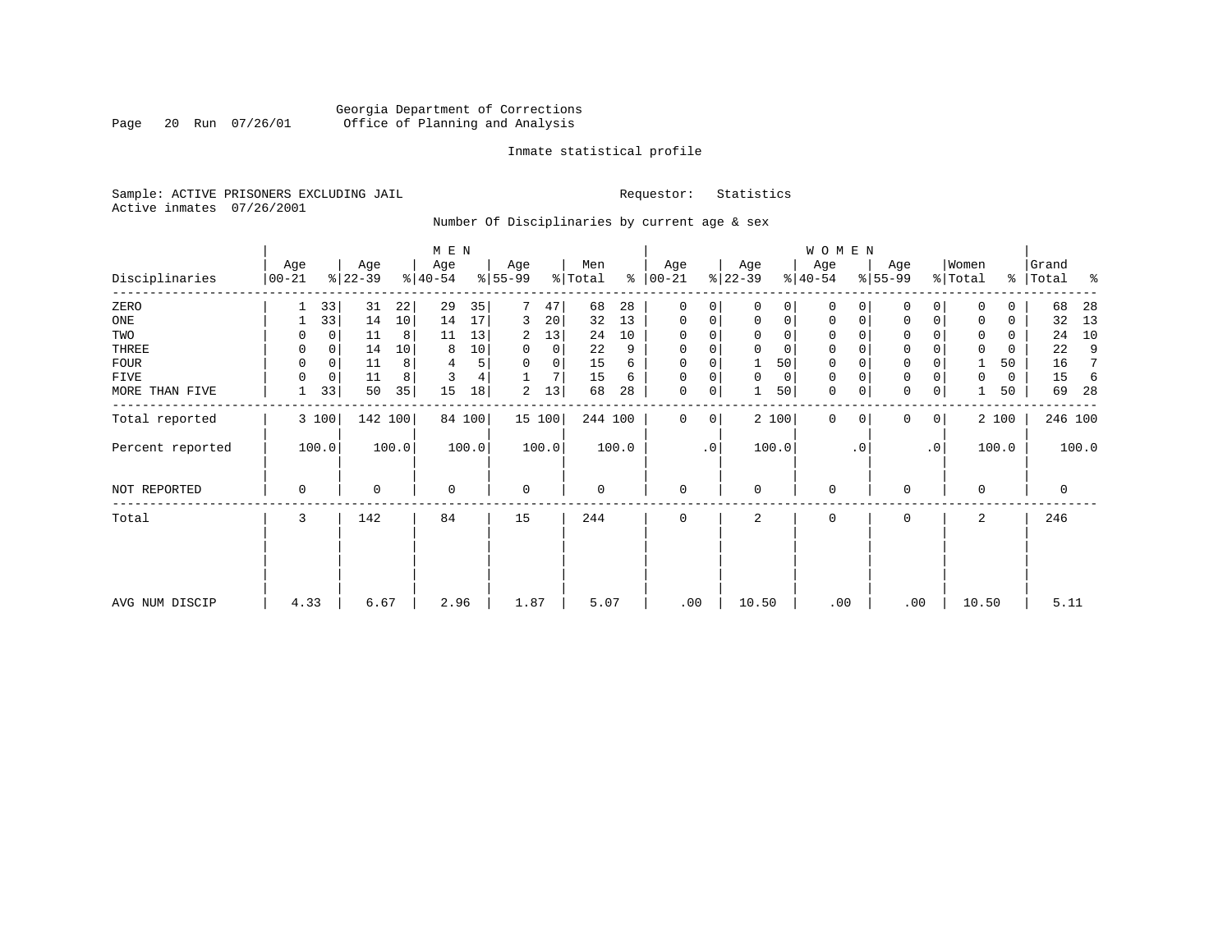Georgia Department of Corrections
Office of Planning and Analysis

Inmate statistical profile

Sample: ACTIVE PRISONERS EXCLUDING JAIL    Requestor: Statistics
Active inmates 07/26/2001

Number Of Disciplinaries by current age & sex

| Disciplinaries | MEN Age 00-21 | % | Age 22-39 | % | Age 40-54 | % | Age 55-99 | % | Men Total | % | WOMEN Age 00-21 | % | Age 22-39 | % | Age 40-54 | % | Age 55-99 | % | Women Total | % | Grand Total | % |
|---|---|---|---|---|---|---|---|---|---|---|---|---|---|---|---|---|---|---|---|---|---|---|
| ZERO | 1 | 33 | 31 | 22 | 29 | 35 | 7 | 47 | 68 | 28 | 0 | 0 | 0 | 0 | 0 | 0 | 0 | 0 | 0 | 0 | 68 | 28 |
| ONE | 1 | 33 | 14 | 10 | 14 | 17 | 3 | 20 | 32 | 13 | 0 | 0 | 0 | 0 | 0 | 0 | 0 | 0 | 0 | 0 | 32 | 13 |
| TWO | 0 | 0 | 11 | 8 | 11 | 13 | 2 | 13 | 24 | 10 | 0 | 0 | 0 | 0 | 0 | 0 | 0 | 0 | 0 | 0 | 24 | 10 |
| THREE | 0 | 0 | 14 | 10 | 8 | 10 | 0 | 0 | 22 | 9 | 0 | 0 | 0 | 0 | 0 | 0 | 0 | 0 | 0 | 0 | 22 | 9 |
| FOUR | 0 | 0 | 11 | 8 | 4 | 5 | 0 | 0 | 15 | 6 | 0 | 0 | 1 | 50 | 0 | 0 | 0 | 0 | 1 | 50 | 16 | 7 |
| FIVE | 0 | 0 | 11 | 8 | 3 | 4 | 1 | 7 | 15 | 6 | 0 | 0 | 0 | 0 | 0 | 0 | 0 | 0 | 0 | 0 | 15 | 6 |
| MORE THAN FIVE | 1 | 33 | 50 | 35 | 15 | 18 | 2 | 13 | 68 | 28 | 0 | 0 | 1 | 50 | 0 | 0 | 0 | 0 | 1 | 50 | 69 | 28 |
| Total reported | 3 | 100 | 142 | 100 | 84 | 100 | 15 | 100 | 244 | 100 | 0 | 0 | 2 | 100 | 0 | 0 | 0 | 0 | 2 | 100 | 246 | 100 |
| Percent reported | | 100.0 | | 100.0 | | 100.0 | | 100.0 | | 100.0 | | .0 | | 100.0 | | .0 | | .0 | | 100.0 | | 100.0 |
| NOT REPORTED | 0 | | 0 | | 0 | | 0 | | 0 | | 0 | | 0 | | 0 | | 0 | | 0 | | 0 | |
| Total | 3 | | 142 | | 84 | | 15 | | 244 | | 0 | | 2 | | 0 | | 0 | | 2 | | 246 | |
| AVG NUM DISCIP | 4.33 | | 6.67 | | 2.96 | | 1.87 | | 5.07 | | .00 | | 10.50 | | .00 | | .00 | | 10.50 | | 5.11 | |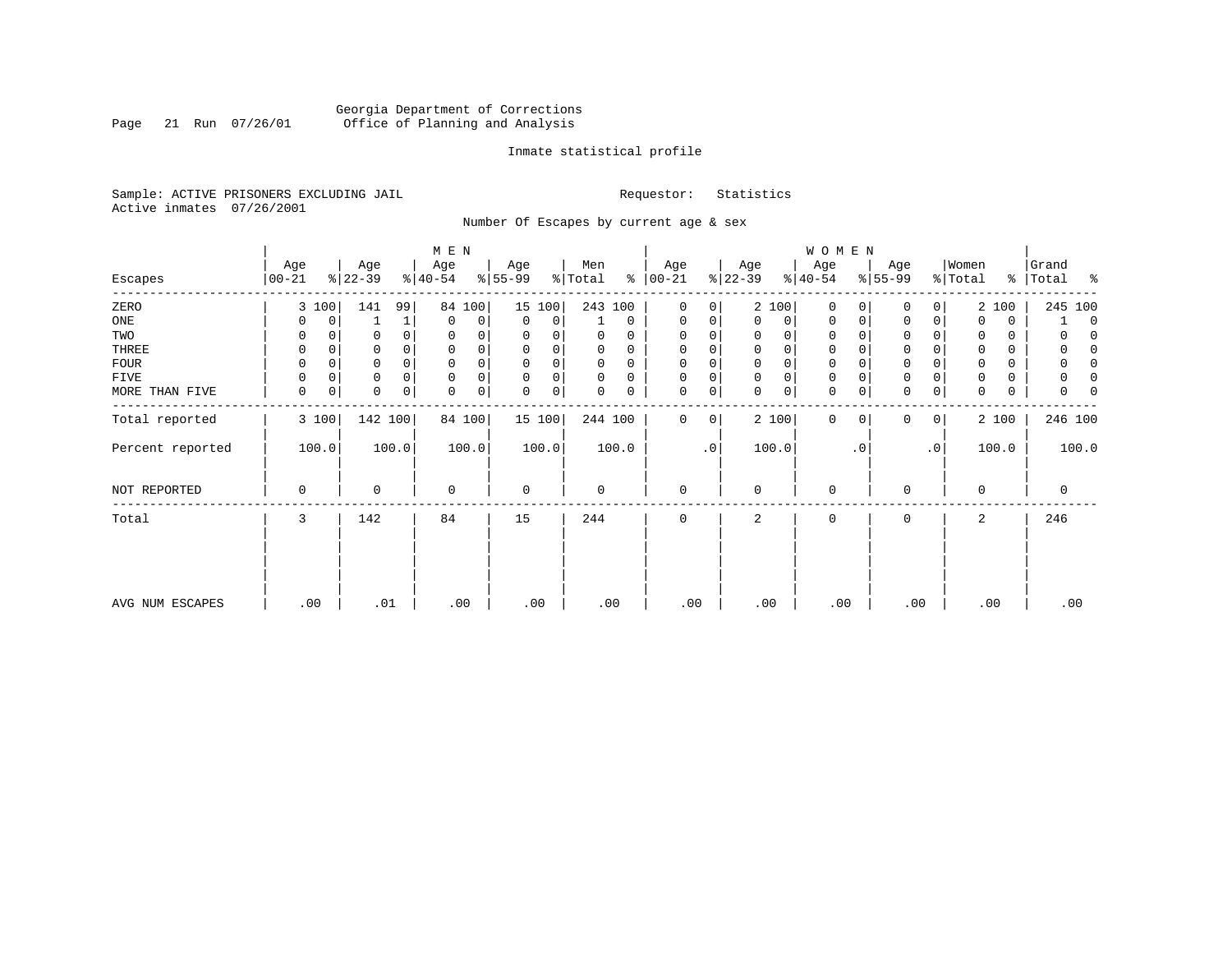Georgia Department of Corrections
Office of Planning and Analysis

Inmate statistical profile

Sample: ACTIVE PRISONERS EXCLUDING JAIL

Requestor: Statistics

Active inmates 07/26/2001

Number Of Escapes by current age & sex

| Escapes | MEN Age 00-21 | % | Age 22-39 | % | Age 40-54 | % | Age 55-99 | % | Men Total | % | WOMEN Age 00-21 | % | Age 22-39 | % | Age 40-54 | % | Age 55-99 | % | Women Total | % | Grand Total | % |
|---|---|---|---|---|---|---|---|---|---|---|---|---|---|---|---|---|---|---|---|---|---|---|
| ZERO | 3 | 100 | 141 | 99 | 84 | 100 | 15 | 100 | 243 | 100 | 0 | 0 | 2 | 100 | 0 | 0 | 0 | 0 | 2 | 100 | 245 | 100 |
| ONE | 0 | 0 | 1 | 1 | 0 | 0 | 0 | 0 | 1 | 0 | 0 | 0 | 0 | 0 | 0 | 0 | 0 | 0 | 0 | 0 | 1 | 0 |
| TWO | 0 | 0 | 0 | 0 | 0 | 0 | 0 | 0 | 0 | 0 | 0 | 0 | 0 | 0 | 0 | 0 | 0 | 0 | 0 | 0 | 0 | 0 |
| THREE | 0 | 0 | 0 | 0 | 0 | 0 | 0 | 0 | 0 | 0 | 0 | 0 | 0 | 0 | 0 | 0 | 0 | 0 | 0 | 0 | 0 | 0 |
| FOUR | 0 | 0 | 0 | 0 | 0 | 0 | 0 | 0 | 0 | 0 | 0 | 0 | 0 | 0 | 0 | 0 | 0 | 0 | 0 | 0 | 0 | 0 |
| FIVE | 0 | 0 | 0 | 0 | 0 | 0 | 0 | 0 | 0 | 0 | 0 | 0 | 0 | 0 | 0 | 0 | 0 | 0 | 0 | 0 | 0 | 0 |
| MORE THAN FIVE | 0 | 0 | 0 | 0 | 0 | 0 | 0 | 0 | 0 | 0 | 0 | 0 | 0 | 0 | 0 | 0 | 0 | 0 | 0 | 0 | 0 | 0 |
| Total reported | 3 | 100 | 142 | 100 | 84 | 100 | 15 | 100 | 244 | 100 | 0 | 0 | 2 | 100 | 0 | 0 | 0 | 0 | 2 | 100 | 246 | 100 |
| Percent reported | 100.0 | | 100.0 | | 100.0 | | 100.0 | | 100.0 | | .0 | | 100.0 | | .0 | | .0 | | 100.0 | | 100.0 | |
| NOT REPORTED | 0 | | 0 | | 0 | | 0 | | 0 | | 0 | | 0 | | 0 | | 0 | | 0 | | 0 | |
| Total | 3 | | 142 | | 84 | | 15 | | 244 | | 0 | | 2 | | 0 | | 0 | | 2 | | 246 | |
| AVG NUM ESCAPES | .00 | | .01 | | .00 | | .00 | | .00 | | .00 | | .00 | | .00 | | .00 | | .00 | | .00 | |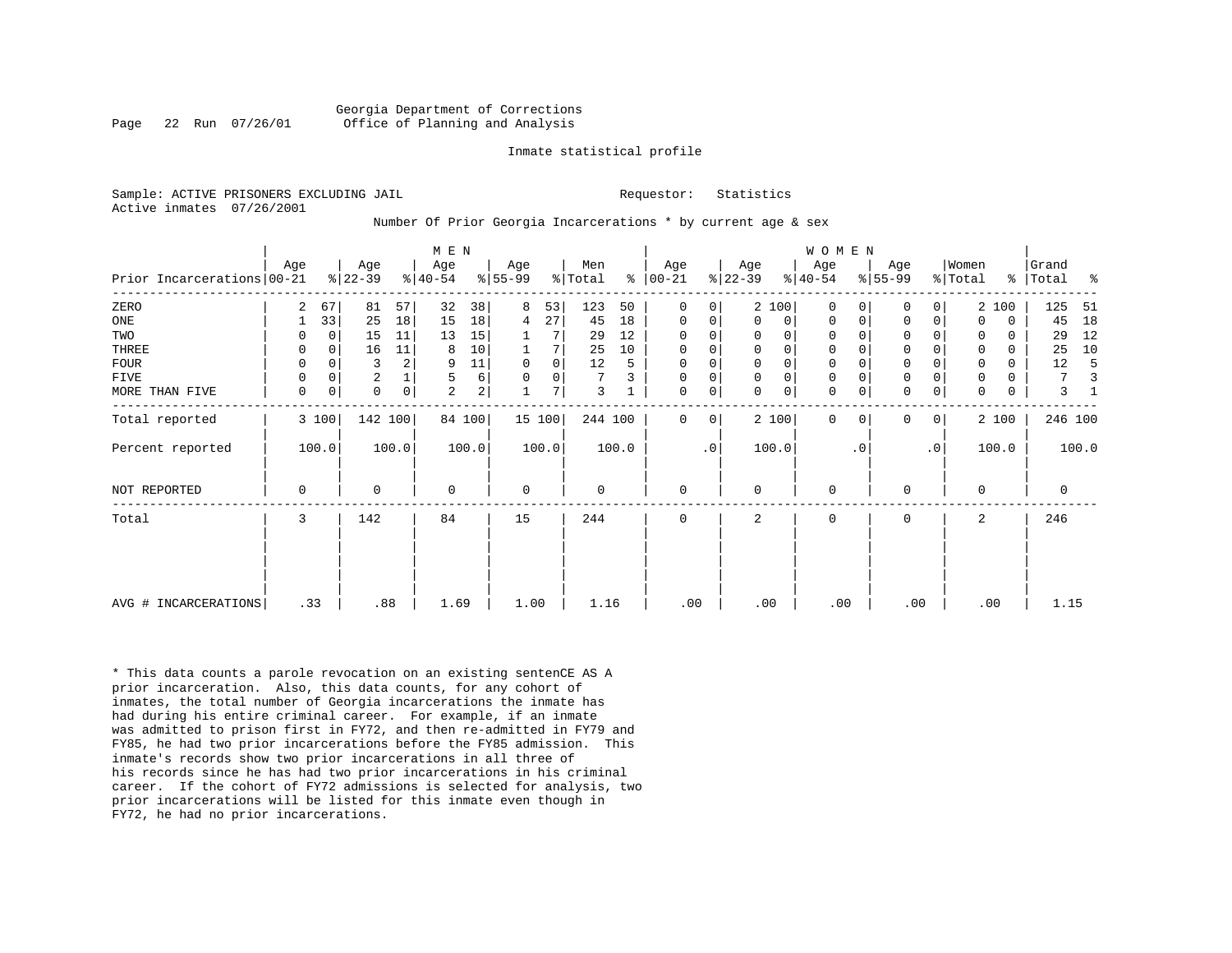Georgia Department of Corrections
Office of Planning and Analysis

Inmate statistical profile

Sample: ACTIVE PRISONERS EXCLUDING JAIL

Requestor: Statistics

Active inmates 07/26/2001

Number Of Prior Georgia Incarcerations * by current age & sex

| Prior Incarcerations | MEN Age 00-21 | % | Age 22-39 | % | Age 40-54 | % | Age 55-99 | % | Men Total | % | WOMEN Age 00-21 | % | Age 22-39 | % | Age 40-54 | % | Age 55-99 | % | Women Total | % | Grand Total | % |
|---|---|---|---|---|---|---|---|---|---|---|---|---|---|---|---|---|---|---|---|---|---|---|
| ZERO | 2 | 67 | 81 | 57 | 32 | 38 | 8 | 53 | 123 | 50 | 0 | 0 | 2 | 100 | 0 | 0 | 0 | 0 | 2 | 100 | 125 | 51 |
| ONE | 1 | 33 | 25 | 18 | 15 | 18 | 4 | 27 | 45 | 18 | 0 | 0 | 0 | 0 | 0 | 0 | 0 | 0 | 0 | 0 | 45 | 18 |
| TWO | 0 | 0 | 15 | 11 | 13 | 15 | 1 | 7 | 29 | 12 | 0 | 0 | 0 | 0 | 0 | 0 | 0 | 0 | 0 | 0 | 29 | 12 |
| THREE | 0 | 0 | 16 | 11 | 8 | 10 | 1 | 7 | 25 | 10 | 0 | 0 | 0 | 0 | 0 | 0 | 0 | 0 | 0 | 0 | 25 | 10 |
| FOUR | 0 | 0 | 3 | 2 | 9 | 11 | 0 | 0 | 12 | 5 | 0 | 0 | 0 | 0 | 0 | 0 | 0 | 0 | 0 | 0 | 12 | 5 |
| FIVE | 0 | 0 | 2 | 1 | 5 | 6 | 0 | 0 | 7 | 3 | 0 | 0 | 0 | 0 | 0 | 0 | 0 | 0 | 0 | 0 | 7 | 3 |
| MORE THAN FIVE | 0 | 0 | 0 | 0 | 2 | 2 | 1 | 7 | 3 | 1 | 0 | 0 | 0 | 0 | 0 | 0 | 0 | 0 | 0 | 0 | 3 | 1 |
| Total reported | 3 | 100 | 142 | 100 | 84 | 100 | 15 | 100 | 244 | 100 | 0 | 0 | 2 | 100 | 0 | 0 | 0 | 0 | 2 | 100 | 246 | 100 |
| Percent reported | 100.0 | | 100.0 | | 100.0 | | 100.0 | | 100.0 | | .0 | | 100.0 | | .0 | | .0 | | 100.0 | | 100.0 | |
| NOT REPORTED | 0 | | 0 | | 0 | | 0 | | 0 | | 0 | | 0 | | 0 | | 0 | | 0 | | 0 | |
| Total | 3 | | 142 | | 84 | | 15 | | 244 | | 0 | | 2 | | 0 | | 0 | | 2 | | 246 | |
| AVG # INCARCERATIONS | .33 | | .88 | | 1.69 | | 1.00 | | 1.16 | | .00 | | .00 | | .00 | | .00 | | .00 | | 1.15 | |

* This data counts a parole revocation on an existing sentenCE AS A prior incarceration. Also, this data counts, for any cohort of inmates, the total number of Georgia incarcerations the inmate has had during his entire criminal career. For example, if an inmate was admitted to prison first in FY72, and then re-admitted in FY79 and FY85, he had two prior incarcerations before the FY85 admission. This inmate's records show two prior incarcerations in all three of his records since he has had two prior incarcerations in his criminal career. If the cohort of FY72 admissions is selected for analysis, two prior incarcerations will be listed for this inmate even though in FY72, he had no prior incarcerations.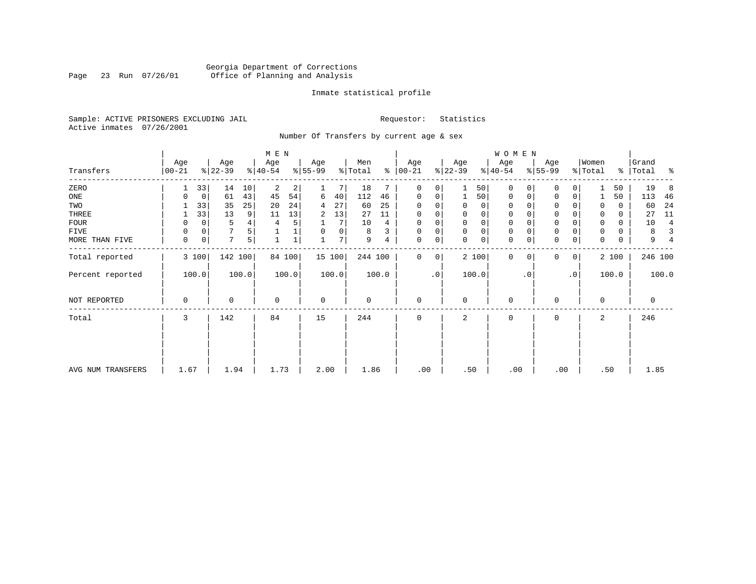Georgia Department of Corrections
Office of Planning and Analysis

Inmate statistical profile

Sample: ACTIVE PRISONERS EXCLUDING JAIL
Active inmates 07/26/2001

Requestor: Statistics

Number Of Transfers by current age & sex

| | MEN | | | | | | | | | | WOMEN | | | | | | | | | | Grand | |
|---|---|---|---|---|---|---|---|---|---|---|---|---|---|---|---|---|---|---|---|---|---|---|
| Transfers | Age 00-21 | % | Age 22-39 | % | Age 40-54 | % | Age 55-99 | % | Men Total | % | Age 00-21 | % | Age 22-39 | % | Age 40-54 | % | Age 55-99 | % | Women Total | % | Total | % |
| ZERO | 1 | 33 | 14 | 10 | 2 | 2 | 1 | 7 | 18 | 7 | 0 | 0 | 1 | 50 | 0 | 0 | 0 | 0 | 1 | 50 | 19 | 8 |
| ONE | 0 | 0 | 61 | 43 | 45 | 54 | 6 | 40 | 112 | 46 | 0 | 0 | 1 | 50 | 0 | 0 | 0 | 0 | 1 | 50 | 113 | 46 |
| TWO | 1 | 33 | 35 | 25 | 20 | 24 | 4 | 27 | 60 | 25 | 0 | 0 | 0 | 0 | 0 | 0 | 0 | 0 | 0 | 0 | 60 | 24 |
| THREE | 1 | 33 | 13 | 9 | 11 | 13 | 2 | 13 | 27 | 11 | 0 | 0 | 0 | 0 | 0 | 0 | 0 | 0 | 0 | 0 | 27 | 11 |
| FOUR | 0 | 0 | 5 | 4 | 4 | 5 | 1 | 7 | 10 | 4 | 0 | 0 | 0 | 0 | 0 | 0 | 0 | 0 | 0 | 0 | 10 | 4 |
| FIVE | 0 | 0 | 7 | 5 | 1 | 1 | 0 | 0 | 8 | 3 | 0 | 0 | 0 | 0 | 0 | 0 | 0 | 0 | 0 | 0 | 8 | 3 |
| MORE THAN FIVE | 0 | 0 | 7 | 5 | 1 | 1 | 1 | 7 | 9 | 4 | 0 | 0 | 0 | 0 | 0 | 0 | 0 | 0 | 0 | 0 | 9 | 4 |
| Total reported | 3 | 100 | 142 | 100 | 84 | 100 | 15 | 100 | 244 | 100 | 0 | 0 | 2 | 100 | 0 | 0 | 0 | 0 | 2 | 100 | 246 | 100 |
| Percent reported | 100.0 | | 100.0 | | 100.0 | | 100.0 | | 100.0 | | .0 | | 100.0 | | .0 | | .0 | | 100.0 | | 100.0 | |
| NOT REPORTED | 0 | | 0 | | 0 | | 0 | | 0 | | 0 | | 0 | | 0 | | 0 | | 0 | | 0 | |
| Total | 3 | | 142 | | 84 | | 15 | | 244 | | 0 | | 2 | | 0 | | 0 | | 2 | | 246 | |
| AVG NUM TRANSFERS | 1.67 | | 1.94 | | 1.73 | | 2.00 | | 1.86 | | .00 | | .50 | | .00 | | .00 | | .50 | | 1.85 | |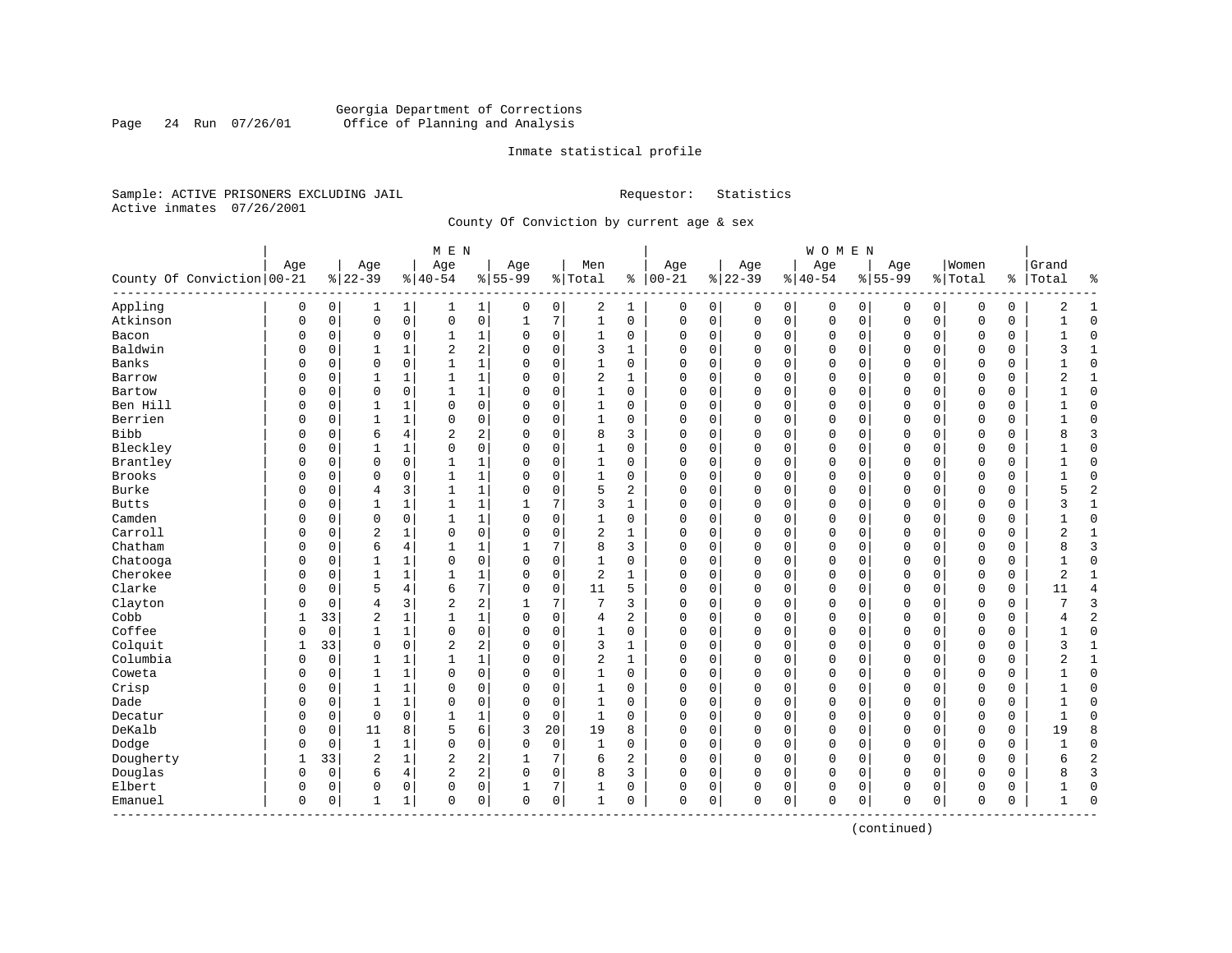Georgia Department of Corrections
Office of Planning and Analysis

Inmate statistical profile

Sample: ACTIVE PRISONERS EXCLUDING JAIL　　　　Requestor: Statistics
Active inmates 07/26/2001

County Of Conviction by current age & sex

| County Of Conviction | MEN Age 00-21 | % | Age 22-39 | % | Age 40-54 | % | Age 55-99 | % | Men Total | % | WOMEN Age 00-21 | % | Age 22-39 | % | Age 40-54 | % | Age 55-99 | % | Women Total | % | Grand Total | % |
|---|---|---|---|---|---|---|---|---|---|---|---|---|---|---|---|---|---|---|---|---|---|---|
| Appling | 0 | 0 | 1 | 1 | 1 | 1 | 0 | 0 | 2 | 1 | 0 | 0 | 0 | 0 | 0 | 0 | 0 | 0 | 0 | 0 | 2 | 1 |
| Atkinson | 0 | 0 | 0 | 0 | 0 | 0 | 1 | 7 | 1 | 0 | 0 | 0 | 0 | 0 | 0 | 0 | 0 | 0 | 0 | 0 | 1 | 0 |
| Bacon | 0 | 0 | 0 | 0 | 1 | 1 | 0 | 0 | 1 | 0 | 0 | 0 | 0 | 0 | 0 | 0 | 0 | 0 | 0 | 0 | 1 | 0 |
| Baldwin | 0 | 0 | 1 | 1 | 2 | 2 | 0 | 0 | 3 | 1 | 0 | 0 | 0 | 0 | 0 | 0 | 0 | 0 | 0 | 0 | 3 | 1 |
| Banks | 0 | 0 | 0 | 0 | 1 | 1 | 0 | 0 | 1 | 0 | 0 | 0 | 0 | 0 | 0 | 0 | 0 | 0 | 0 | 0 | 1 | 0 |
| Barrow | 0 | 0 | 1 | 1 | 1 | 1 | 0 | 0 | 2 | 1 | 0 | 0 | 0 | 0 | 0 | 0 | 0 | 0 | 0 | 0 | 2 | 1 |
| Bartow | 0 | 0 | 0 | 0 | 1 | 1 | 0 | 0 | 1 | 0 | 0 | 0 | 0 | 0 | 0 | 0 | 0 | 0 | 0 | 0 | 1 | 0 |
| Ben Hill | 0 | 0 | 1 | 1 | 0 | 0 | 0 | 0 | 1 | 0 | 0 | 0 | 0 | 0 | 0 | 0 | 0 | 0 | 0 | 0 | 1 | 0 |
| Berrien | 0 | 0 | 1 | 1 | 0 | 0 | 0 | 0 | 1 | 0 | 0 | 0 | 0 | 0 | 0 | 0 | 0 | 0 | 0 | 0 | 1 | 0 |
| Bibb | 0 | 0 | 6 | 4 | 2 | 2 | 0 | 0 | 8 | 3 | 0 | 0 | 0 | 0 | 0 | 0 | 0 | 0 | 0 | 0 | 8 | 3 |
| Bleckley | 0 | 0 | 1 | 1 | 0 | 0 | 0 | 0 | 1 | 0 | 0 | 0 | 0 | 0 | 0 | 0 | 0 | 0 | 0 | 0 | 1 | 0 |
| Brantley | 0 | 0 | 0 | 0 | 1 | 1 | 0 | 0 | 1 | 0 | 0 | 0 | 0 | 0 | 0 | 0 | 0 | 0 | 0 | 0 | 1 | 0 |
| Brooks | 0 | 0 | 0 | 0 | 1 | 1 | 0 | 0 | 1 | 0 | 0 | 0 | 0 | 0 | 0 | 0 | 0 | 0 | 0 | 0 | 1 | 0 |
| Burke | 0 | 0 | 4 | 3 | 1 | 1 | 0 | 0 | 5 | 2 | 0 | 0 | 0 | 0 | 0 | 0 | 0 | 0 | 0 | 0 | 5 | 2 |
| Butts | 0 | 0 | 1 | 1 | 1 | 1 | 1 | 7 | 3 | 1 | 0 | 0 | 0 | 0 | 0 | 0 | 0 | 0 | 0 | 0 | 3 | 1 |
| Camden | 0 | 0 | 0 | 0 | 1 | 1 | 0 | 0 | 1 | 0 | 0 | 0 | 0 | 0 | 0 | 0 | 0 | 0 | 0 | 0 | 1 | 0 |
| Carroll | 0 | 0 | 2 | 1 | 0 | 0 | 0 | 0 | 2 | 1 | 0 | 0 | 0 | 0 | 0 | 0 | 0 | 0 | 0 | 0 | 2 | 1 |
| Chatham | 0 | 0 | 6 | 4 | 1 | 1 | 1 | 7 | 8 | 3 | 0 | 0 | 0 | 0 | 0 | 0 | 0 | 0 | 0 | 0 | 8 | 3 |
| Chatooga | 0 | 0 | 1 | 1 | 0 | 0 | 0 | 0 | 1 | 0 | 0 | 0 | 0 | 0 | 0 | 0 | 0 | 0 | 0 | 0 | 1 | 0 |
| Cherokee | 0 | 0 | 1 | 1 | 1 | 1 | 0 | 0 | 2 | 1 | 0 | 0 | 0 | 0 | 0 | 0 | 0 | 0 | 0 | 0 | 2 | 1 |
| Clarke | 0 | 0 | 5 | 4 | 6 | 7 | 0 | 0 | 11 | 5 | 0 | 0 | 0 | 0 | 0 | 0 | 0 | 0 | 0 | 0 | 11 | 4 |
| Clayton | 0 | 0 | 4 | 3 | 2 | 2 | 1 | 7 | 7 | 3 | 0 | 0 | 0 | 0 | 0 | 0 | 0 | 0 | 0 | 0 | 7 | 3 |
| Cobb | 1 | 33 | 2 | 1 | 1 | 1 | 0 | 0 | 4 | 2 | 0 | 0 | 0 | 0 | 0 | 0 | 0 | 0 | 0 | 0 | 4 | 2 |
| Coffee | 0 | 0 | 1 | 1 | 0 | 0 | 0 | 0 | 1 | 0 | 0 | 0 | 0 | 0 | 0 | 0 | 0 | 0 | 0 | 0 | 1 | 0 |
| Colquit | 1 | 33 | 0 | 0 | 2 | 2 | 0 | 0 | 3 | 1 | 0 | 0 | 0 | 0 | 0 | 0 | 0 | 0 | 0 | 0 | 3 | 1 |
| Columbia | 0 | 0 | 1 | 1 | 1 | 1 | 0 | 0 | 2 | 1 | 0 | 0 | 0 | 0 | 0 | 0 | 0 | 0 | 0 | 0 | 2 | 1 |
| Coweta | 0 | 0 | 1 | 1 | 0 | 0 | 0 | 0 | 1 | 0 | 0 | 0 | 0 | 0 | 0 | 0 | 0 | 0 | 0 | 0 | 1 | 0 |
| Crisp | 0 | 0 | 1 | 1 | 0 | 0 | 0 | 0 | 1 | 0 | 0 | 0 | 0 | 0 | 0 | 0 | 0 | 0 | 0 | 0 | 1 | 0 |
| Dade | 0 | 0 | 1 | 1 | 0 | 0 | 0 | 0 | 1 | 0 | 0 | 0 | 0 | 0 | 0 | 0 | 0 | 0 | 0 | 0 | 1 | 0 |
| Decatur | 0 | 0 | 0 | 0 | 1 | 1 | 0 | 0 | 1 | 0 | 0 | 0 | 0 | 0 | 0 | 0 | 0 | 0 | 0 | 0 | 1 | 0 |
| DeKalb | 0 | 0 | 11 | 8 | 5 | 6 | 3 | 20 | 19 | 8 | 0 | 0 | 0 | 0 | 0 | 0 | 0 | 0 | 0 | 0 | 19 | 8 |
| Dodge | 0 | 0 | 1 | 1 | 0 | 0 | 0 | 0 | 1 | 0 | 0 | 0 | 0 | 0 | 0 | 0 | 0 | 0 | 0 | 0 | 1 | 0 |
| Dougherty | 1 | 33 | 2 | 1 | 2 | 2 | 1 | 7 | 6 | 2 | 0 | 0 | 0 | 0 | 0 | 0 | 0 | 0 | 0 | 0 | 6 | 2 |
| Douglas | 0 | 0 | 6 | 4 | 2 | 2 | 0 | 0 | 8 | 3 | 0 | 0 | 0 | 0 | 0 | 0 | 0 | 0 | 0 | 0 | 8 | 3 |
| Elbert | 0 | 0 | 0 | 0 | 0 | 0 | 1 | 7 | 1 | 0 | 0 | 0 | 0 | 0 | 0 | 0 | 0 | 0 | 0 | 0 | 1 | 0 |
| Emanuel | 0 | 0 | 1 | 1 | 0 | 0 | 0 | 0 | 1 | 0 | 0 | 0 | 0 | 0 | 0 | 0 | 0 | 0 | 0 | 0 | 1 | 0 |

(continued)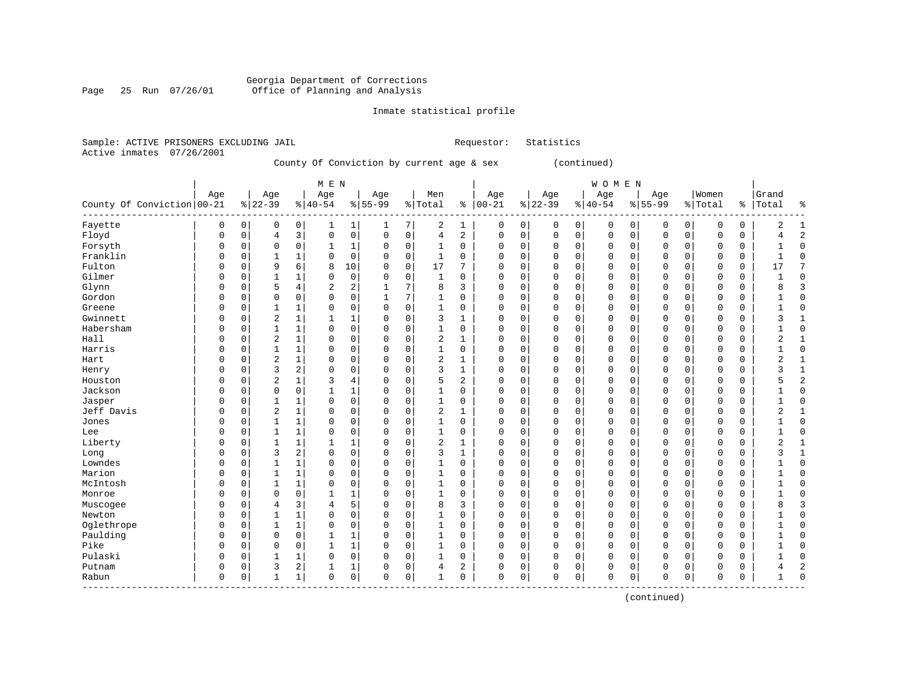Georgia Department of Corrections
Office of Planning and Analysis

Inmate statistical profile

Sample: ACTIVE PRISONERS EXCLUDING JAIL                Requestor: Statistics
Active inmates 07/26/2001

County Of Conviction by current age & sex (continued)

| County Of Conviction | MEN Age 00-21 | % | Age 22-39 | % | Age 40-54 | % | Age 55-99 | % | Men Total | % | WOMEN Age 00-21 | % | Age 22-39 | % | Age 40-54 | % | Age 55-99 | % | Women Total | % | Grand Total | % |
|---|---|---|---|---|---|---|---|---|---|---|---|---|---|---|---|---|---|---|---|---|---|---|
| Fayette | 0 | 0 | 0 | 0 | 1 | 1 | 1 | 7 | 2 | 1 | 0 | 0 | 0 | 0 | 0 | 0 | 0 | 0 | 0 | 0 | 2 | 1 |
| Floyd | 0 | 0 | 4 | 3 | 0 | 0 | 0 | 0 | 4 | 2 | 0 | 0 | 0 | 0 | 0 | 0 | 0 | 0 | 0 | 0 | 4 | 2 |
| Forsyth | 0 | 0 | 0 | 0 | 1 | 1 | 0 | 0 | 1 | 0 | 0 | 0 | 0 | 0 | 0 | 0 | 0 | 0 | 0 | 0 | 1 | 0 |
| Franklin | 0 | 0 | 1 | 1 | 0 | 0 | 0 | 0 | 1 | 0 | 0 | 0 | 0 | 0 | 0 | 0 | 0 | 0 | 0 | 0 | 1 | 0 |
| Fulton | 0 | 0 | 9 | 6 | 8 | 10 | 0 | 0 | 17 | 7 | 0 | 0 | 0 | 0 | 0 | 0 | 0 | 0 | 0 | 0 | 17 | 7 |
| Gilmer | 0 | 0 | 1 | 1 | 0 | 0 | 0 | 0 | 1 | 0 | 0 | 0 | 0 | 0 | 0 | 0 | 0 | 0 | 0 | 0 | 1 | 0 |
| Glynn | 0 | 0 | 5 | 4 | 2 | 2 | 1 | 7 | 8 | 3 | 0 | 0 | 0 | 0 | 0 | 0 | 0 | 0 | 0 | 0 | 8 | 3 |
| Gordon | 0 | 0 | 0 | 0 | 0 | 0 | 1 | 7 | 1 | 0 | 0 | 0 | 0 | 0 | 0 | 0 | 0 | 0 | 0 | 0 | 1 | 0 |
| Greene | 0 | 0 | 1 | 1 | 0 | 0 | 0 | 0 | 1 | 0 | 0 | 0 | 0 | 0 | 0 | 0 | 0 | 0 | 0 | 0 | 1 | 0 |
| Gwinnett | 0 | 0 | 2 | 1 | 1 | 1 | 0 | 0 | 3 | 1 | 0 | 0 | 0 | 0 | 0 | 0 | 0 | 0 | 0 | 0 | 3 | 1 |
| Habersham | 0 | 0 | 1 | 1 | 0 | 0 | 0 | 0 | 1 | 0 | 0 | 0 | 0 | 0 | 0 | 0 | 0 | 0 | 0 | 0 | 1 | 0 |
| Hall | 0 | 0 | 2 | 1 | 0 | 0 | 0 | 0 | 2 | 1 | 0 | 0 | 0 | 0 | 0 | 0 | 0 | 0 | 0 | 0 | 2 | 1 |
| Harris | 0 | 0 | 1 | 1 | 0 | 0 | 0 | 0 | 1 | 0 | 0 | 0 | 0 | 0 | 0 | 0 | 0 | 0 | 0 | 0 | 1 | 0 |
| Hart | 0 | 0 | 2 | 1 | 0 | 0 | 0 | 0 | 2 | 1 | 0 | 0 | 0 | 0 | 0 | 0 | 0 | 0 | 0 | 0 | 2 | 1 |
| Henry | 0 | 0 | 3 | 2 | 0 | 0 | 0 | 0 | 3 | 1 | 0 | 0 | 0 | 0 | 0 | 0 | 0 | 0 | 0 | 0 | 3 | 1 |
| Houston | 0 | 0 | 2 | 1 | 3 | 4 | 0 | 0 | 5 | 2 | 0 | 0 | 0 | 0 | 0 | 0 | 0 | 0 | 0 | 0 | 5 | 2 |
| Jackson | 0 | 0 | 0 | 0 | 1 | 1 | 0 | 0 | 1 | 0 | 0 | 0 | 0 | 0 | 0 | 0 | 0 | 0 | 0 | 0 | 1 | 0 |
| Jasper | 0 | 0 | 1 | 1 | 0 | 0 | 0 | 0 | 1 | 0 | 0 | 0 | 0 | 0 | 0 | 0 | 0 | 0 | 0 | 0 | 1 | 0 |
| Jeff Davis | 0 | 0 | 2 | 1 | 0 | 0 | 0 | 0 | 2 | 1 | 0 | 0 | 0 | 0 | 0 | 0 | 0 | 0 | 0 | 0 | 2 | 1 |
| Jones | 0 | 0 | 1 | 1 | 0 | 0 | 0 | 0 | 1 | 0 | 0 | 0 | 0 | 0 | 0 | 0 | 0 | 0 | 0 | 0 | 1 | 0 |
| Lee | 0 | 0 | 1 | 1 | 0 | 0 | 0 | 0 | 1 | 0 | 0 | 0 | 0 | 0 | 0 | 0 | 0 | 0 | 0 | 0 | 1 | 0 |
| Liberty | 0 | 0 | 1 | 1 | 1 | 1 | 0 | 0 | 2 | 1 | 0 | 0 | 0 | 0 | 0 | 0 | 0 | 0 | 0 | 0 | 2 | 1 |
| Long | 0 | 0 | 3 | 2 | 0 | 0 | 0 | 0 | 3 | 1 | 0 | 0 | 0 | 0 | 0 | 0 | 0 | 0 | 0 | 0 | 3 | 1 |
| Lowndes | 0 | 0 | 1 | 1 | 0 | 0 | 0 | 0 | 1 | 0 | 0 | 0 | 0 | 0 | 0 | 0 | 0 | 0 | 0 | 0 | 1 | 0 |
| Marion | 0 | 0 | 1 | 1 | 0 | 0 | 0 | 0 | 1 | 0 | 0 | 0 | 0 | 0 | 0 | 0 | 0 | 0 | 0 | 0 | 1 | 0 |
| McIntosh | 0 | 0 | 1 | 1 | 0 | 0 | 0 | 0 | 1 | 0 | 0 | 0 | 0 | 0 | 0 | 0 | 0 | 0 | 0 | 0 | 1 | 0 |
| Monroe | 0 | 0 | 0 | 0 | 1 | 1 | 0 | 0 | 1 | 0 | 0 | 0 | 0 | 0 | 0 | 0 | 0 | 0 | 0 | 0 | 1 | 0 |
| Muscogee | 0 | 0 | 4 | 3 | 4 | 5 | 0 | 0 | 8 | 3 | 0 | 0 | 0 | 0 | 0 | 0 | 0 | 0 | 0 | 0 | 8 | 3 |
| Newton | 0 | 0 | 1 | 1 | 0 | 0 | 0 | 0 | 1 | 0 | 0 | 0 | 0 | 0 | 0 | 0 | 0 | 0 | 0 | 0 | 1 | 0 |
| Oglethrope | 0 | 0 | 1 | 1 | 0 | 0 | 0 | 0 | 1 | 0 | 0 | 0 | 0 | 0 | 0 | 0 | 0 | 0 | 0 | 0 | 1 | 0 |
| Paulding | 0 | 0 | 0 | 0 | 1 | 1 | 0 | 0 | 1 | 0 | 0 | 0 | 0 | 0 | 0 | 0 | 0 | 0 | 0 | 0 | 1 | 0 |
| Pike | 0 | 0 | 0 | 0 | 1 | 1 | 0 | 0 | 1 | 0 | 0 | 0 | 0 | 0 | 0 | 0 | 0 | 0 | 0 | 0 | 1 | 0 |
| Pulaski | 0 | 0 | 1 | 1 | 0 | 0 | 0 | 0 | 1 | 0 | 0 | 0 | 0 | 0 | 0 | 0 | 0 | 0 | 0 | 0 | 1 | 0 |
| Putnam | 0 | 0 | 3 | 2 | 1 | 1 | 0 | 0 | 4 | 2 | 0 | 0 | 0 | 0 | 0 | 0 | 0 | 0 | 0 | 0 | 4 | 2 |
| Rabun | 0 | 0 | 1 | 1 | 0 | 0 | 0 | 0 | 1 | 0 | 0 | 0 | 0 | 0 | 0 | 0 | 0 | 0 | 0 | 0 | 1 | 0 |

(continued)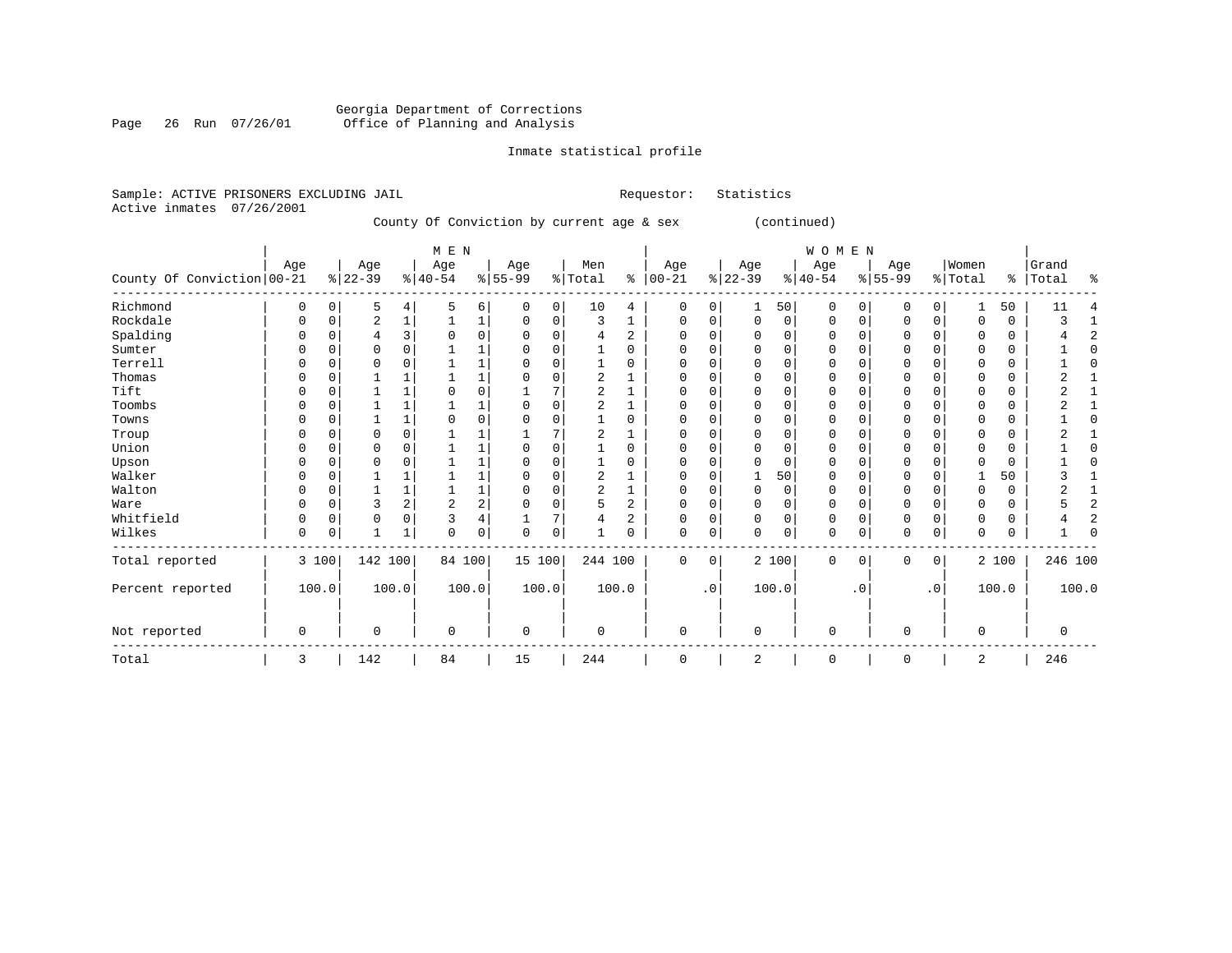Georgia Department of Corrections
Office of Planning and Analysis

Inmate statistical profile

Sample: ACTIVE PRISONERS EXCLUDING JAIL　　　Requestor: Statistics
Active inmates 07/26/2001

County Of Conviction by current age & sex (continued)

| County Of Conviction | MEN Age 00-21 | % | Age 22-39 | % | Age 40-54 | % | Age 55-99 | % | Men Total | % | WOMEN Age 00-21 | % | Age 22-39 | % | Age 40-54 | % | Age 55-99 | % | Women Total | % | Grand Total | % |
|---|---|---|---|---|---|---|---|---|---|---|---|---|---|---|---|---|---|---|---|---|---|---|
| Richmond | 0 | 0 | 5 | 4 | 5 | 6 | 0 | 0 | 10 | 4 | 0 | 0 | 1 | 50 | 0 | 0 | 0 | 0 | 1 | 50 | 11 | 4 |
| Rockdale | 0 | 0 | 2 | 1 | 1 | 1 | 0 | 0 | 3 | 1 | 0 | 0 | 0 | 0 | 0 | 0 | 0 | 0 | 0 | 0 | 3 | 1 |
| Spalding | 0 | 0 | 4 | 3 | 0 | 0 | 0 | 0 | 4 | 2 | 0 | 0 | 0 | 0 | 0 | 0 | 0 | 0 | 0 | 0 | 4 | 2 |
| Sumter | 0 | 0 | 0 | 0 | 1 | 1 | 0 | 0 | 1 | 0 | 0 | 0 | 0 | 0 | 0 | 0 | 0 | 0 | 0 | 0 | 1 | 0 |
| Terrell | 0 | 0 | 0 | 0 | 1 | 1 | 0 | 0 | 1 | 0 | 0 | 0 | 0 | 0 | 0 | 0 | 0 | 0 | 0 | 0 | 1 | 0 |
| Thomas | 0 | 0 | 1 | 1 | 1 | 1 | 0 | 0 | 2 | 1 | 0 | 0 | 0 | 0 | 0 | 0 | 0 | 0 | 0 | 0 | 2 | 1 |
| Tift | 0 | 0 | 1 | 1 | 0 | 0 | 1 | 7 | 2 | 1 | 0 | 0 | 0 | 0 | 0 | 0 | 0 | 0 | 0 | 0 | 2 | 1 |
| Toombs | 0 | 0 | 1 | 1 | 1 | 1 | 0 | 0 | 2 | 1 | 0 | 0 | 0 | 0 | 0 | 0 | 0 | 0 | 0 | 0 | 2 | 1 |
| Towns | 0 | 0 | 1 | 1 | 0 | 0 | 0 | 0 | 1 | 0 | 0 | 0 | 0 | 0 | 0 | 0 | 0 | 0 | 0 | 0 | 1 | 0 |
| Troup | 0 | 0 | 0 | 0 | 1 | 1 | 1 | 7 | 2 | 1 | 0 | 0 | 0 | 0 | 0 | 0 | 0 | 0 | 0 | 0 | 2 | 1 |
| Union | 0 | 0 | 0 | 0 | 1 | 1 | 0 | 0 | 1 | 0 | 0 | 0 | 0 | 0 | 0 | 0 | 0 | 0 | 0 | 0 | 1 | 0 |
| Upson | 0 | 0 | 0 | 0 | 1 | 1 | 0 | 0 | 1 | 0 | 0 | 0 | 0 | 0 | 0 | 0 | 0 | 0 | 0 | 0 | 1 | 0 |
| Walker | 0 | 0 | 1 | 1 | 1 | 1 | 0 | 0 | 2 | 1 | 0 | 0 | 1 | 50 | 0 | 0 | 0 | 0 | 1 | 50 | 3 | 1 |
| Walton | 0 | 0 | 1 | 1 | 1 | 1 | 0 | 0 | 2 | 1 | 0 | 0 | 0 | 0 | 0 | 0 | 0 | 0 | 0 | 0 | 2 | 1 |
| Ware | 0 | 0 | 3 | 2 | 2 | 2 | 0 | 0 | 5 | 2 | 0 | 0 | 0 | 0 | 0 | 0 | 0 | 0 | 0 | 0 | 5 | 2 |
| Whitfield | 0 | 0 | 0 | 0 | 3 | 4 | 1 | 7 | 4 | 2 | 0 | 0 | 0 | 0 | 0 | 0 | 0 | 0 | 0 | 0 | 4 | 2 |
| Wilkes | 0 | 0 | 1 | 1 | 0 | 0 | 0 | 0 | 1 | 0 | 0 | 0 | 0 | 0 | 0 | 0 | 0 | 0 | 0 | 0 | 1 | 0 |
| Total reported | 3 | 100 | 142 | 100 | 84 | 100 | 15 | 100 | 244 | 100 | 0 | 0 | 2 | 100 | 0 | 0 | 0 | 0 | 2 | 100 | 246 | 100 |
| Percent reported | | 100.0 | | 100.0 | | 100.0 | | 100.0 | | 100.0 | | .0 | | 100.0 | | .0 | | .0 | | 100.0 | | 100.0 |
| Not reported | 0 | | 0 | | 0 | | 0 | | 0 | | 0 | | 0 | | 0 | | 0 | | 0 | | 0 | |
| Total | 3 | | 142 | | 84 | | 15 | | 244 | | 0 | | 2 | | 0 | | 0 | | 2 | | 246 | |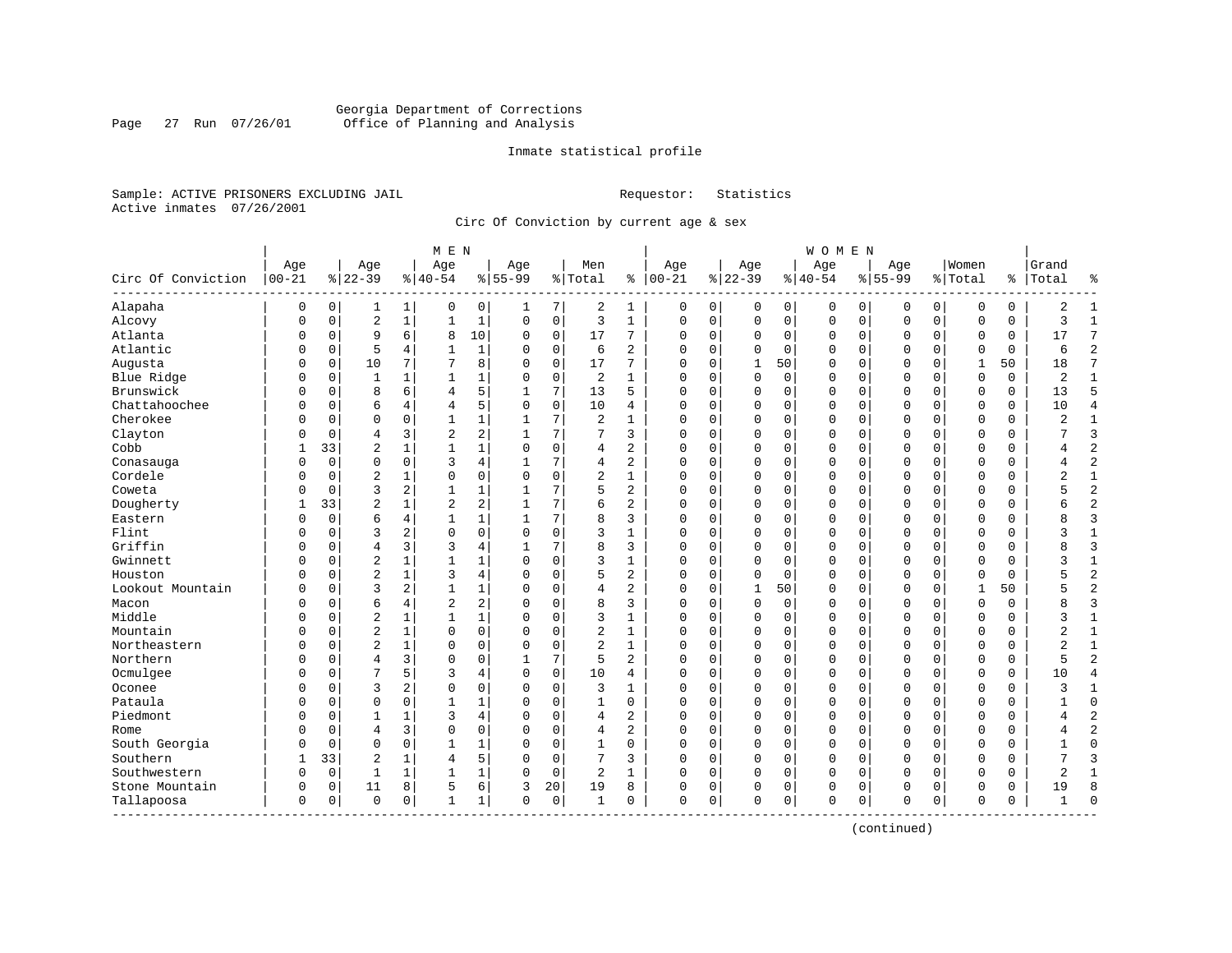Georgia Department of Corrections
Office of Planning and Analysis

Inmate statistical profile

Sample: ACTIVE PRISONERS EXCLUDING JAIL
Active inmates 07/26/2001

Requestor: Statistics

Circ Of Conviction by current age & sex

| Circ Of Conviction | MEN Age 00-21 | % | Age 22-39 | % | Age 40-54 | % | Age 55-99 | % | Men Total | % | WOMEN Age 00-21 | % | Age 22-39 | % | Age 40-54 | % | Age 55-99 | % | Women Total | % | Grand Total | % |
|---|---|---|---|---|---|---|---|---|---|---|---|---|---|---|---|---|---|---|---|---|---|---|
| Alapaha | 0 | 0 | 1 | 1 | 0 | 0 | 1 | 7 | 2 | 1 | 0 | 0 | 0 | 0 | 0 | 0 | 0 | 0 | 0 | 0 | 2 | 1 |
| Alcovy | 0 | 0 | 2 | 1 | 1 | 1 | 0 | 0 | 3 | 1 | 0 | 0 | 0 | 0 | 0 | 0 | 0 | 0 | 0 | 0 | 3 | 1 |
| Atlanta | 0 | 0 | 9 | 6 | 8 | 10 | 0 | 0 | 17 | 7 | 0 | 0 | 0 | 0 | 0 | 0 | 0 | 0 | 0 | 0 | 17 | 7 |
| Atlantic | 0 | 0 | 5 | 4 | 1 | 1 | 0 | 0 | 6 | 2 | 0 | 0 | 0 | 0 | 0 | 0 | 0 | 0 | 0 | 0 | 6 | 2 |
| Augusta | 0 | 0 | 10 | 7 | 7 | 8 | 0 | 0 | 17 | 7 | 0 | 0 | 1 | 50 | 0 | 0 | 0 | 0 | 1 | 50 | 18 | 7 |
| Blue Ridge | 0 | 0 | 1 | 1 | 1 | 1 | 0 | 0 | 2 | 1 | 0 | 0 | 0 | 0 | 0 | 0 | 0 | 0 | 0 | 0 | 2 | 1 |
| Brunswick | 0 | 0 | 8 | 6 | 4 | 5 | 1 | 7 | 13 | 5 | 0 | 0 | 0 | 0 | 0 | 0 | 0 | 0 | 0 | 0 | 13 | 5 |
| Chattahoochee | 0 | 0 | 6 | 4 | 4 | 5 | 0 | 0 | 10 | 4 | 0 | 0 | 0 | 0 | 0 | 0 | 0 | 0 | 0 | 0 | 10 | 4 |
| Cherokee | 0 | 0 | 0 | 0 | 1 | 1 | 1 | 7 | 2 | 1 | 0 | 0 | 0 | 0 | 0 | 0 | 0 | 0 | 0 | 0 | 2 | 1 |
| Clayton | 0 | 0 | 4 | 3 | 2 | 2 | 1 | 7 | 7 | 3 | 0 | 0 | 0 | 0 | 0 | 0 | 0 | 0 | 0 | 0 | 7 | 3 |
| Cobb | 1 | 33 | 2 | 1 | 1 | 1 | 0 | 0 | 4 | 2 | 0 | 0 | 0 | 0 | 0 | 0 | 0 | 0 | 0 | 0 | 4 | 2 |
| Conasauga | 0 | 0 | 0 | 0 | 3 | 4 | 1 | 7 | 4 | 2 | 0 | 0 | 0 | 0 | 0 | 0 | 0 | 0 | 0 | 0 | 4 | 2 |
| Cordele | 0 | 0 | 2 | 1 | 0 | 0 | 0 | 0 | 2 | 1 | 0 | 0 | 0 | 0 | 0 | 0 | 0 | 0 | 0 | 0 | 2 | 1 |
| Coweta | 0 | 0 | 3 | 2 | 1 | 1 | 1 | 7 | 5 | 2 | 0 | 0 | 0 | 0 | 0 | 0 | 0 | 0 | 0 | 0 | 5 | 2 |
| Dougherty | 1 | 33 | 2 | 1 | 2 | 2 | 1 | 7 | 6 | 2 | 0 | 0 | 0 | 0 | 0 | 0 | 0 | 0 | 0 | 0 | 6 | 2 |
| Eastern | 0 | 0 | 6 | 4 | 1 | 1 | 1 | 7 | 8 | 3 | 0 | 0 | 0 | 0 | 0 | 0 | 0 | 0 | 0 | 0 | 8 | 3 |
| Flint | 0 | 0 | 3 | 2 | 0 | 0 | 0 | 0 | 3 | 1 | 0 | 0 | 0 | 0 | 0 | 0 | 0 | 0 | 0 | 0 | 3 | 1 |
| Griffin | 0 | 0 | 4 | 3 | 3 | 4 | 1 | 7 | 8 | 3 | 0 | 0 | 0 | 0 | 0 | 0 | 0 | 0 | 0 | 0 | 8 | 3 |
| Gwinnett | 0 | 0 | 2 | 1 | 1 | 1 | 0 | 0 | 3 | 1 | 0 | 0 | 0 | 0 | 0 | 0 | 0 | 0 | 0 | 0 | 3 | 1 |
| Houston | 0 | 0 | 2 | 1 | 3 | 4 | 0 | 0 | 5 | 2 | 0 | 0 | 0 | 0 | 0 | 0 | 0 | 0 | 0 | 0 | 5 | 2 |
| Lookout Mountain | 0 | 0 | 3 | 2 | 1 | 1 | 0 | 0 | 4 | 2 | 0 | 0 | 1 | 50 | 0 | 0 | 0 | 0 | 1 | 50 | 5 | 2 |
| Macon | 0 | 0 | 6 | 4 | 2 | 2 | 0 | 0 | 8 | 3 | 0 | 0 | 0 | 0 | 0 | 0 | 0 | 0 | 0 | 0 | 8 | 3 |
| Middle | 0 | 0 | 2 | 1 | 1 | 1 | 0 | 0 | 3 | 1 | 0 | 0 | 0 | 0 | 0 | 0 | 0 | 0 | 0 | 0 | 3 | 1 |
| Mountain | 0 | 0 | 2 | 1 | 0 | 0 | 0 | 0 | 2 | 1 | 0 | 0 | 0 | 0 | 0 | 0 | 0 | 0 | 0 | 0 | 2 | 1 |
| Northeastern | 0 | 0 | 2 | 1 | 0 | 0 | 0 | 0 | 2 | 1 | 0 | 0 | 0 | 0 | 0 | 0 | 0 | 0 | 0 | 0 | 2 | 1 |
| Northern | 0 | 0 | 4 | 3 | 0 | 0 | 1 | 7 | 5 | 2 | 0 | 0 | 0 | 0 | 0 | 0 | 0 | 0 | 0 | 0 | 5 | 2 |
| Ocmulgee | 0 | 0 | 7 | 5 | 3 | 4 | 0 | 0 | 10 | 4 | 0 | 0 | 0 | 0 | 0 | 0 | 0 | 0 | 0 | 0 | 10 | 4 |
| Oconee | 0 | 0 | 3 | 2 | 0 | 0 | 0 | 0 | 3 | 1 | 0 | 0 | 0 | 0 | 0 | 0 | 0 | 0 | 0 | 0 | 3 | 1 |
| Pataula | 0 | 0 | 0 | 0 | 1 | 1 | 0 | 0 | 1 | 0 | 0 | 0 | 0 | 0 | 0 | 0 | 0 | 0 | 0 | 0 | 1 | 0 |
| Piedmont | 0 | 0 | 1 | 1 | 3 | 4 | 0 | 0 | 4 | 2 | 0 | 0 | 0 | 0 | 0 | 0 | 0 | 0 | 0 | 0 | 4 | 2 |
| Rome | 0 | 0 | 4 | 3 | 0 | 0 | 0 | 0 | 4 | 2 | 0 | 0 | 0 | 0 | 0 | 0 | 0 | 0 | 0 | 0 | 4 | 2 |
| South Georgia | 0 | 0 | 0 | 0 | 1 | 1 | 0 | 0 | 1 | 0 | 0 | 0 | 0 | 0 | 0 | 0 | 0 | 0 | 0 | 0 | 1 | 0 |
| Southern | 1 | 33 | 2 | 1 | 4 | 5 | 0 | 0 | 7 | 3 | 0 | 0 | 0 | 0 | 0 | 0 | 0 | 0 | 0 | 0 | 7 | 3 |
| Southwestern | 0 | 0 | 1 | 1 | 1 | 1 | 0 | 0 | 2 | 1 | 0 | 0 | 0 | 0 | 0 | 0 | 0 | 0 | 0 | 0 | 2 | 1 |
| Stone Mountain | 0 | 0 | 11 | 8 | 5 | 6 | 3 | 20 | 19 | 8 | 0 | 0 | 0 | 0 | 0 | 0 | 0 | 0 | 0 | 0 | 19 | 8 |
| Tallapoosa | 0 | 0 | 0 | 0 | 1 | 1 | 0 | 0 | 1 | 0 | 0 | 0 | 0 | 0 | 0 | 0 | 0 | 0 | 0 | 0 | 1 | 0 |

(continued)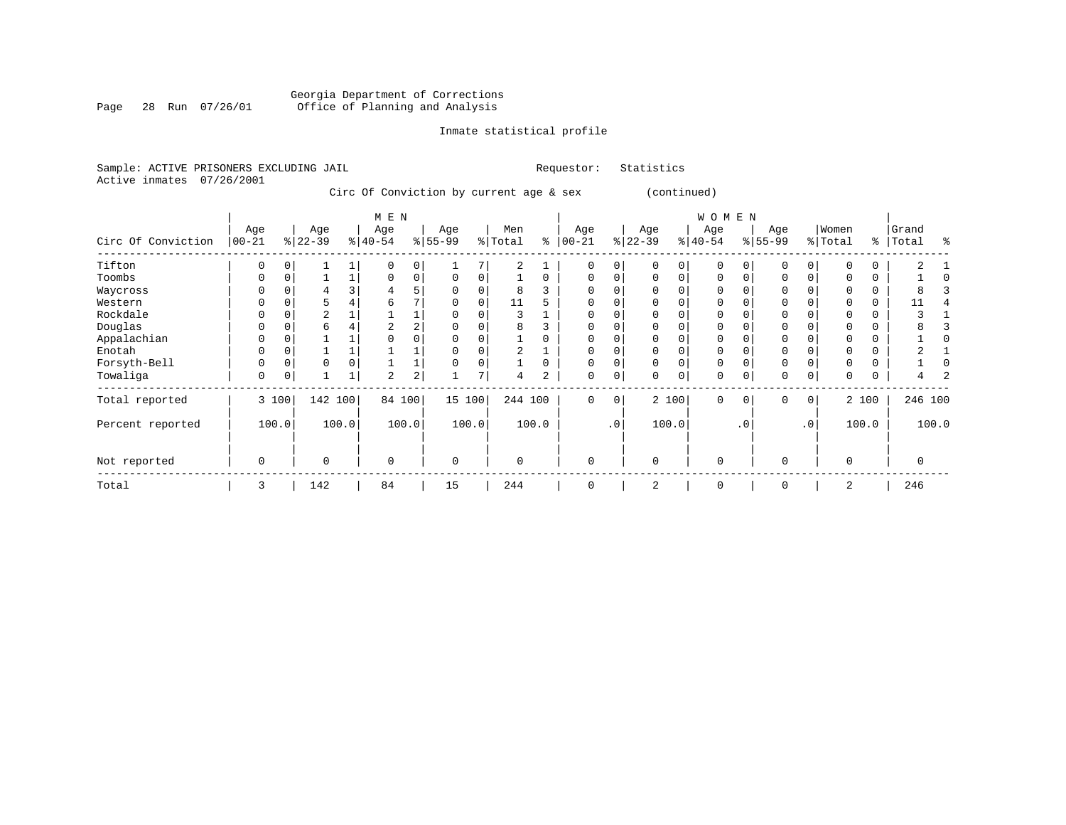Georgia Department of Corrections
Office of Planning and Analysis

Inmate statistical profile

Sample: ACTIVE PRISONERS EXCLUDING JAIL    Requestor: Statistics
Active inmates 07/26/2001

Circ Of Conviction by current age & sex (continued)

| Circ Of Conviction | MEN Age 00-21 | % | Age 22-39 | % | Age 40-54 | % | Age 55-99 | % | Men Total | % | WOMEN Age 00-21 | % | Age 22-39 | % | Age 40-54 | % | Age 55-99 | % | Women Total | % | Grand Total | % |
|---|---|---|---|---|---|---|---|---|---|---|---|---|---|---|---|---|---|---|---|---|---|---|
| Tifton | 0 | 0 | 1 | 1 | 0 | 0 | 1 | 7 | 2 | 1 | 0 | 0 | 0 | 0 | 0 | 0 | 0 | 0 | 0 | 0 | 2 | 1 |
| Toombs | 0 | 0 | 1 | 1 | 0 | 0 | 0 | 0 | 1 | 0 | 0 | 0 | 0 | 0 | 0 | 0 | 0 | 0 | 0 | 0 | 1 | 0 |
| Waycross | 0 | 0 | 4 | 3 | 4 | 5 | 0 | 0 | 8 | 3 | 0 | 0 | 0 | 0 | 0 | 0 | 0 | 0 | 0 | 0 | 8 | 3 |
| Western | 0 | 0 | 5 | 4 | 6 | 7 | 0 | 0 | 11 | 5 | 0 | 0 | 0 | 0 | 0 | 0 | 0 | 0 | 0 | 0 | 11 | 4 |
| Rockdale | 0 | 0 | 2 | 1 | 1 | 1 | 0 | 0 | 3 | 1 | 0 | 0 | 0 | 0 | 0 | 0 | 0 | 0 | 0 | 0 | 3 | 1 |
| Douglas | 0 | 0 | 6 | 4 | 2 | 2 | 0 | 0 | 8 | 3 | 0 | 0 | 0 | 0 | 0 | 0 | 0 | 0 | 0 | 0 | 8 | 3 |
| Appalachian | 0 | 0 | 1 | 1 | 0 | 0 | 0 | 0 | 1 | 0 | 0 | 0 | 0 | 0 | 0 | 0 | 0 | 0 | 0 | 0 | 1 | 0 |
| Enotah | 0 | 0 | 1 | 1 | 1 | 1 | 0 | 0 | 2 | 1 | 0 | 0 | 0 | 0 | 0 | 0 | 0 | 0 | 0 | 0 | 2 | 1 |
| Forsyth-Bell | 0 | 0 | 0 | 0 | 1 | 1 | 0 | 0 | 1 | 0 | 0 | 0 | 0 | 0 | 0 | 0 | 0 | 0 | 0 | 0 | 1 | 0 |
| Towaliga | 0 | 0 | 1 | 1 | 2 | 2 | 1 | 7 | 4 | 2 | 0 | 0 | 0 | 0 | 0 | 0 | 0 | 0 | 0 | 0 | 4 | 2 |
| Total reported | 3 | 100 | 142 | 100 | 84 | 100 | 15 | 100 | 244 | 100 | 0 | 0 | 2 | 100 | 0 | 0 | 0 | 0 | 2 | 100 | 246 | 100 |
| Percent reported | 100.0 | | 100.0 | | 100.0 | | 100.0 | | 100.0 | | .0 | | 100.0 | | .0 | | .0 | | 100.0 | | 100.0 | |
| Not reported | 0 | | 0 | | 0 | | 0 | | 0 | | 0 | | 0 | | 0 | | 0 | | 0 | | 0 | |
| Total | 3 | | 142 | | 84 | | 15 | | 244 | | 0 | | 2 | | 0 | | 0 | | 2 | | 246 | |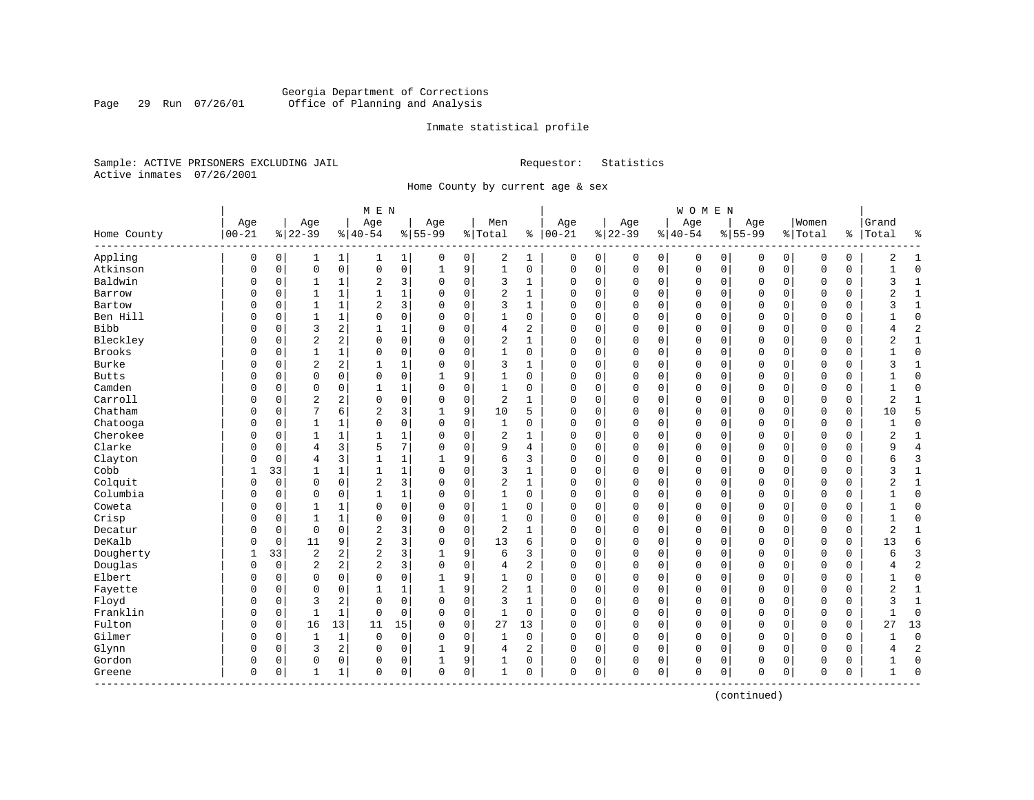Georgia Department of Corrections
Office of Planning and Analysis

Inmate statistical profile

Sample: ACTIVE PRISONERS EXCLUDING JAIL

Requestor: Statistics

Active inmates 07/26/2001

Home County by current age & sex

| Home County | MEN Age 00-21 | % | Age 22-39 | % | Age 40-54 | % | Age 55-99 | % | Men Total | % | WOMEN Age 00-21 | % | Age 22-39 | % | Age 40-54 | % | Age 55-99 | % | Women Total | % | Grand Total | % |
|---|---|---|---|---|---|---|---|---|---|---|---|---|---|---|---|---|---|---|---|---|---|---|
| Appling | 0 | 0 | 1 | 1 | 1 | 1 | 0 | 0 | 2 | 1 | 0 | 0 | 0 | 0 | 0 | 0 | 0 | 0 | 0 | 0 | 2 | 1 |
| Atkinson | 0 | 0 | 0 | 0 | 0 | 0 | 1 | 9 | 1 | 0 | 0 | 0 | 0 | 0 | 0 | 0 | 0 | 0 | 0 | 0 | 1 | 0 |
| Baldwin | 0 | 0 | 1 | 1 | 2 | 3 | 0 | 0 | 3 | 1 | 0 | 0 | 0 | 0 | 0 | 0 | 0 | 0 | 0 | 0 | 3 | 1 |
| Barrow | 0 | 0 | 1 | 1 | 1 | 1 | 0 | 0 | 2 | 1 | 0 | 0 | 0 | 0 | 0 | 0 | 0 | 0 | 0 | 0 | 2 | 1 |
| Bartow | 0 | 0 | 1 | 1 | 2 | 3 | 0 | 0 | 3 | 1 | 0 | 0 | 0 | 0 | 0 | 0 | 0 | 0 | 0 | 0 | 3 | 1 |
| Ben Hill | 0 | 0 | 1 | 1 | 0 | 0 | 0 | 0 | 1 | 0 | 0 | 0 | 0 | 0 | 0 | 0 | 0 | 0 | 0 | 0 | 1 | 0 |
| Bibb | 0 | 0 | 3 | 2 | 1 | 1 | 0 | 0 | 4 | 2 | 0 | 0 | 0 | 0 | 0 | 0 | 0 | 0 | 0 | 0 | 4 | 2 |
| Bleckley | 0 | 0 | 2 | 2 | 0 | 0 | 0 | 0 | 2 | 1 | 0 | 0 | 0 | 0 | 0 | 0 | 0 | 0 | 0 | 0 | 2 | 1 |
| Brooks | 0 | 0 | 1 | 1 | 0 | 0 | 0 | 0 | 1 | 0 | 0 | 0 | 0 | 0 | 0 | 0 | 0 | 0 | 0 | 0 | 1 | 0 |
| Burke | 0 | 0 | 2 | 2 | 1 | 1 | 0 | 0 | 3 | 1 | 0 | 0 | 0 | 0 | 0 | 0 | 0 | 0 | 0 | 0 | 3 | 1 |
| Butts | 0 | 0 | 0 | 0 | 0 | 0 | 1 | 9 | 1 | 0 | 0 | 0 | 0 | 0 | 0 | 0 | 0 | 0 | 0 | 0 | 1 | 0 |
| Camden | 0 | 0 | 0 | 0 | 1 | 1 | 0 | 0 | 1 | 0 | 0 | 0 | 0 | 0 | 0 | 0 | 0 | 0 | 0 | 0 | 1 | 0 |
| Carroll | 0 | 0 | 2 | 2 | 0 | 0 | 0 | 0 | 2 | 1 | 0 | 0 | 0 | 0 | 0 | 0 | 0 | 0 | 0 | 0 | 2 | 1 |
| Chatham | 0 | 0 | 7 | 6 | 2 | 3 | 1 | 9 | 10 | 5 | 0 | 0 | 0 | 0 | 0 | 0 | 0 | 0 | 0 | 0 | 10 | 5 |
| Chatooga | 0 | 0 | 1 | 1 | 0 | 0 | 0 | 0 | 1 | 0 | 0 | 0 | 0 | 0 | 0 | 0 | 0 | 0 | 0 | 0 | 1 | 0 |
| Cherokee | 0 | 0 | 1 | 1 | 1 | 1 | 0 | 0 | 2 | 1 | 0 | 0 | 0 | 0 | 0 | 0 | 0 | 0 | 0 | 0 | 2 | 1 |
| Clarke | 0 | 0 | 4 | 3 | 5 | 7 | 0 | 0 | 9 | 4 | 0 | 0 | 0 | 0 | 0 | 0 | 0 | 0 | 0 | 0 | 9 | 4 |
| Clayton | 0 | 0 | 4 | 3 | 1 | 1 | 1 | 9 | 6 | 3 | 0 | 0 | 0 | 0 | 0 | 0 | 0 | 0 | 0 | 0 | 6 | 3 |
| Cobb | 1 | 33 | 1 | 1 | 1 | 1 | 0 | 0 | 3 | 1 | 0 | 0 | 0 | 0 | 0 | 0 | 0 | 0 | 0 | 0 | 3 | 1 |
| Colquit | 0 | 0 | 0 | 0 | 2 | 3 | 0 | 0 | 2 | 1 | 0 | 0 | 0 | 0 | 0 | 0 | 0 | 0 | 0 | 0 | 2 | 1 |
| Columbia | 0 | 0 | 0 | 0 | 1 | 1 | 0 | 0 | 1 | 0 | 0 | 0 | 0 | 0 | 0 | 0 | 0 | 0 | 0 | 0 | 1 | 0 |
| Coweta | 0 | 0 | 1 | 1 | 0 | 0 | 0 | 0 | 1 | 0 | 0 | 0 | 0 | 0 | 0 | 0 | 0 | 0 | 0 | 0 | 1 | 0 |
| Crisp | 0 | 0 | 1 | 1 | 0 | 0 | 0 | 0 | 1 | 0 | 0 | 0 | 0 | 0 | 0 | 0 | 0 | 0 | 0 | 0 | 1 | 0 |
| Decatur | 0 | 0 | 0 | 0 | 2 | 3 | 0 | 0 | 2 | 1 | 0 | 0 | 0 | 0 | 0 | 0 | 0 | 0 | 0 | 0 | 2 | 1 |
| DeKalb | 0 | 0 | 11 | 9 | 2 | 3 | 0 | 0 | 13 | 6 | 0 | 0 | 0 | 0 | 0 | 0 | 0 | 0 | 0 | 0 | 13 | 6 |
| Dougherty | 1 | 33 | 2 | 2 | 2 | 3 | 1 | 9 | 6 | 3 | 0 | 0 | 0 | 0 | 0 | 0 | 0 | 0 | 0 | 0 | 6 | 3 |
| Douglas | 0 | 0 | 2 | 2 | 2 | 3 | 0 | 0 | 4 | 2 | 0 | 0 | 0 | 0 | 0 | 0 | 0 | 0 | 0 | 0 | 4 | 2 |
| Elbert | 0 | 0 | 0 | 0 | 0 | 0 | 1 | 9 | 1 | 0 | 0 | 0 | 0 | 0 | 0 | 0 | 0 | 0 | 0 | 0 | 1 | 0 |
| Fayette | 0 | 0 | 0 | 0 | 1 | 1 | 1 | 9 | 2 | 1 | 0 | 0 | 0 | 0 | 0 | 0 | 0 | 0 | 0 | 0 | 2 | 1 |
| Floyd | 0 | 0 | 3 | 2 | 0 | 0 | 0 | 0 | 3 | 1 | 0 | 0 | 0 | 0 | 0 | 0 | 0 | 0 | 0 | 0 | 3 | 1 |
| Franklin | 0 | 0 | 1 | 1 | 0 | 0 | 0 | 0 | 1 | 0 | 0 | 0 | 0 | 0 | 0 | 0 | 0 | 0 | 0 | 0 | 1 | 0 |
| Fulton | 0 | 0 | 16 | 13 | 11 | 15 | 0 | 0 | 27 | 13 | 0 | 0 | 0 | 0 | 0 | 0 | 0 | 0 | 0 | 0 | 27 | 13 |
| Gilmer | 0 | 0 | 1 | 1 | 0 | 0 | 0 | 0 | 1 | 0 | 0 | 0 | 0 | 0 | 0 | 0 | 0 | 0 | 0 | 0 | 1 | 0 |
| Glynn | 0 | 0 | 3 | 2 | 0 | 0 | 1 | 9 | 4 | 2 | 0 | 0 | 0 | 0 | 0 | 0 | 0 | 0 | 0 | 0 | 4 | 2 |
| Gordon | 0 | 0 | 0 | 0 | 0 | 0 | 1 | 9 | 1 | 0 | 0 | 0 | 0 | 0 | 0 | 0 | 0 | 0 | 0 | 0 | 1 | 0 |
| Greene | 0 | 0 | 1 | 1 | 0 | 0 | 0 | 0 | 1 | 0 | 0 | 0 | 0 | 0 | 0 | 0 | 0 | 0 | 0 | 0 | 1 | 0 |

(continued)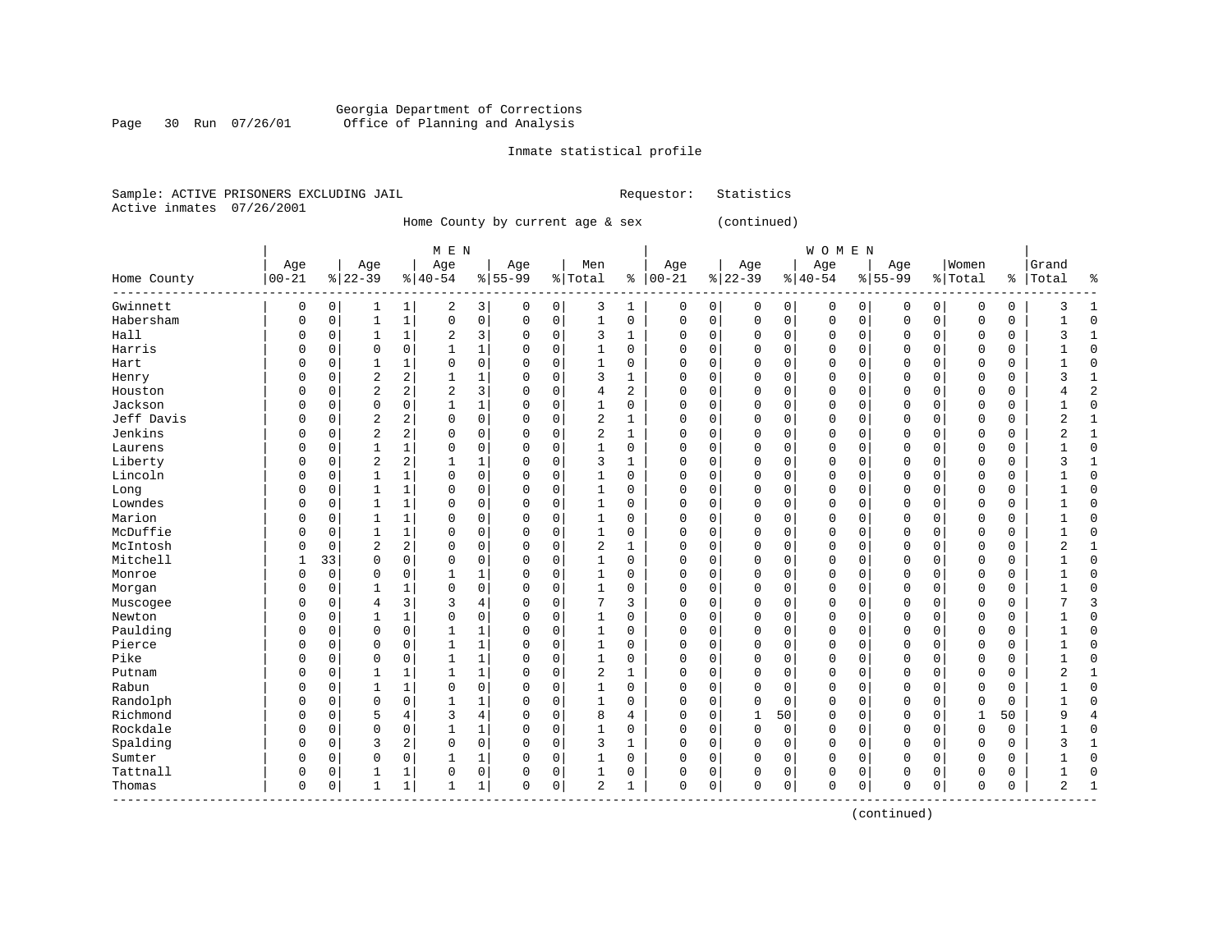Georgia Department of Corrections
Office of Planning and Analysis

Inmate statistical profile

Sample: ACTIVE PRISONERS EXCLUDING JAIL
Active inmates 07/26/2001

Requestor: Statistics

Home County by current age & sex (continued)

| Home County | MEN Age 00-21 | % | Age 22-39 | % | Age 40-54 | % | Age 55-99 | % | Men Total | % | WOMEN Age 00-21 | % | Age 22-39 | % | Age 40-54 | % | Age 55-99 | % | Women Total | % | Grand Total | % |
|---|---|---|---|---|---|---|---|---|---|---|---|---|---|---|---|---|---|---|---|---|---|---|
| Gwinnett | 0 | 0 | 1 | 1 | 2 | 3 | 0 | 0 | 3 | 1 | 0 | 0 | 0 | 0 | 0 | 0 | 0 | 0 | 0 | 0 | 3 | 1 |
| Habersham | 0 | 0 | 1 | 1 | 0 | 0 | 0 | 0 | 1 | 0 | 0 | 0 | 0 | 0 | 0 | 0 | 0 | 0 | 0 | 0 | 1 | 0 |
| Hall | 0 | 0 | 1 | 1 | 2 | 3 | 0 | 0 | 3 | 1 | 0 | 0 | 0 | 0 | 0 | 0 | 0 | 0 | 0 | 0 | 3 | 1 |
| Harris | 0 | 0 | 0 | 0 | 1 | 1 | 0 | 0 | 1 | 0 | 0 | 0 | 0 | 0 | 0 | 0 | 0 | 0 | 0 | 0 | 1 | 0 |
| Hart | 0 | 0 | 1 | 1 | 0 | 0 | 0 | 0 | 1 | 0 | 0 | 0 | 0 | 0 | 0 | 0 | 0 | 0 | 0 | 0 | 1 | 0 |
| Henry | 0 | 0 | 2 | 2 | 1 | 1 | 0 | 0 | 3 | 1 | 0 | 0 | 0 | 0 | 0 | 0 | 0 | 0 | 0 | 0 | 3 | 1 |
| Houston | 0 | 0 | 2 | 2 | 2 | 3 | 0 | 0 | 4 | 2 | 0 | 0 | 0 | 0 | 0 | 0 | 0 | 0 | 0 | 0 | 4 | 2 |
| Jackson | 0 | 0 | 0 | 0 | 1 | 1 | 0 | 0 | 1 | 0 | 0 | 0 | 0 | 0 | 0 | 0 | 0 | 0 | 0 | 0 | 1 | 0 |
| Jeff Davis | 0 | 0 | 2 | 2 | 0 | 0 | 0 | 0 | 2 | 1 | 0 | 0 | 0 | 0 | 0 | 0 | 0 | 0 | 0 | 0 | 2 | 1 |
| Jenkins | 0 | 0 | 2 | 2 | 0 | 0 | 0 | 0 | 2 | 1 | 0 | 0 | 0 | 0 | 0 | 0 | 0 | 0 | 0 | 0 | 2 | 1 |
| Laurens | 0 | 0 | 1 | 1 | 0 | 0 | 0 | 0 | 1 | 0 | 0 | 0 | 0 | 0 | 0 | 0 | 0 | 0 | 0 | 0 | 1 | 0 |
| Liberty | 0 | 0 | 2 | 2 | 1 | 1 | 0 | 0 | 3 | 1 | 0 | 0 | 0 | 0 | 0 | 0 | 0 | 0 | 0 | 0 | 3 | 1 |
| Lincoln | 0 | 0 | 1 | 1 | 0 | 0 | 0 | 0 | 1 | 0 | 0 | 0 | 0 | 0 | 0 | 0 | 0 | 0 | 0 | 0 | 1 | 0 |
| Long | 0 | 0 | 1 | 1 | 0 | 0 | 0 | 0 | 1 | 0 | 0 | 0 | 0 | 0 | 0 | 0 | 0 | 0 | 0 | 0 | 1 | 0 |
| Lowndes | 0 | 0 | 1 | 1 | 0 | 0 | 0 | 0 | 1 | 0 | 0 | 0 | 0 | 0 | 0 | 0 | 0 | 0 | 0 | 0 | 1 | 0 |
| Marion | 0 | 0 | 1 | 1 | 0 | 0 | 0 | 0 | 1 | 0 | 0 | 0 | 0 | 0 | 0 | 0 | 0 | 0 | 0 | 0 | 1 | 0 |
| McDuffie | 0 | 0 | 1 | 1 | 0 | 0 | 0 | 0 | 1 | 0 | 0 | 0 | 0 | 0 | 0 | 0 | 0 | 0 | 0 | 0 | 1 | 0 |
| McIntosh | 0 | 0 | 2 | 2 | 0 | 0 | 0 | 0 | 2 | 1 | 0 | 0 | 0 | 0 | 0 | 0 | 0 | 0 | 0 | 0 | 2 | 1 |
| Mitchell | 1 | 33 | 0 | 0 | 0 | 0 | 0 | 0 | 1 | 0 | 0 | 0 | 0 | 0 | 0 | 0 | 0 | 0 | 0 | 0 | 1 | 0 |
| Monroe | 0 | 0 | 0 | 0 | 1 | 1 | 0 | 0 | 1 | 0 | 0 | 0 | 0 | 0 | 0 | 0 | 0 | 0 | 0 | 0 | 1 | 0 |
| Morgan | 0 | 0 | 1 | 1 | 0 | 0 | 0 | 0 | 1 | 0 | 0 | 0 | 0 | 0 | 0 | 0 | 0 | 0 | 0 | 0 | 1 | 0 |
| Muscogee | 0 | 0 | 4 | 3 | 3 | 4 | 0 | 0 | 7 | 3 | 0 | 0 | 0 | 0 | 0 | 0 | 0 | 0 | 0 | 0 | 7 | 3 |
| Newton | 0 | 0 | 1 | 1 | 0 | 0 | 0 | 0 | 1 | 0 | 0 | 0 | 0 | 0 | 0 | 0 | 0 | 0 | 0 | 0 | 1 | 0 |
| Paulding | 0 | 0 | 0 | 0 | 1 | 1 | 0 | 0 | 1 | 0 | 0 | 0 | 0 | 0 | 0 | 0 | 0 | 0 | 0 | 0 | 1 | 0 |
| Pierce | 0 | 0 | 0 | 0 | 1 | 1 | 0 | 0 | 1 | 0 | 0 | 0 | 0 | 0 | 0 | 0 | 0 | 0 | 0 | 0 | 1 | 0 |
| Pike | 0 | 0 | 0 | 0 | 1 | 1 | 0 | 0 | 1 | 0 | 0 | 0 | 0 | 0 | 0 | 0 | 0 | 0 | 0 | 0 | 1 | 0 |
| Putnam | 0 | 0 | 1 | 1 | 1 | 1 | 0 | 0 | 2 | 1 | 0 | 0 | 0 | 0 | 0 | 0 | 0 | 0 | 0 | 0 | 2 | 1 |
| Rabun | 0 | 0 | 1 | 1 | 0 | 0 | 0 | 0 | 1 | 0 | 0 | 0 | 0 | 0 | 0 | 0 | 0 | 0 | 0 | 0 | 1 | 0 |
| Randolph | 0 | 0 | 0 | 0 | 1 | 1 | 0 | 0 | 1 | 0 | 0 | 0 | 0 | 0 | 0 | 0 | 0 | 0 | 0 | 0 | 1 | 0 |
| Richmond | 0 | 0 | 5 | 4 | 3 | 4 | 0 | 0 | 8 | 4 | 0 | 0 | 1 | 50 | 0 | 0 | 0 | 0 | 1 | 50 | 9 | 4 |
| Rockdale | 0 | 0 | 0 | 0 | 1 | 1 | 0 | 0 | 1 | 0 | 0 | 0 | 0 | 0 | 0 | 0 | 0 | 0 | 0 | 0 | 1 | 0 |
| Spalding | 0 | 0 | 3 | 2 | 0 | 0 | 0 | 0 | 3 | 1 | 0 | 0 | 0 | 0 | 0 | 0 | 0 | 0 | 0 | 0 | 3 | 1 |
| Sumter | 0 | 0 | 0 | 0 | 1 | 1 | 0 | 0 | 1 | 0 | 0 | 0 | 0 | 0 | 0 | 0 | 0 | 0 | 0 | 0 | 1 | 0 |
| Tattnall | 0 | 0 | 1 | 1 | 0 | 0 | 0 | 0 | 1 | 0 | 0 | 0 | 0 | 0 | 0 | 0 | 0 | 0 | 0 | 0 | 1 | 0 |
| Thomas | 0 | 0 | 1 | 1 | 1 | 1 | 0 | 0 | 2 | 1 | 0 | 0 | 0 | 0 | 0 | 0 | 0 | 0 | 0 | 0 | 2 | 1 |

(continued)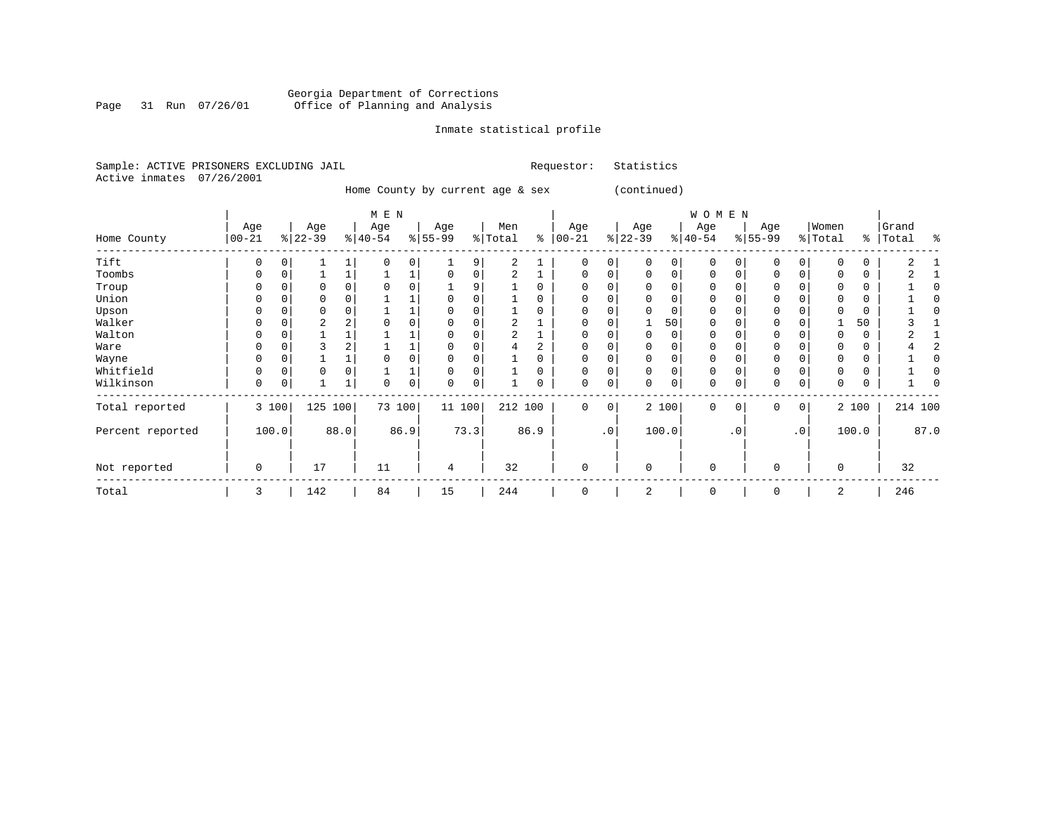Georgia Department of Corrections
Office of Planning and Analysis

Inmate statistical profile

Sample: ACTIVE PRISONERS EXCLUDING JAIL    Requestor: Statistics
Active inmates 07/26/2001

Home County by current age & sex (continued)

| Home County | MEN Age 00-21 | % | Age 22-39 | % | Age 40-54 | % | Age 55-99 | % | Men Total | % | WOMEN Age 00-21 | % | Age 22-39 | % | Age 40-54 | % | Age 55-99 | % | Women Total | % | Grand Total | % |
|---|---|---|---|---|---|---|---|---|---|---|---|---|---|---|---|---|---|---|---|---|---|---|
| Tift | 0 | 0 | 1 | 1 | 0 | 0 | 1 | 9 | 2 | 1 | 0 | 0 | 0 | 0 | 0 | 0 | 0 | 0 | 0 | 0 | 2 | 1 |
| Toombs | 0 | 0 | 1 | 1 | 1 | 1 | 0 | 0 | 2 | 1 | 0 | 0 | 0 | 0 | 0 | 0 | 0 | 0 | 0 | 0 | 2 | 1 |
| Troup | 0 | 0 | 0 | 0 | 0 | 0 | 1 | 9 | 1 | 0 | 0 | 0 | 0 | 0 | 0 | 0 | 0 | 0 | 0 | 0 | 1 | 0 |
| Union | 0 | 0 | 0 | 0 | 1 | 1 | 0 | 0 | 1 | 0 | 0 | 0 | 0 | 0 | 0 | 0 | 0 | 0 | 0 | 0 | 1 | 0 |
| Upson | 0 | 0 | 0 | 0 | 1 | 1 | 0 | 0 | 1 | 0 | 0 | 0 | 0 | 0 | 0 | 0 | 0 | 0 | 0 | 0 | 1 | 0 |
| Walker | 0 | 0 | 2 | 2 | 0 | 0 | 0 | 0 | 2 | 1 | 0 | 0 | 1 | 50 | 0 | 0 | 0 | 0 | 1 | 50 | 3 | 1 |
| Walton | 0 | 0 | 1 | 1 | 1 | 1 | 0 | 0 | 2 | 1 | 0 | 0 | 0 | 0 | 0 | 0 | 0 | 0 | 0 | 0 | 2 | 1 |
| Ware | 0 | 0 | 3 | 2 | 1 | 1 | 0 | 0 | 4 | 2 | 0 | 0 | 0 | 0 | 0 | 0 | 0 | 0 | 0 | 0 | 4 | 2 |
| Wayne | 0 | 0 | 1 | 1 | 0 | 0 | 0 | 0 | 1 | 0 | 0 | 0 | 0 | 0 | 0 | 0 | 0 | 0 | 0 | 0 | 1 | 0 |
| Whitfield | 0 | 0 | 0 | 0 | 1 | 1 | 0 | 0 | 1 | 0 | 0 | 0 | 0 | 0 | 0 | 0 | 0 | 0 | 0 | 0 | 1 | 0 |
| Wilkinson | 0 | 0 | 1 | 1 | 0 | 0 | 0 | 0 | 1 | 0 | 0 | 0 | 0 | 0 | 0 | 0 | 0 | 0 | 0 | 0 | 1 | 0 |
| Total reported | 3 | 100 | 125 | 100 | 73 | 100 | 11 | 100 | 212 | 100 | 0 | 0 | 2 | 100 | 0 | 0 | 0 | 0 | 2 | 100 | 214 | 100 |
| Percent reported | | 100.0 | | 88.0 | | 86.9 | | 73.3 | | 86.9 | | .0 | | 100.0 | | .0 | | .0 | | 100.0 | | 87.0 |
| Not reported | 0 | | 17 | | 11 | | 4 | | 32 | | 0 | | 0 | | 0 | | 0 | | 0 | | 32 | |
| Total | 3 | | 142 | | 84 | | 15 | | 244 | | 0 | | 2 | | 0 | | 0 | | 2 | | 246 | |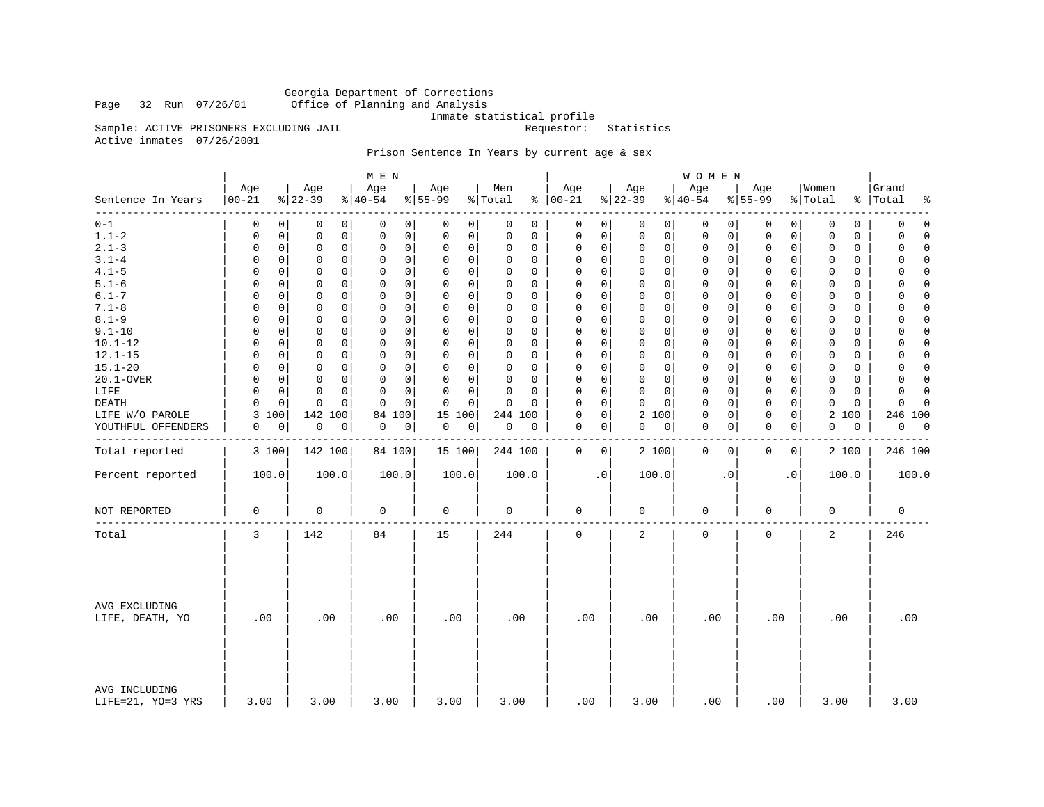Georgia Department of Corrections
Office of Planning and Analysis
Inmate statistical profile

Sample: ACTIVE PRISONERS EXCLUDING JAIL    Requestor: Statistics
Active inmates 07/26/2001

Prison Sentence In Years by current age & sex

| Sentence In Years | MEN Age 00-21 | % | Age 22-39 | % | Age 40-54 | % | Age 55-99 | % | Men Total | % | WOMEN Age 00-21 | % | Age 22-39 | % | Age 40-54 | % | Age 55-99 | % | Women Total | % | Grand Total | % |
|---|---|---|---|---|---|---|---|---|---|---|---|---|---|---|---|---|---|---|---|---|---|---|
| 0-1 | 0 | 0 | 0 | 0 | 0 | 0 | 0 | 0 | 0 | 0 | 0 | 0 | 0 | 0 | 0 | 0 | 0 | 0 | 0 | 0 | 0 | 0 |
| 1.1-2 | 0 | 0 | 0 | 0 | 0 | 0 | 0 | 0 | 0 | 0 | 0 | 0 | 0 | 0 | 0 | 0 | 0 | 0 | 0 | 0 | 0 | 0 |
| 2.1-3 | 0 | 0 | 0 | 0 | 0 | 0 | 0 | 0 | 0 | 0 | 0 | 0 | 0 | 0 | 0 | 0 | 0 | 0 | 0 | 0 | 0 | 0 |
| 3.1-4 | 0 | 0 | 0 | 0 | 0 | 0 | 0 | 0 | 0 | 0 | 0 | 0 | 0 | 0 | 0 | 0 | 0 | 0 | 0 | 0 | 0 | 0 |
| 4.1-5 | 0 | 0 | 0 | 0 | 0 | 0 | 0 | 0 | 0 | 0 | 0 | 0 | 0 | 0 | 0 | 0 | 0 | 0 | 0 | 0 | 0 | 0 |
| 5.1-6 | 0 | 0 | 0 | 0 | 0 | 0 | 0 | 0 | 0 | 0 | 0 | 0 | 0 | 0 | 0 | 0 | 0 | 0 | 0 | 0 | 0 | 0 |
| 6.1-7 | 0 | 0 | 0 | 0 | 0 | 0 | 0 | 0 | 0 | 0 | 0 | 0 | 0 | 0 | 0 | 0 | 0 | 0 | 0 | 0 | 0 | 0 |
| 7.1-8 | 0 | 0 | 0 | 0 | 0 | 0 | 0 | 0 | 0 | 0 | 0 | 0 | 0 | 0 | 0 | 0 | 0 | 0 | 0 | 0 | 0 | 0 |
| 8.1-9 | 0 | 0 | 0 | 0 | 0 | 0 | 0 | 0 | 0 | 0 | 0 | 0 | 0 | 0 | 0 | 0 | 0 | 0 | 0 | 0 | 0 | 0 |
| 9.1-10 | 0 | 0 | 0 | 0 | 0 | 0 | 0 | 0 | 0 | 0 | 0 | 0 | 0 | 0 | 0 | 0 | 0 | 0 | 0 | 0 | 0 | 0 |
| 10.1-12 | 0 | 0 | 0 | 0 | 0 | 0 | 0 | 0 | 0 | 0 | 0 | 0 | 0 | 0 | 0 | 0 | 0 | 0 | 0 | 0 | 0 | 0 |
| 12.1-15 | 0 | 0 | 0 | 0 | 0 | 0 | 0 | 0 | 0 | 0 | 0 | 0 | 0 | 0 | 0 | 0 | 0 | 0 | 0 | 0 | 0 | 0 |
| 15.1-20 | 0 | 0 | 0 | 0 | 0 | 0 | 0 | 0 | 0 | 0 | 0 | 0 | 0 | 0 | 0 | 0 | 0 | 0 | 0 | 0 | 0 | 0 |
| 20.1-OVER | 0 | 0 | 0 | 0 | 0 | 0 | 0 | 0 | 0 | 0 | 0 | 0 | 0 | 0 | 0 | 0 | 0 | 0 | 0 | 0 | 0 | 0 |
| LIFE | 0 | 0 | 0 | 0 | 0 | 0 | 0 | 0 | 0 | 0 | 0 | 0 | 0 | 0 | 0 | 0 | 0 | 0 | 0 | 0 | 0 | 0 |
| DEATH | 0 | 0 | 0 | 0 | 0 | 0 | 0 | 0 | 0 | 0 | 0 | 0 | 0 | 0 | 0 | 0 | 0 | 0 | 0 | 0 | 0 | 0 |
| LIFE W/O PAROLE | 3 | 100 | 142 | 100 | 84 | 100 | 15 | 100 | 244 | 100 | 0 | 0 | 2 | 100 | 0 | 0 | 0 | 0 | 2 | 100 | 246 | 100 |
| YOUTHFUL OFFENDERS | 0 | 0 | 0 | 0 | 0 | 0 | 0 | 0 | 0 | 0 | 0 | 0 | 0 | 0 | 0 | 0 | 0 | 0 | 0 | 0 | 0 | 0 |
| Total reported | 3 | 100 | 142 | 100 | 84 | 100 | 15 | 100 | 244 | 100 | 0 | 0 | 2 | 100 | 0 | 0 | 0 | 0 | 2 | 100 | 246 | 100 |
| Percent reported | 100.0 | | 100.0 | | 100.0 | | 100.0 | | 100.0 | | .0 | | 100.0 | | .0 | | .0 | | 100.0 | | 100.0 | |
| NOT REPORTED | 0 | | 0 | | 0 | | 0 | | 0 | | 0 | | 0 | | 0 | | 0 | | 0 | | 0 | |
| Total | 3 | | 142 | | 84 | | 15 | | 244 | | 0 | | 2 | | 0 | | 0 | | 2 | | 246 | |
| AVG EXCLUDING LIFE, DEATH, YO | .00 | | .00 | | .00 | | .00 | | .00 | | .00 | | .00 | | .00 | | .00 | | .00 | | .00 | |
| AVG INCLUDING LIFE=21, YO=3 YRS | 3.00 | | 3.00 | | 3.00 | | 3.00 | | 3.00 | | .00 | | 3.00 | | .00 | | .00 | | 3.00 | | 3.00 | |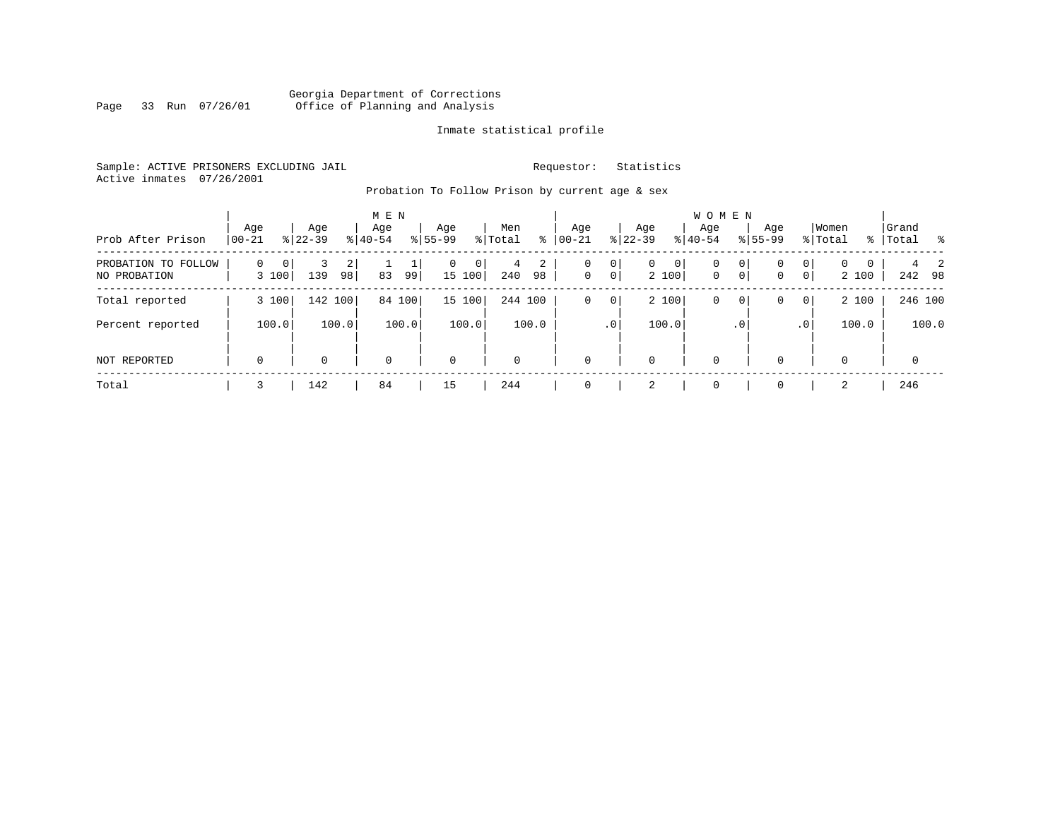Georgia Department of Corrections
Office of Planning and Analysis

Inmate statistical profile

Sample: ACTIVE PRISONERS EXCLUDING JAIL　　　　Requestor: Statistics
Active inmates 07/26/2001

Probation To Follow Prison by current age & sex

| Prob After Prison | MEN Age 00-21 | % | Age 22-39 | % | Age 40-54 | % | Age 55-99 | % | Men Total | % | WOMEN Age 00-21 | % | Age 22-39 | % | Age 40-54 | % | Age 55-99 | % | Women Total | % | Grand Total | % |
|---|---|---|---|---|---|---|---|---|---|---|---|---|---|---|---|---|---|---|---|---|---|---|
| PROBATION TO FOLLOW | 0 | 0 | 3 | 2 | 1 | 1 | 0 | 0 | 4 | 2 | 0 | 0 | 0 | 0 | 0 | 0 | 0 | 0 | 0 | 0 | 4 | 2 |
| NO PROBATION | 3 | 100 | 139 | 98 | 83 | 99 | 15 | 100 | 240 | 98 | 0 | 0 | 2 | 100 | 0 | 0 | 0 | 0 | 2 | 100 | 242 | 98 |
| Total reported | 3 | 100 | 142 | 100 | 84 | 100 | 15 | 100 | 244 | 100 | 0 | 0 | 2 | 100 | 0 | 0 | 0 | 0 | 2 | 100 | 246 | 100 |
| Percent reported | | 100.0 | | 100.0 | | 100.0 | | 100.0 | | 100.0 | | .0 | | 100.0 | | .0 | | .0 | | 100.0 | | 100.0 |
| NOT REPORTED | 0 | | 0 | | 0 | | 0 | | 0 | | 0 | | 0 | | 0 | | 0 | | 0 | | 0 | |
| Total | 3 | | 142 | | 84 | | 15 | | 244 | | 0 | | 2 | | 0 | | 0 | | 2 | | 246 | |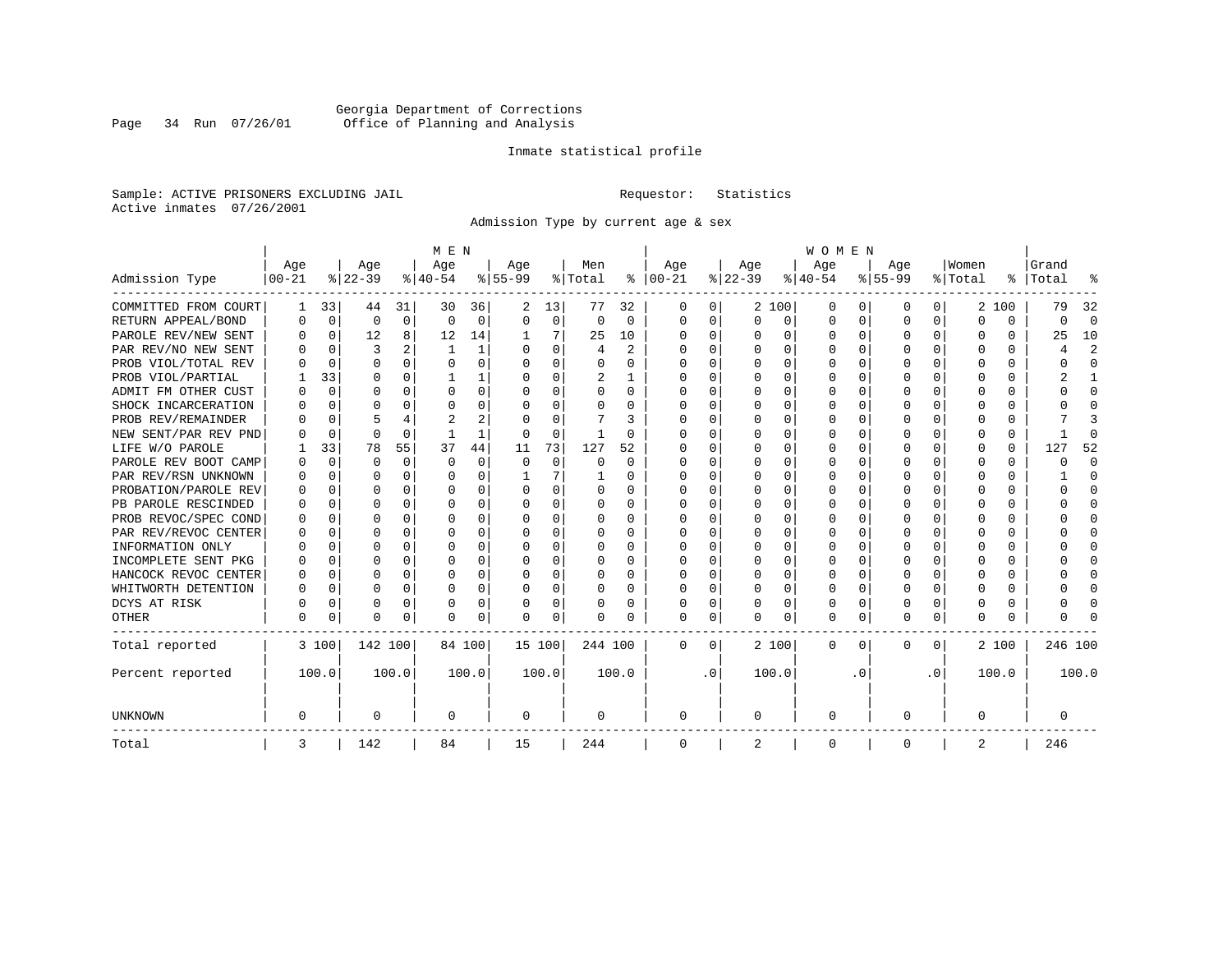Georgia Department of Corrections
Office of Planning and Analysis

Inmate statistical profile

Sample: ACTIVE PRISONERS EXCLUDING JAIL　　Requestor: Statistics
Active inmates 07/26/2001

Admission Type by current age & sex

| Admission Type | MEN Age 00-21 | % | Age 22-39 | % | Age 40-54 | % | Age 55-99 | % | Men Total | % | WOMEN Age 00-21 | % | Age 22-39 | % | Age 40-54 | % | Age 55-99 | % | Women Total | % | Grand Total | % |
|---|---|---|---|---|---|---|---|---|---|---|---|---|---|---|---|---|---|---|---|---|---|---|
| COMMITTED FROM COURT | 1 | 33 | 44 | 31 | 30 | 36 | 2 | 13 | 77 | 32 | 0 | 0 | 2 | 100 | 0 | 0 | 0 | 0 | 2 | 100 | 79 | 32 |
| RETURN APPEAL/BOND | 0 | 0 | 0 | 0 | 0 | 0 | 0 | 0 | 0 | 0 | 0 | 0 | 0 | 0 | 0 | 0 | 0 | 0 | 0 | 0 | 0 | 0 |
| PAROLE REV/NEW SENT | 0 | 0 | 12 | 8 | 12 | 14 | 1 | 7 | 25 | 10 | 0 | 0 | 0 | 0 | 0 | 0 | 0 | 0 | 0 | 0 | 25 | 10 |
| PAR REV/NO NEW SENT | 0 | 0 | 3 | 2 | 1 | 1 | 0 | 0 | 4 | 2 | 0 | 0 | 0 | 0 | 0 | 0 | 0 | 0 | 0 | 0 | 4 | 2 |
| PROB VIOL/TOTAL REV | 0 | 0 | 0 | 0 | 0 | 0 | 0 | 0 | 0 | 0 | 0 | 0 | 0 | 0 | 0 | 0 | 0 | 0 | 0 | 0 | 0 | 0 |
| PROB VIOL/PARTIAL | 1 | 33 | 0 | 0 | 1 | 1 | 0 | 0 | 2 | 1 | 0 | 0 | 0 | 0 | 0 | 0 | 0 | 0 | 0 | 0 | 2 | 1 |
| ADMIT FM OTHER CUST | 0 | 0 | 0 | 0 | 0 | 0 | 0 | 0 | 0 | 0 | 0 | 0 | 0 | 0 | 0 | 0 | 0 | 0 | 0 | 0 | 0 | 0 |
| SHOCK INCARCERATION | 0 | 0 | 0 | 0 | 0 | 0 | 0 | 0 | 0 | 0 | 0 | 0 | 0 | 0 | 0 | 0 | 0 | 0 | 0 | 0 | 0 | 0 |
| PROB REV/REMAINDER | 0 | 0 | 5 | 4 | 2 | 2 | 0 | 0 | 7 | 3 | 0 | 0 | 0 | 0 | 0 | 0 | 0 | 0 | 0 | 0 | 7 | 3 |
| NEW SENT/PAR REV PND | 0 | 0 | 0 | 0 | 1 | 1 | 0 | 0 | 1 | 0 | 0 | 0 | 0 | 0 | 0 | 0 | 0 | 0 | 0 | 0 | 1 | 0 |
| LIFE W/O PAROLE | 1 | 33 | 78 | 55 | 37 | 44 | 11 | 73 | 127 | 52 | 0 | 0 | 0 | 0 | 0 | 0 | 0 | 0 | 0 | 0 | 127 | 52 |
| PAROLE REV BOOT CAMP | 0 | 0 | 0 | 0 | 0 | 0 | 0 | 0 | 0 | 0 | 0 | 0 | 0 | 0 | 0 | 0 | 0 | 0 | 0 | 0 | 0 | 0 |
| PAR REV/RSN UNKNOWN | 0 | 0 | 0 | 0 | 0 | 0 | 1 | 7 | 1 | 0 | 0 | 0 | 0 | 0 | 0 | 0 | 0 | 0 | 0 | 0 | 1 | 0 |
| PROBATION/PAROLE REV | 0 | 0 | 0 | 0 | 0 | 0 | 0 | 0 | 0 | 0 | 0 | 0 | 0 | 0 | 0 | 0 | 0 | 0 | 0 | 0 | 0 | 0 |
| PB PAROLE RESCINDED | 0 | 0 | 0 | 0 | 0 | 0 | 0 | 0 | 0 | 0 | 0 | 0 | 0 | 0 | 0 | 0 | 0 | 0 | 0 | 0 | 0 | 0 |
| PROB REVOC/SPEC COND | 0 | 0 | 0 | 0 | 0 | 0 | 0 | 0 | 0 | 0 | 0 | 0 | 0 | 0 | 0 | 0 | 0 | 0 | 0 | 0 | 0 | 0 |
| PAR REV/REVOC CENTER | 0 | 0 | 0 | 0 | 0 | 0 | 0 | 0 | 0 | 0 | 0 | 0 | 0 | 0 | 0 | 0 | 0 | 0 | 0 | 0 | 0 | 0 |
| INFORMATION ONLY | 0 | 0 | 0 | 0 | 0 | 0 | 0 | 0 | 0 | 0 | 0 | 0 | 0 | 0 | 0 | 0 | 0 | 0 | 0 | 0 | 0 | 0 |
| INCOMPLETE SENT PKG | 0 | 0 | 0 | 0 | 0 | 0 | 0 | 0 | 0 | 0 | 0 | 0 | 0 | 0 | 0 | 0 | 0 | 0 | 0 | 0 | 0 | 0 |
| HANCOCK REVOC CENTER | 0 | 0 | 0 | 0 | 0 | 0 | 0 | 0 | 0 | 0 | 0 | 0 | 0 | 0 | 0 | 0 | 0 | 0 | 0 | 0 | 0 | 0 |
| WHITWORTH DETENTION | 0 | 0 | 0 | 0 | 0 | 0 | 0 | 0 | 0 | 0 | 0 | 0 | 0 | 0 | 0 | 0 | 0 | 0 | 0 | 0 | 0 | 0 |
| DCYS AT RISK | 0 | 0 | 0 | 0 | 0 | 0 | 0 | 0 | 0 | 0 | 0 | 0 | 0 | 0 | 0 | 0 | 0 | 0 | 0 | 0 | 0 | 0 |
| OTHER | 0 | 0 | 0 | 0 | 0 | 0 | 0 | 0 | 0 | 0 | 0 | 0 | 0 | 0 | 0 | 0 | 0 | 0 | 0 | 0 | 0 | 0 |
| Total reported | 3 | 100 | 142 | 100 | 84 | 100 | 15 | 100 | 244 | 100 | 0 | 0 | 2 | 100 | 0 | 0 | 0 | 0 | 2 | 100 | 246 | 100 |
| Percent reported | | 100.0 | | 100.0 | | 100.0 | | 100.0 | | 100.0 | | .0 | | 100.0 | | .0 | | .0 | | 100.0 | | 100.0 |
| UNKNOWN | 0 | | 0 | | 0 | | 0 | | 0 | | 0 | | 0 | | 0 | | 0 | | 0 | | 0 | |
| Total | 3 | | 142 | | 84 | | 15 | | 244 | | 0 | | 2 | | 0 | | 0 | | 2 | | 246 | |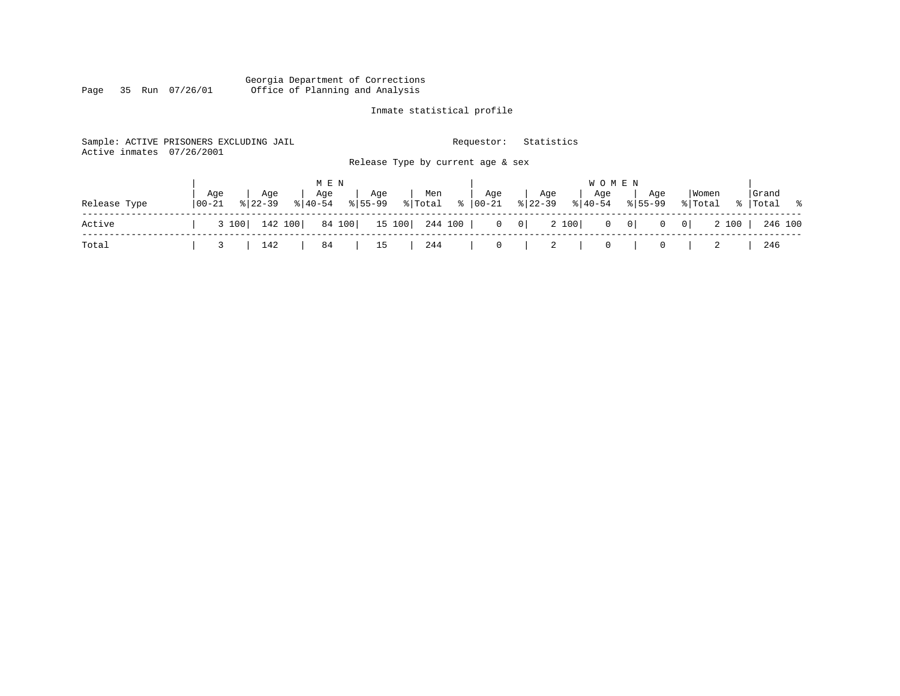Georgia Department of Corrections
Office of Planning and Analysis

Inmate statistical profile

Sample: ACTIVE PRISONERS EXCLUDING JAIL    Requestor: Statistics
Active inmates 07/26/2001

Release Type by current age & sex

| | MEN | | | | | | | | | | WOMEN | | | | | | | | | | | |
|---|---|---|---|---|---|---|---|---|---|---|---|---|---|---|---|---|---|---|---|---|---|---|
| Release Type | Age 00-21 | % | Age 22-39 | % | Age 40-54 | % | Age 55-99 | % | Men Total | % | Age 00-21 | % | Age 22-39 | % | Age 40-54 | % | Age 55-99 | % | Women Total | % | Grand Total | % |
| Active | 3 | 100 | 142 | 100 | 84 | 100 | 15 | 100 | 244 | 100 | 0 | 0 | 2 | 100 | 0 | 0 | 0 | 0 | 2 | 100 | 246 | 100 |
| Total | 3 | | 142 | | 84 | | 15 | | 244 | | 0 | | 2 | | 0 | | 0 | | 2 | | 246 | |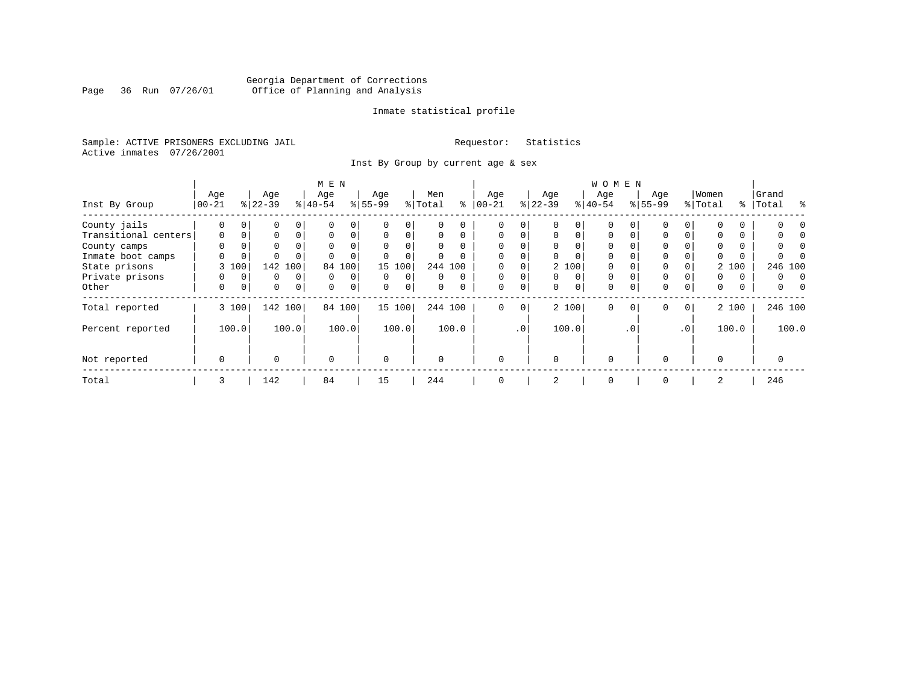Georgia Department of Corrections
Office of Planning and Analysis

Page 36 Run 07/26/01

Inmate statistical profile

Sample: ACTIVE PRISONERS EXCLUDING JAIL    Requestor: Statistics
Active inmates 07/26/2001

Inst By Group by current age & sex

| Inst By Group | MEN Age 00-21 | % | Age 22-39 | % | Age 40-54 | % | Age 55-99 | % | Men Total | % | WOMEN Age 00-21 | % | Age 22-39 | % | Age 40-54 | % | Age 55-99 | % | Women Total | % | Grand Total | % |
|---|---|---|---|---|---|---|---|---|---|---|---|---|---|---|---|---|---|---|---|---|---|---|
| County jails | 0 | 0 | 0 | 0 | 0 | 0 | 0 | 0 | 0 | 0 | 0 | 0 | 0 | 0 | 0 | 0 | 0 | 0 | 0 | 0 | 0 | 0 |
| Transitional centers | 0 | 0 | 0 | 0 | 0 | 0 | 0 | 0 | 0 | 0 | 0 | 0 | 0 | 0 | 0 | 0 | 0 | 0 | 0 | 0 | 0 | 0 |
| County camps | 0 | 0 | 0 | 0 | 0 | 0 | 0 | 0 | 0 | 0 | 0 | 0 | 0 | 0 | 0 | 0 | 0 | 0 | 0 | 0 | 0 | 0 |
| Inmate boot camps | 0 | 0 | 0 | 0 | 0 | 0 | 0 | 0 | 0 | 0 | 0 | 0 | 0 | 0 | 0 | 0 | 0 | 0 | 0 | 0 | 0 | 0 |
| State prisons | 3 | 100 | 142 | 100 | 84 | 100 | 15 | 100 | 244 | 100 | 0 | 0 | 2 | 100 | 0 | 0 | 0 | 0 | 2 | 100 | 246 | 100 |
| Private prisons | 0 | 0 | 0 | 0 | 0 | 0 | 0 | 0 | 0 | 0 | 0 | 0 | 0 | 0 | 0 | 0 | 0 | 0 | 0 | 0 | 0 | 0 |
| Other | 0 | 0 | 0 | 0 | 0 | 0 | 0 | 0 | 0 | 0 | 0 | 0 | 0 | 0 | 0 | 0 | 0 | 0 | 0 | 0 | 0 | 0 |
| Total reported | 3 | 100 | 142 | 100 | 84 | 100 | 15 | 100 | 244 | 100 | 0 | 0 | 2 | 100 | 0 | 0 | 0 | 0 | 2 | 100 | 246 | 100 |
| Percent reported | | 100.0 | | 100.0 | | 100.0 | | 100.0 | | 100.0 | | .0 | | 100.0 | | .0 | | .0 | | 100.0 | | 100.0 |
| Not reported | 0 | | 0 | | 0 | | 0 | | 0 | | 0 | | 0 | | 0 | | 0 | | 0 | | 0 | |
| Total | 3 | | 142 | | 84 | | 15 | | 244 | | 0 | | 2 | | 0 | | 0 | | 2 | | 246 | |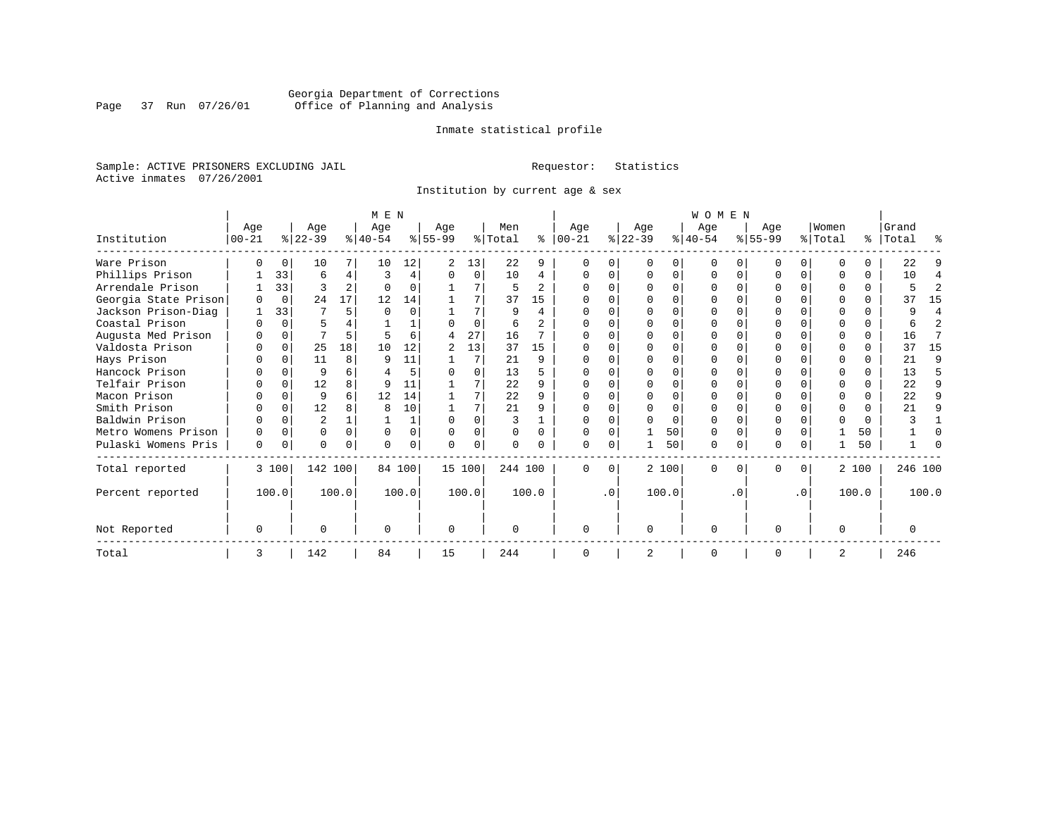Georgia Department of Corrections
Office of Planning and Analysis

Inmate statistical profile

Sample: ACTIVE PRISONERS EXCLUDING JAIL     Requestor: Statistics
Active inmates 07/26/2001

Institution by current age & sex

| Institution | MEN Age 00-21 | % | Age 22-39 | % | Age 40-54 | % | Age 55-99 | % | Men Total | % | WOMEN Age 00-21 | % | Age 22-39 | % | Age 40-54 | % | Age 55-99 | % | Women Total | % | Grand Total | % |
|---|---|---|---|---|---|---|---|---|---|---|---|---|---|---|---|---|---|---|---|---|---|---|
| Ware Prison | 0 | 0 | 10 | 7 | 10 | 12 | 2 | 13 | 22 | 9 | 0 | 0 | 0 | 0 | 0 | 0 | 0 | 0 | 0 | 0 | 22 | 9 |
| Phillips Prison | 1 | 33 | 6 | 4 | 3 | 4 | 0 | 0 | 10 | 4 | 0 | 0 | 0 | 0 | 0 | 0 | 0 | 0 | 0 | 0 | 10 | 4 |
| Arrendale Prison | 1 | 33 | 3 | 2 | 0 | 0 | 1 | 7 | 5 | 2 | 0 | 0 | 0 | 0 | 0 | 0 | 0 | 0 | 0 | 0 | 5 | 2 |
| Georgia State Prison | 0 | 0 | 24 | 17 | 12 | 14 | 1 | 7 | 37 | 15 | 0 | 0 | 0 | 0 | 0 | 0 | 0 | 0 | 0 | 0 | 37 | 15 |
| Jackson Prison-Diag | 1 | 33 | 7 | 5 | 0 | 0 | 1 | 7 | 9 | 4 | 0 | 0 | 0 | 0 | 0 | 0 | 0 | 0 | 0 | 0 | 9 | 4 |
| Coastal Prison | 0 | 0 | 5 | 4 | 1 | 1 | 0 | 0 | 6 | 2 | 0 | 0 | 0 | 0 | 0 | 0 | 0 | 0 | 0 | 0 | 6 | 2 |
| Augusta Med Prison | 0 | 0 | 7 | 5 | 5 | 6 | 4 | 27 | 16 | 7 | 0 | 0 | 0 | 0 | 0 | 0 | 0 | 0 | 0 | 0 | 16 | 7 |
| Valdosta Prison | 0 | 0 | 25 | 18 | 10 | 12 | 2 | 13 | 37 | 15 | 0 | 0 | 0 | 0 | 0 | 0 | 0 | 0 | 0 | 0 | 37 | 15 |
| Hays Prison | 0 | 0 | 11 | 8 | 9 | 11 | 1 | 7 | 21 | 9 | 0 | 0 | 0 | 0 | 0 | 0 | 0 | 0 | 0 | 0 | 21 | 9 |
| Hancock Prison | 0 | 0 | 9 | 6 | 4 | 5 | 0 | 0 | 13 | 5 | 0 | 0 | 0 | 0 | 0 | 0 | 0 | 0 | 0 | 0 | 13 | 5 |
| Telfair Prison | 0 | 0 | 12 | 8 | 9 | 11 | 1 | 7 | 22 | 9 | 0 | 0 | 0 | 0 | 0 | 0 | 0 | 0 | 0 | 0 | 22 | 9 |
| Macon Prison | 0 | 0 | 9 | 6 | 12 | 14 | 1 | 7 | 22 | 9 | 0 | 0 | 0 | 0 | 0 | 0 | 0 | 0 | 0 | 0 | 22 | 9 |
| Smith Prison | 0 | 0 | 12 | 8 | 8 | 10 | 1 | 7 | 21 | 9 | 0 | 0 | 0 | 0 | 0 | 0 | 0 | 0 | 0 | 0 | 21 | 9 |
| Baldwin Prison | 0 | 0 | 2 | 1 | 1 | 1 | 0 | 0 | 3 | 1 | 0 | 0 | 0 | 0 | 0 | 0 | 0 | 0 | 0 | 0 | 3 | 1 |
| Metro Womens Prison | 0 | 0 | 0 | 0 | 0 | 0 | 0 | 0 | 0 | 0 | 0 | 0 | 1 | 50 | 0 | 0 | 0 | 0 | 1 | 50 | 1 | 0 |
| Pulaski Womens Pris | 0 | 0 | 0 | 0 | 0 | 0 | 0 | 0 | 0 | 0 | 0 | 0 | 1 | 50 | 0 | 0 | 0 | 0 | 1 | 50 | 1 | 0 |
| Total reported | 3 | 100 | 142 | 100 | 84 | 100 | 15 | 100 | 244 | 100 | 0 | 0 | 2 | 100 | 0 | 0 | 0 | 0 | 2 | 100 | 246 | 100 |
| Percent reported | | 100.0 | | 100.0 | | 100.0 | | 100.0 | | 100.0 | | .0 | | 100.0 | | .0 | | .0 | | 100.0 | | 100.0 |
| Not Reported | 0 | | 0 | | 0 | | 0 | | 0 | | 0 | | 0 | | 0 | | 0 | | 0 | | 0 | |
| Total | 3 | | 142 | | 84 | | 15 | | 244 | | 0 | | 2 | | 0 | | 0 | | 2 | | 246 | |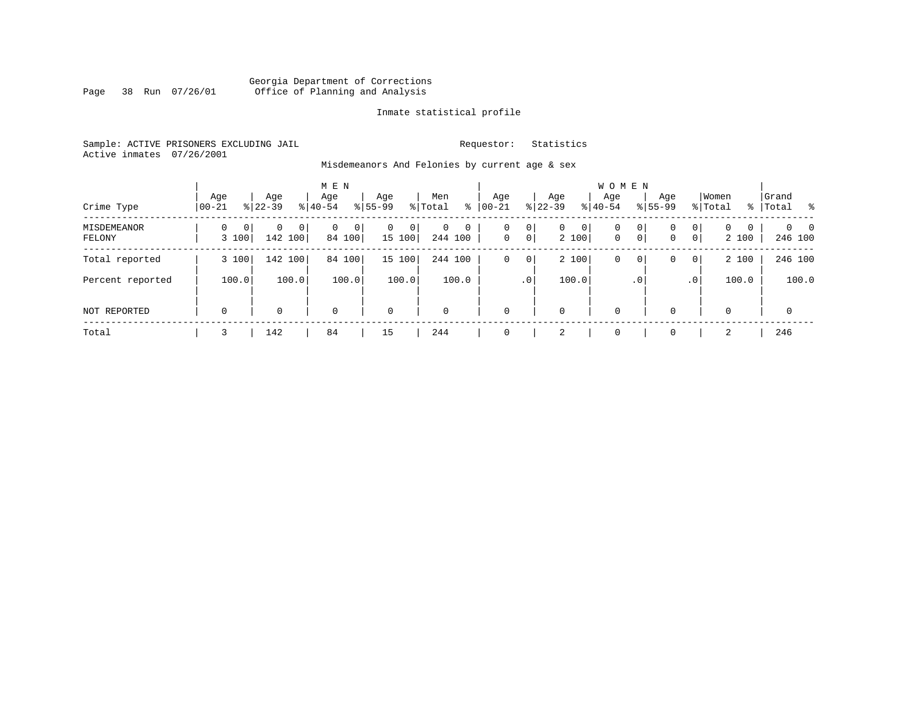Georgia Department of Corrections
Office of Planning and Analysis

Inmate statistical profile

Sample: ACTIVE PRISONERS EXCLUDING JAIL

Requestor: Statistics

Active inmates 07/26/2001

Misdemeanors And Felonies by current age & sex

| Crime Type | MEN Age 00-21 | % | Age 22-39 | % | Age 40-54 | % | Age 55-99 | % | Men Total | % | WOMEN Age 00-21 | % | Age 22-39 | % | Age 40-54 | % | Age 55-99 | % | Women Total | % | Grand Total | % |
|---|---|---|---|---|---|---|---|---|---|---|---|---|---|---|---|---|---|---|---|---|---|---|
| MISDEMEANOR | 0 | 0 | 0 | 0 | 0 | 0 | 0 | 0 | 0 | 0 | 0 | 0 | 0 | 0 | 0 | 0 | 0 | 0 | 0 | 0 | 0 | 0 |
| FELONY | 3 | 100 | 142 | 100 | 84 | 100 | 15 | 100 | 244 | 100 | 0 | 0 | 2 | 100 | 0 | 0 | 0 | 0 | 2 | 100 | 246 | 100 |
| Total reported | 3 | 100 | 142 | 100 | 84 | 100 | 15 | 100 | 244 | 100 | 0 | 0 | 2 | 100 | 0 | 0 | 0 | 0 | 2 | 100 | 246 | 100 |
| Percent reported | | 100.0 | | 100.0 | | 100.0 | | 100.0 | | 100.0 | | .0 | | 100.0 | | .0 | | .0 | | 100.0 | | 100.0 |
| NOT REPORTED | 0 | | 0 | | 0 | | 0 | | 0 | | 0 | | 0 | | 0 | | 0 | | 0 | | 0 | |
| Total | 3 | | 142 | | 84 | | 15 | | 244 | | 0 | | 2 | | 0 | | 0 | | 2 | | 246 | |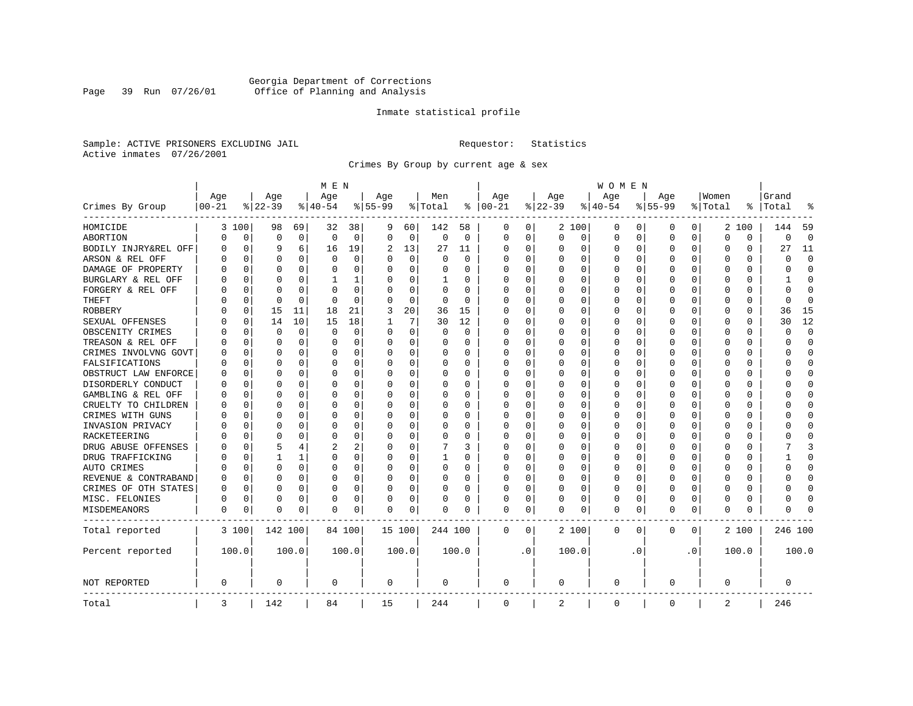Georgia Department of Corrections
Office of Planning and Analysis

Inmate statistical profile

Sample: ACTIVE PRISONERS EXCLUDING JAIL　　　　Requestor: Statistics
Active inmates 07/26/2001

Crimes By Group by current age & sex

| Crimes By Group | MEN Age 00-21 | % | Age 22-39 | % | Age 40-54 | % | Age 55-99 | % | Men Total | % | WOMEN Age 00-21 | % | Age 22-39 | % | Age 40-54 | % | Age 55-99 | % | Women Total | % | Grand Total | % |
|---|---|---|---|---|---|---|---|---|---|---|---|---|---|---|---|---|---|---|---|---|---|---|
| HOMICIDE | 3 | 100 | 98 | 69 | 32 | 38 | 9 | 60 | 142 | 58 | 0 | 0 | 2 | 100 | 0 | 0 | 0 | 0 | 2 | 100 | 144 | 59 |
| ABORTION | 0 | 0 | 0 | 0 | 0 | 0 | 0 | 0 | 0 | 0 | 0 | 0 | 0 | 0 | 0 | 0 | 0 | 0 | 0 | 0 | 0 | 0 |
| BODILY INJRY&REL OFF | 0 | 0 | 9 | 6 | 16 | 19 | 2 | 13 | 27 | 11 | 0 | 0 | 0 | 0 | 0 | 0 | 0 | 0 | 0 | 0 | 27 | 11 |
| ARSON & REL OFF | 0 | 0 | 0 | 0 | 0 | 0 | 0 | 0 | 0 | 0 | 0 | 0 | 0 | 0 | 0 | 0 | 0 | 0 | 0 | 0 | 0 | 0 |
| DAMAGE OF PROPERTY | 0 | 0 | 0 | 0 | 0 | 0 | 0 | 0 | 0 | 0 | 0 | 0 | 0 | 0 | 0 | 0 | 0 | 0 | 0 | 0 | 0 | 0 |
| BURGLARY & REL OFF | 0 | 0 | 0 | 0 | 1 | 1 | 0 | 0 | 1 | 0 | 0 | 0 | 0 | 0 | 0 | 0 | 0 | 0 | 0 | 0 | 1 | 0 |
| FORGERY & REL OFF | 0 | 0 | 0 | 0 | 0 | 0 | 0 | 0 | 0 | 0 | 0 | 0 | 0 | 0 | 0 | 0 | 0 | 0 | 0 | 0 | 0 | 0 |
| THEFT | 0 | 0 | 0 | 0 | 0 | 0 | 0 | 0 | 0 | 0 | 0 | 0 | 0 | 0 | 0 | 0 | 0 | 0 | 0 | 0 | 0 | 0 |
| ROBBERY | 0 | 0 | 15 | 11 | 18 | 21 | 3 | 20 | 36 | 15 | 0 | 0 | 0 | 0 | 0 | 0 | 0 | 0 | 0 | 0 | 36 | 15 |
| SEXUAL OFFENSES | 0 | 0 | 14 | 10 | 15 | 18 | 1 | 7 | 30 | 12 | 0 | 0 | 0 | 0 | 0 | 0 | 0 | 0 | 0 | 0 | 30 | 12 |
| OBSCENITY CRIMES | 0 | 0 | 0 | 0 | 0 | 0 | 0 | 0 | 0 | 0 | 0 | 0 | 0 | 0 | 0 | 0 | 0 | 0 | 0 | 0 | 0 | 0 |
| TREASON & REL OFF | 0 | 0 | 0 | 0 | 0 | 0 | 0 | 0 | 0 | 0 | 0 | 0 | 0 | 0 | 0 | 0 | 0 | 0 | 0 | 0 | 0 | 0 |
| CRIMES INVOLVNG GOVT | 0 | 0 | 0 | 0 | 0 | 0 | 0 | 0 | 0 | 0 | 0 | 0 | 0 | 0 | 0 | 0 | 0 | 0 | 0 | 0 | 0 | 0 |
| FALSIFICATIONS | 0 | 0 | 0 | 0 | 0 | 0 | 0 | 0 | 0 | 0 | 0 | 0 | 0 | 0 | 0 | 0 | 0 | 0 | 0 | 0 | 0 | 0 |
| OBSTRUCT LAW ENFORCE | 0 | 0 | 0 | 0 | 0 | 0 | 0 | 0 | 0 | 0 | 0 | 0 | 0 | 0 | 0 | 0 | 0 | 0 | 0 | 0 | 0 | 0 |
| DISORDERLY CONDUCT | 0 | 0 | 0 | 0 | 0 | 0 | 0 | 0 | 0 | 0 | 0 | 0 | 0 | 0 | 0 | 0 | 0 | 0 | 0 | 0 | 0 | 0 |
| GAMBLING & REL OFF | 0 | 0 | 0 | 0 | 0 | 0 | 0 | 0 | 0 | 0 | 0 | 0 | 0 | 0 | 0 | 0 | 0 | 0 | 0 | 0 | 0 | 0 |
| CRUELTY TO CHILDREN | 0 | 0 | 0 | 0 | 0 | 0 | 0 | 0 | 0 | 0 | 0 | 0 | 0 | 0 | 0 | 0 | 0 | 0 | 0 | 0 | 0 | 0 |
| CRIMES WITH GUNS | 0 | 0 | 0 | 0 | 0 | 0 | 0 | 0 | 0 | 0 | 0 | 0 | 0 | 0 | 0 | 0 | 0 | 0 | 0 | 0 | 0 | 0 |
| INVASION PRIVACY | 0 | 0 | 0 | 0 | 0 | 0 | 0 | 0 | 0 | 0 | 0 | 0 | 0 | 0 | 0 | 0 | 0 | 0 | 0 | 0 | 0 | 0 |
| RACKETEERING | 0 | 0 | 0 | 0 | 0 | 0 | 0 | 0 | 0 | 0 | 0 | 0 | 0 | 0 | 0 | 0 | 0 | 0 | 0 | 0 | 0 | 0 |
| DRUG ABUSE OFFENSES | 0 | 0 | 5 | 4 | 2 | 2 | 0 | 0 | 7 | 3 | 0 | 0 | 0 | 0 | 0 | 0 | 0 | 0 | 0 | 0 | 7 | 3 |
| DRUG TRAFFICKING | 0 | 0 | 1 | 1 | 0 | 0 | 0 | 0 | 1 | 0 | 0 | 0 | 0 | 0 | 0 | 0 | 0 | 0 | 0 | 0 | 1 | 0 |
| AUTO CRIMES | 0 | 0 | 0 | 0 | 0 | 0 | 0 | 0 | 0 | 0 | 0 | 0 | 0 | 0 | 0 | 0 | 0 | 0 | 0 | 0 | 0 | 0 |
| REVENUE & CONTRABAND | 0 | 0 | 0 | 0 | 0 | 0 | 0 | 0 | 0 | 0 | 0 | 0 | 0 | 0 | 0 | 0 | 0 | 0 | 0 | 0 | 0 | 0 |
| CRIMES OF OTH STATES | 0 | 0 | 0 | 0 | 0 | 0 | 0 | 0 | 0 | 0 | 0 | 0 | 0 | 0 | 0 | 0 | 0 | 0 | 0 | 0 | 0 | 0 |
| MISC. FELONIES | 0 | 0 | 0 | 0 | 0 | 0 | 0 | 0 | 0 | 0 | 0 | 0 | 0 | 0 | 0 | 0 | 0 | 0 | 0 | 0 | 0 | 0 |
| MISDEMEANORS | 0 | 0 | 0 | 0 | 0 | 0 | 0 | 0 | 0 | 0 | 0 | 0 | 0 | 0 | 0 | 0 | 0 | 0 | 0 | 0 | 0 | 0 |
| Total reported | 3 | 100 | 142 | 100 | 84 | 100 | 15 | 100 | 244 | 100 | 0 | 0 | 2 | 100 | 0 | 0 | 0 | 0 | 2 | 100 | 246 | 100 |
| Percent reported | 100.0 | | 100.0 | | 100.0 | | 100.0 | | 100.0 | | .0 | | 100.0 | | .0 | | .0 | | 100.0 | | 100.0 | |
| NOT REPORTED | 0 | | 0 | | 0 | | 0 | | 0 | | 0 | | 0 | | 0 | | 0 | | 0 | | 0 | |
| Total | 3 | | 142 | | 84 | | 15 | | 244 | | 0 | | 2 | | 0 | | 0 | | 2 | | 246 | |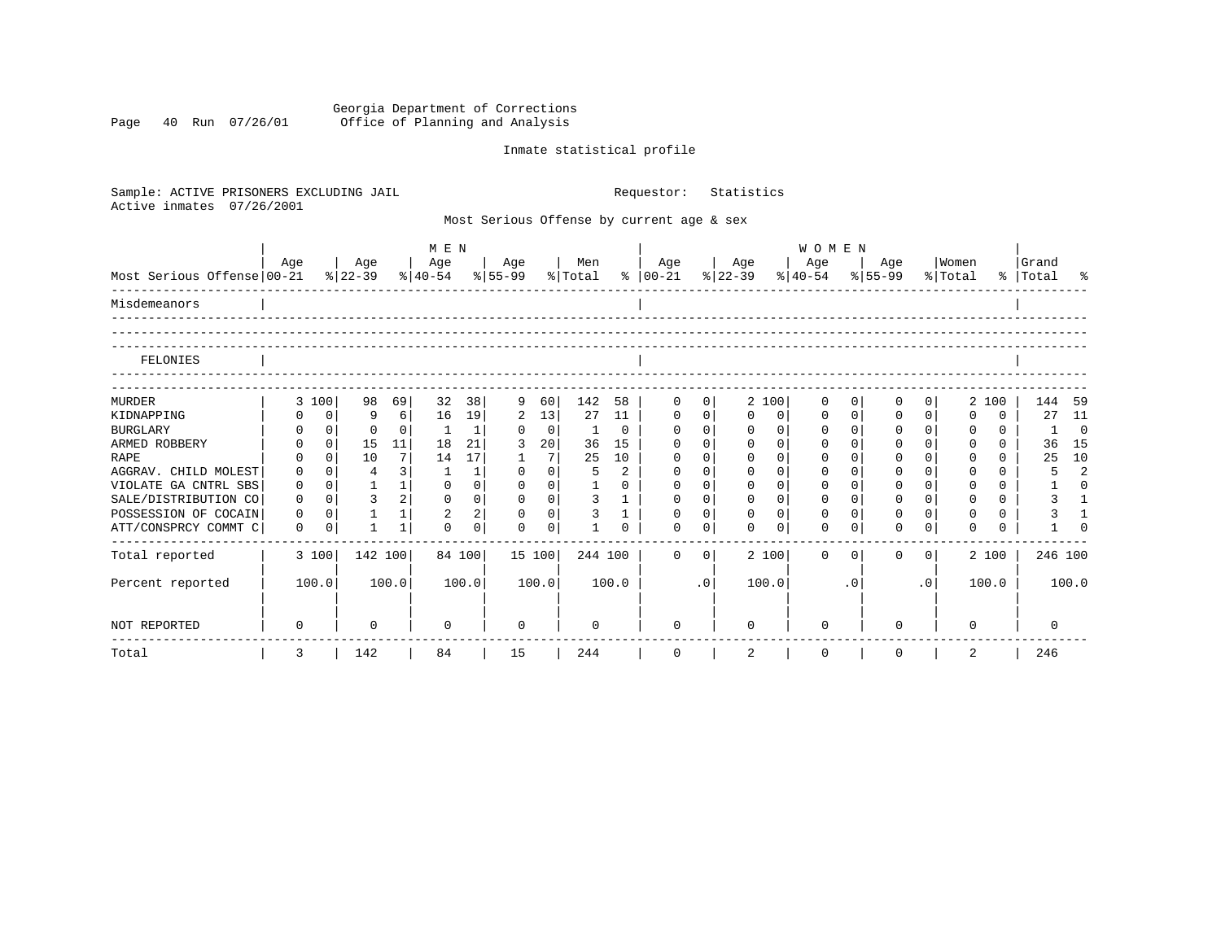Georgia Department of Corrections
Office of Planning and Analysis

Inmate statistical profile

Sample: ACTIVE PRISONERS EXCLUDING JAIL

Requestor: Statistics

Active inmates 07/26/2001

Most Serious Offense by current age & sex

| Most Serious Offense | MEN Age 00-21 | % | Age 22-39 | % | Age 40-54 | % | Age 55-99 | % | Men Total | % | WOMEN Age 00-21 | % | Age 22-39 | % | Age 40-54 | % | Age 55-99 | % | Women Total | % | Grand Total | % |
|---|---|---|---|---|---|---|---|---|---|---|---|---|---|---|---|---|---|---|---|---|---|---|
| Misdemeanors | | | | | | | | | | | | | | | | | | | | | | |
| FELONIES | | | | | | | | | | | | | | | | | | | | | | |
| MURDER | 3 | 100 | 98 | 69 | 32 | 38 | 9 | 60 | 142 | 58 | 0 | 0 | 2 | 100 | 0 | 0 | 0 | 0 | 2 | 100 | 144 | 59 |
| KIDNAPPING | 0 | 0 | 9 | 6 | 16 | 19 | 2 | 13 | 27 | 11 | 0 | 0 | 0 | 0 | 0 | 0 | 0 | 0 | 0 | 0 | 27 | 11 |
| BURGLARY | 0 | 0 | 0 | 0 | 1 | 1 | 0 | 0 | 1 | 0 | 0 | 0 | 0 | 0 | 0 | 0 | 0 | 0 | 0 | 0 | 1 | 0 |
| ARMED ROBBERY | 0 | 0 | 15 | 11 | 18 | 21 | 3 | 20 | 36 | 15 | 0 | 0 | 0 | 0 | 0 | 0 | 0 | 0 | 0 | 0 | 36 | 15 |
| RAPE | 0 | 0 | 10 | 7 | 14 | 17 | 1 | 7 | 25 | 10 | 0 | 0 | 0 | 0 | 0 | 0 | 0 | 0 | 0 | 0 | 25 | 10 |
| AGGRAV. CHILD MOLEST | 0 | 0 | 4 | 3 | 1 | 1 | 0 | 0 | 5 | 2 | 0 | 0 | 0 | 0 | 0 | 0 | 0 | 0 | 0 | 0 | 5 | 2 |
| VIOLATE GA CNTRL SBS | 0 | 0 | 1 | 1 | 0 | 0 | 0 | 0 | 1 | 0 | 0 | 0 | 0 | 0 | 0 | 0 | 0 | 0 | 0 | 0 | 1 | 0 |
| SALE/DISTRIBUTION CO | 0 | 0 | 3 | 2 | 0 | 0 | 0 | 0 | 3 | 1 | 0 | 0 | 0 | 0 | 0 | 0 | 0 | 0 | 0 | 0 | 3 | 1 |
| POSSESSION OF COCAIN | 0 | 0 | 1 | 1 | 2 | 2 | 0 | 0 | 3 | 1 | 0 | 0 | 0 | 0 | 0 | 0 | 0 | 0 | 0 | 0 | 3 | 1 |
| ATT/CONSPRCY COMMT C | 0 | 0 | 1 | 1 | 0 | 0 | 0 | 0 | 1 | 0 | 0 | 0 | 0 | 0 | 0 | 0 | 0 | 0 | 0 | 0 | 1 | 0 |
| Total reported | 3 | 100 | 142 | 100 | 84 | 100 | 15 | 100 | 244 | 100 | 0 | 0 | 2 | 100 | 0 | 0 | 0 | 0 | 2 | 100 | 246 | 100 |
| Percent reported | | 100.0 | | 100.0 | | 100.0 | | 100.0 | | 100.0 | | .0 | | 100.0 | | .0 | | .0 | | 100.0 | | 100.0 |
| NOT REPORTED | 0 | | 0 | | 0 | | 0 | | 0 | | 0 | | 0 | | 0 | | 0 | | 0 | | 0 | |
| Total | 3 | | 142 | | 84 | | 15 | | 244 | | 0 | | 2 | | 0 | | 0 | | 2 | | 246 | |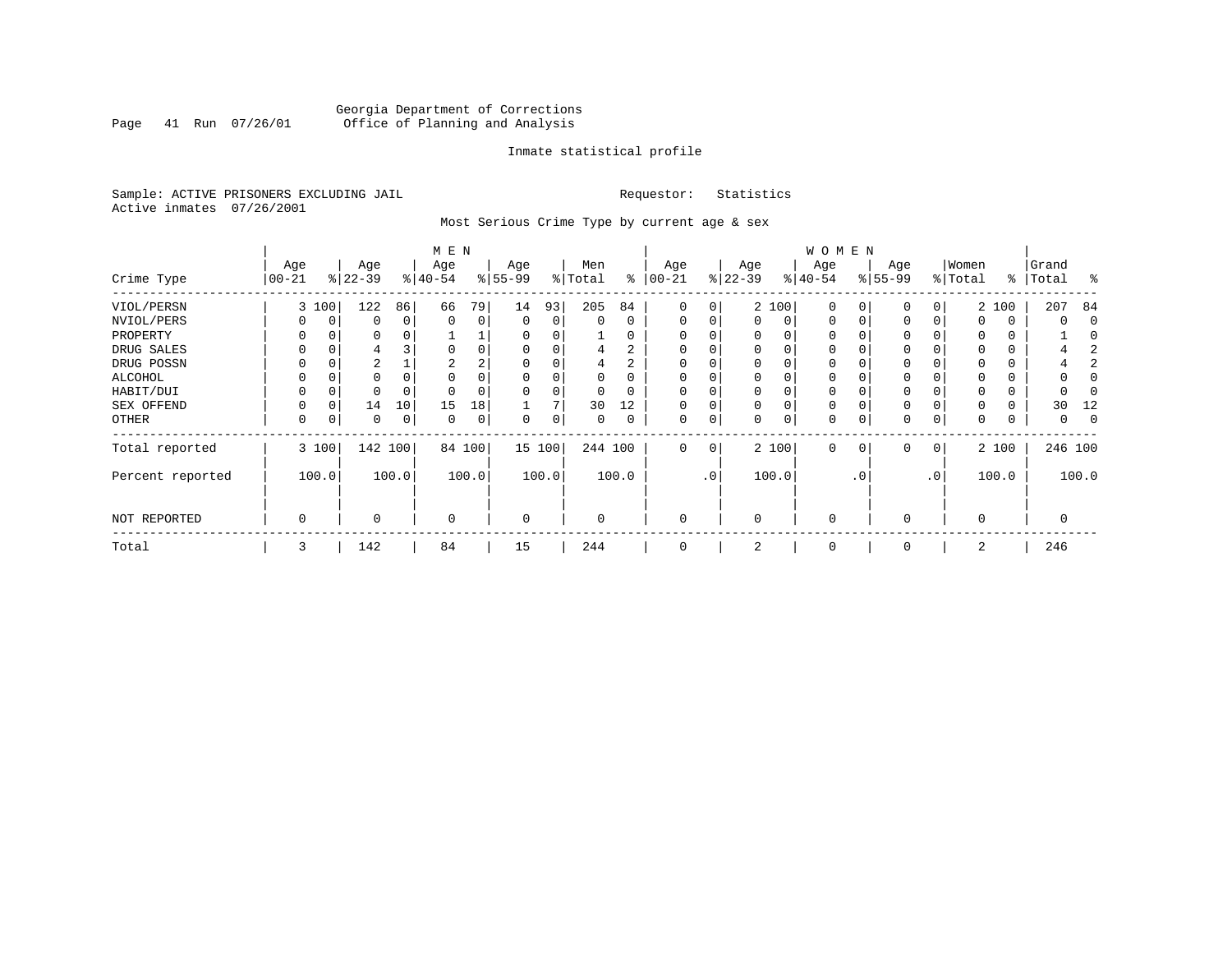Georgia Department of Corrections
Office of Planning and Analysis

Inmate statistical profile

Sample: ACTIVE PRISONERS EXCLUDING JAIL                Requestor: Statistics
Active inmates 07/26/2001

Most Serious Crime Type by current age & sex

| | MEN | | | | | | | | | | WOMEN | | | | | | | | | | | |
|---|---|---|---|---|---|---|---|---|---|---|---|---|---|---|---|---|---|---|---|---|---|---|
| Crime Type | Age 00-21 | % | Age 22-39 | % | Age 40-54 | % | Age 55-99 | % | Men Total | % | Age 00-21 | % | Age 22-39 | % | Age 40-54 | % | Age 55-99 | % | Women Total | % | Grand Total | % |
| VIOL/PERSN | 3 | 100 | 122 | 86 | 66 | 79 | 14 | 93 | 205 | 84 | 0 | 0 | 2 | 100 | 0 | 0 | 0 | 0 | 2 | 100 | 207 | 84 |
| NVIOL/PERS | 0 | 0 | 0 | 0 | 0 | 0 | 0 | 0 | 0 | 0 | 0 | 0 | 0 | 0 | 0 | 0 | 0 | 0 | 0 | 0 | 0 | 0 |
| PROPERTY | 0 | 0 | 0 | 0 | 1 | 1 | 0 | 0 | 1 | 0 | 0 | 0 | 0 | 0 | 0 | 0 | 0 | 0 | 0 | 0 | 1 | 0 |
| DRUG SALES | 0 | 0 | 4 | 3 | 0 | 0 | 0 | 0 | 4 | 2 | 0 | 0 | 0 | 0 | 0 | 0 | 0 | 0 | 0 | 0 | 4 | 2 |
| DRUG POSSN | 0 | 0 | 2 | 1 | 2 | 2 | 0 | 0 | 4 | 2 | 0 | 0 | 0 | 0 | 0 | 0 | 0 | 0 | 0 | 0 | 4 | 2 |
| ALCOHOL | 0 | 0 | 0 | 0 | 0 | 0 | 0 | 0 | 0 | 0 | 0 | 0 | 0 | 0 | 0 | 0 | 0 | 0 | 0 | 0 | 0 | 0 |
| HABIT/DUI | 0 | 0 | 0 | 0 | 0 | 0 | 0 | 0 | 0 | 0 | 0 | 0 | 0 | 0 | 0 | 0 | 0 | 0 | 0 | 0 | 0 | 0 |
| SEX OFFEND | 0 | 0 | 14 | 10 | 15 | 18 | 1 | 7 | 30 | 12 | 0 | 0 | 0 | 0 | 0 | 0 | 0 | 0 | 0 | 0 | 30 | 12 |
| OTHER | 0 | 0 | 0 | 0 | 0 | 0 | 0 | 0 | 0 | 0 | 0 | 0 | 0 | 0 | 0 | 0 | 0 | 0 | 0 | 0 | 0 | 0 |
| Total reported | 3 | 100 | 142 | 100 | 84 | 100 | 15 | 100 | 244 | 100 | 0 | 0 | 2 | 100 | 0 | 0 | 0 | 0 | 2 | 100 | 246 | 100 |
| Percent reported | | 100.0 | | 100.0 | | 100.0 | | 100.0 | | 100.0 | | .0 | | 100.0 | | .0 | | .0 | | 100.0 | | 100.0 |
| NOT REPORTED | 0 | | 0 | | 0 | | 0 | | 0 | | 0 | | 0 | | 0 | | 0 | | 0 | | 0 | |
| Total | 3 | | 142 | | 84 | | 15 | | 244 | | 0 | | 2 | | 0 | | 0 | | 2 | | 246 | |